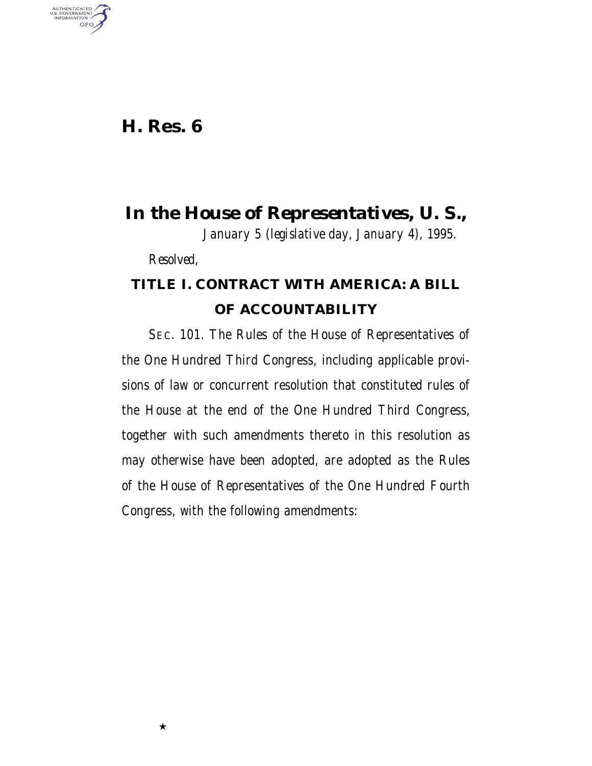# H. Res. 6

## In the House of Representatives, U. S.,

*January 5 (legislative day, January 4), 1995.*

*Resolved,*

## TITLE I. CONTRACT WITH AMERICA: A BILL OF ACCOUNTABILITY

SEC. 101. The Rules of the House of Representatives of the One Hundred Third Congress, including applicable provisions of law or concurrent resolution that constituted rules of the House at the end of the One Hundred Third Congress, together with such amendments thereto in this resolution as may otherwise have been adopted, are adopted as the Rules of the House of Representatives of the One Hundred Fourth Congress, with the following amendments: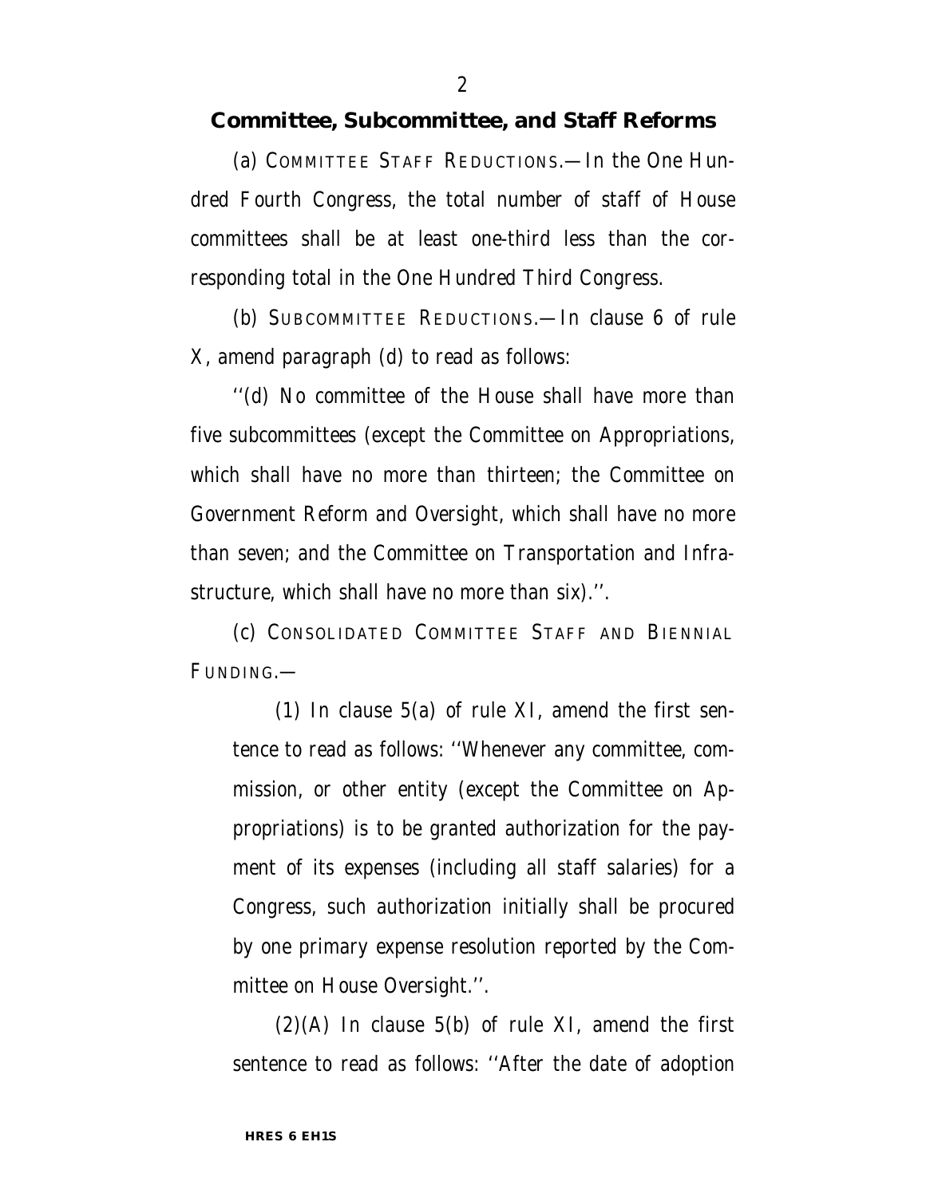**Committee, Subcommittee, and Staff Reforms**

(a) COMMITTEE STAFF REDUCTIONS.—In the One Hundred Fourth Congress, the total number of staff of House committees shall be at least one-third less than the corresponding total in the One Hundred Third Congress.

(b) SUBCOMMITTEE REDUCTIONS.—In clause 6 of rule X, amend paragraph (d) to read as follows:

''(d) No committee of the House shall have more than five subcommittees (except the Committee on Appropriations, which shall have no more than thirteen; the Committee on Government Reform and Oversight, which shall have no more than seven; and the Committee on Transportation and Infrastructure, which shall have no more than six).''.

(c) CONSOLIDATED COMMITTEE STAFF AND BIENNIAL FUNDING.—

(1) In clause 5(a) of rule XI, amend the first sentence to read as follows: ''Whenever any committee, commission, or other entity (except the Committee on Appropriations) is to be granted authorization for the payment of its expenses (including all staff salaries) for a Congress, such authorization initially shall be procured by one primary expense resolution reported by the Committee on House Oversight.''.

(2)(A) In clause 5(b) of rule XI, amend the first sentence to read as follows: ''After the date of adoption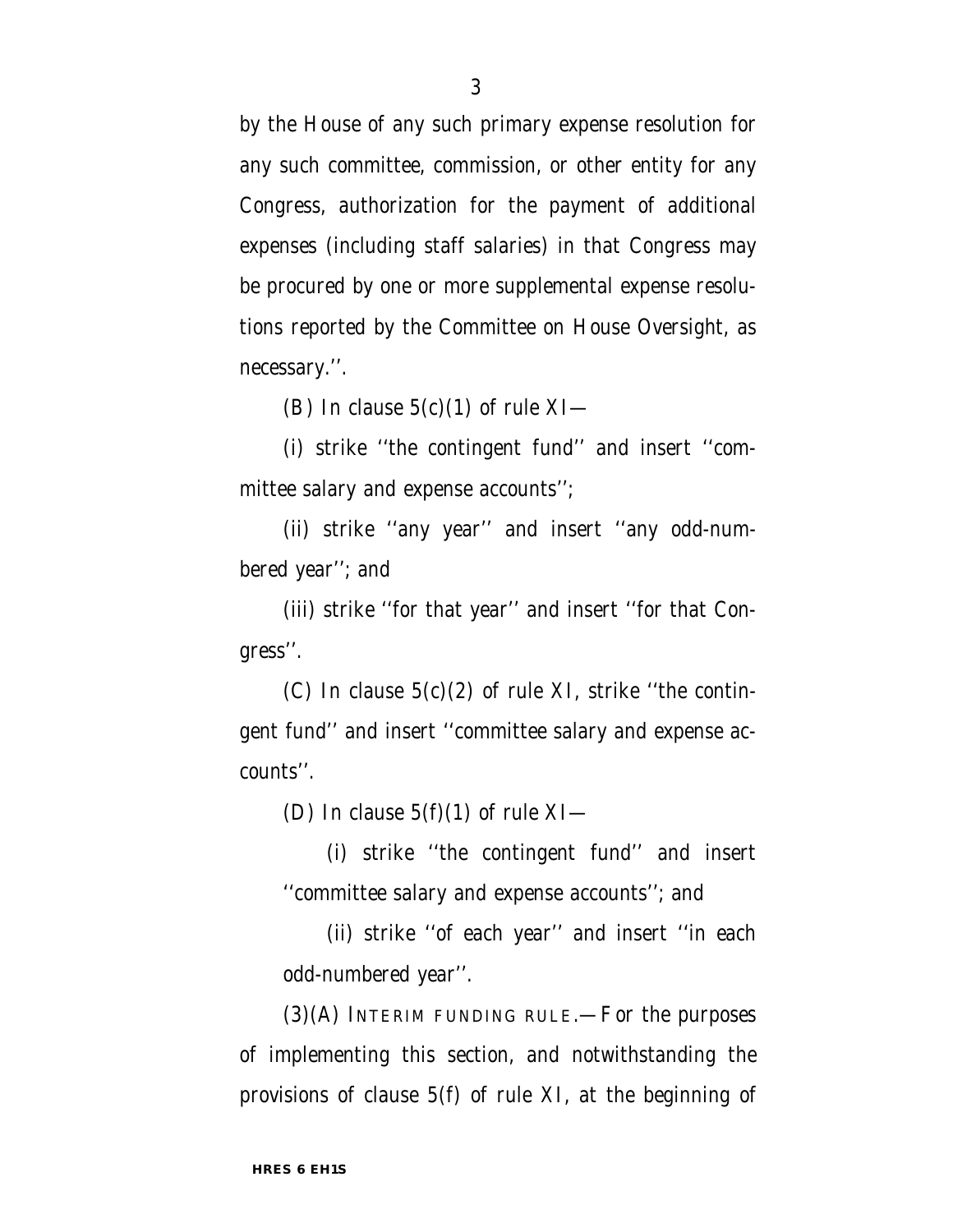by the House of any such primary expense resolution for any such committee, commission, or other entity for any Congress, authorization for the payment of additional expenses (including staff salaries) in that Congress may be procured by one or more supplemental expense resolutions reported by the Committee on House Oversight, as necessary.''.

(B) In clause 5(c)(1) of rule XI—

(i) strike ''the contingent fund'' and insert ''committee salary and expense accounts'';

(ii) strike ''any year'' and insert ''any odd-numbered year''; and

(iii) strike ''for that year'' and insert ''for that Congress''.

(C) In clause 5(c)(2) of rule XI, strike ''the contingent fund'' and insert ''committee salary and expense accounts''.

(D) In clause 5(f)(1) of rule XI—

(i) strike ''the contingent fund'' and insert ''committee salary and expense accounts''; and

(ii) strike ''of each year'' and insert ''in each odd-numbered year''.

(3)(A) INTERIM FUNDING RULE.—For the purposes of implementing this section, and notwithstanding the provisions of clause 5(f) of rule XI, at the beginning of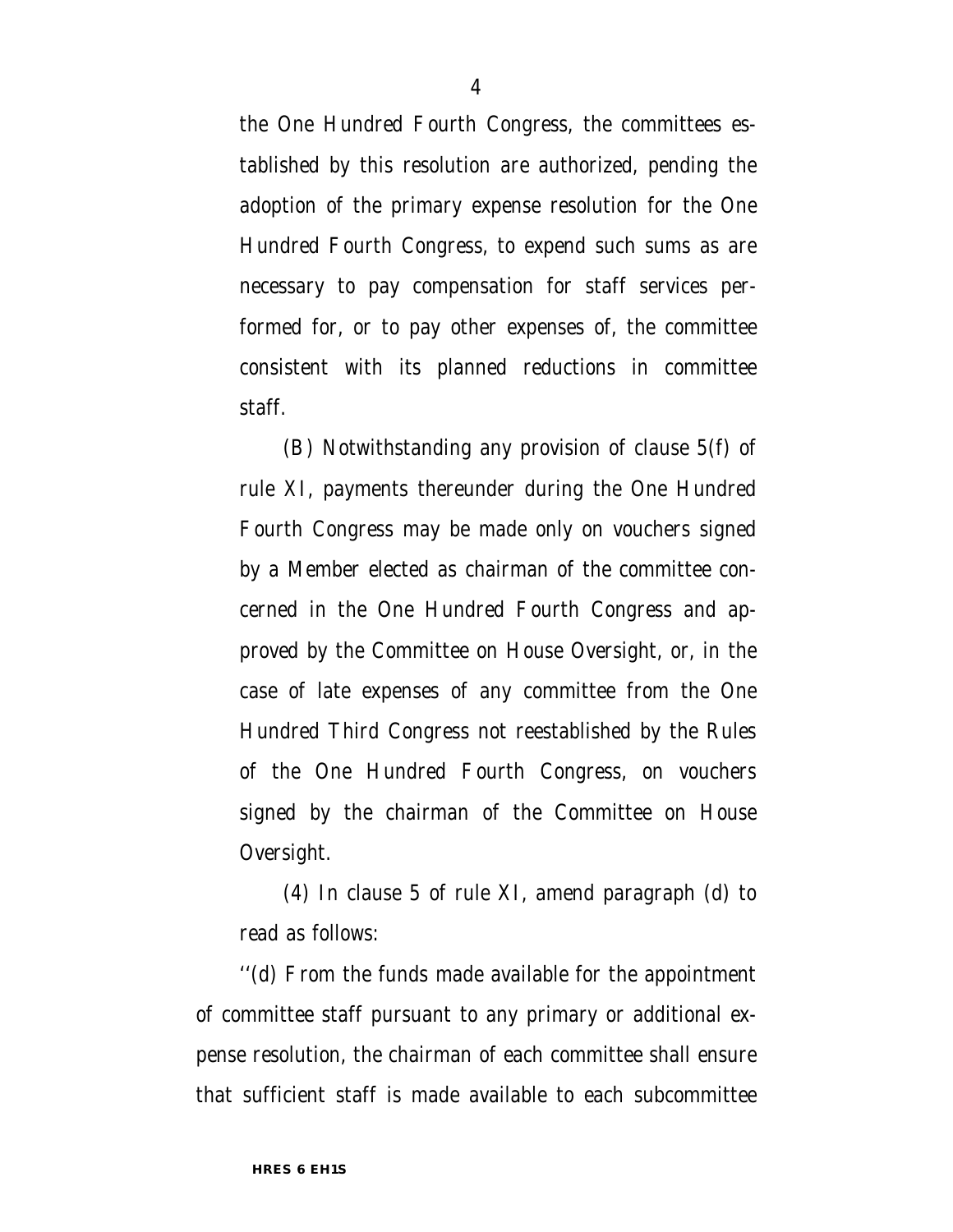the One Hundred Fourth Congress, the committees established by this resolution are authorized, pending the adoption of the primary expense resolution for the One Hundred Fourth Congress, to expend such sums as are necessary to pay compensation for staff services performed for, or to pay other expenses of, the committee consistent with its planned reductions in committee staff.

(B) Notwithstanding any provision of clause 5(f) of rule XI, payments thereunder during the One Hundred Fourth Congress may be made only on vouchers signed by a Member elected as chairman of the committee concerned in the One Hundred Fourth Congress and approved by the Committee on House Oversight, or, in the case of late expenses of any committee from the One Hundred Third Congress not reestablished by the Rules of the One Hundred Fourth Congress, on vouchers signed by the chairman of the Committee on House Oversight.

(4) In clause 5 of rule XI, amend paragraph (d) to read as follows:

''(d) From the funds made available for the appointment of committee staff pursuant to any primary or additional expense resolution, the chairman of each committee shall ensure that sufficient staff is made available to each subcommittee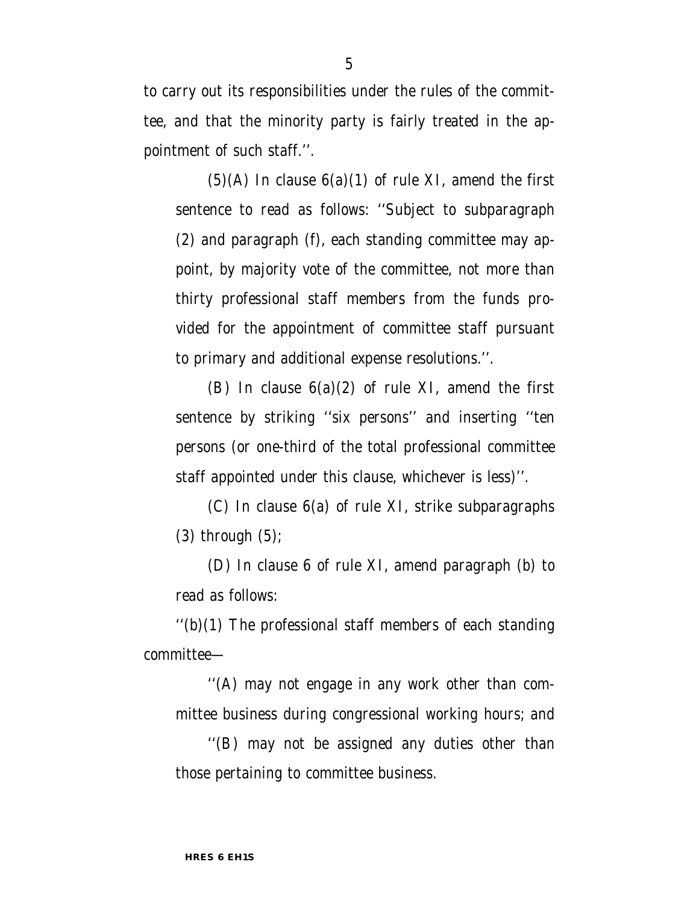to carry out its responsibilities under the rules of the committee, and that the minority party is fairly treated in the appointment of such staff.''.

(5)(A) In clause 6(a)(1) of rule XI, amend the first sentence to read as follows: ''Subject to subparagraph (2) and paragraph (f), each standing committee may appoint, by majority vote of the committee, not more than thirty professional staff members from the funds provided for the appointment of committee staff pursuant to primary and additional expense resolutions.''.

(B) In clause 6(a)(2) of rule XI, amend the first sentence by striking ''six persons'' and inserting ''ten persons (or one-third of the total professional committee staff appointed under this clause, whichever is less)''.

(C) In clause 6(a) of rule XI, strike subparagraphs (3) through (5);

(D) In clause 6 of rule XI, amend paragraph (b) to read as follows:

''(b)(1) The professional staff members of each standing committee—

''(A) may not engage in any work other than committee business during congressional working hours; and

''(B) may not be assigned any duties other than those pertaining to committee business.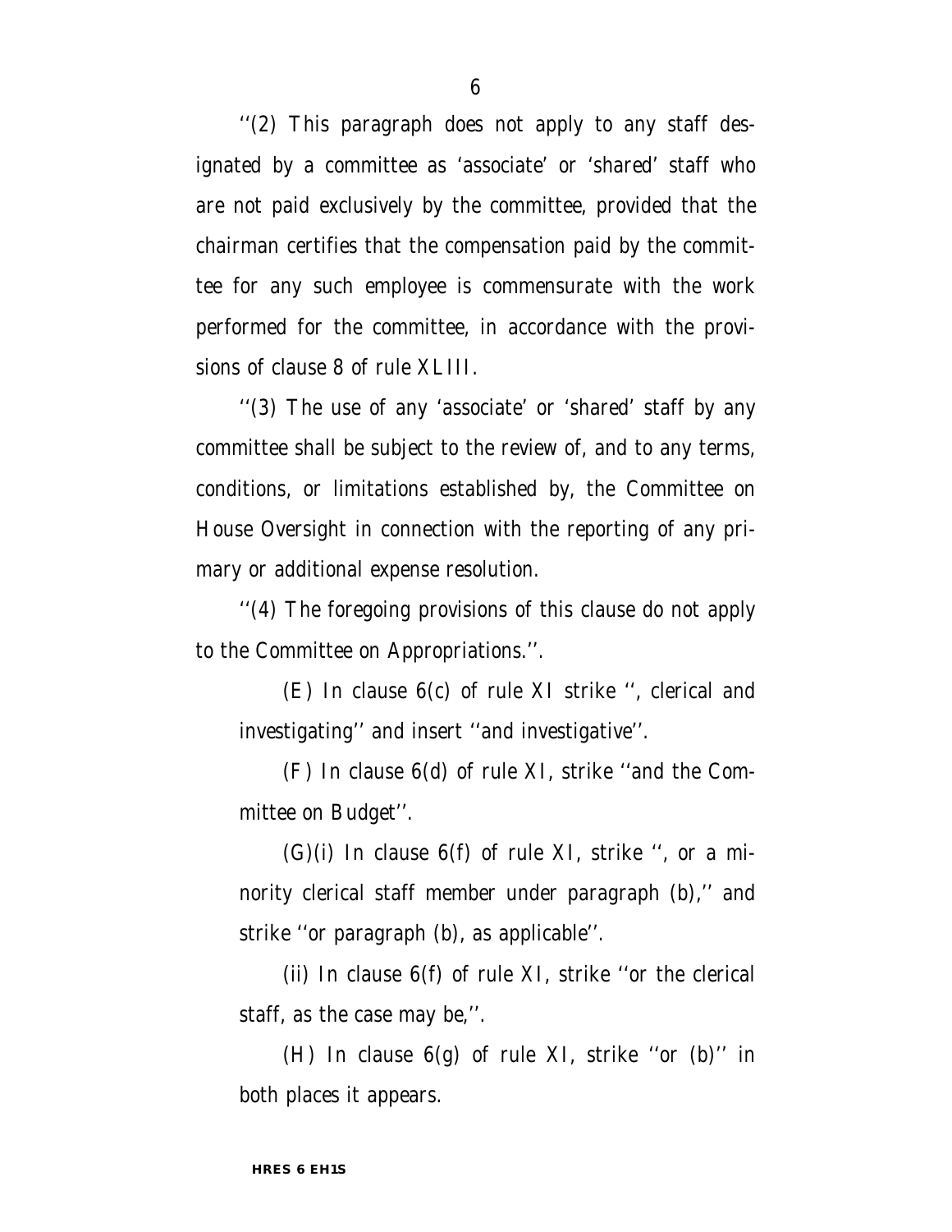''(2) This paragraph does not apply to any staff designated by a committee as 'associate' or 'shared' staff who are not paid exclusively by the committee, provided that the chairman certifies that the compensation paid by the committee for any such employee is commensurate with the work performed for the committee, in accordance with the provisions of clause 8 of rule XLIII.

''(3) The use of any 'associate' or 'shared' staff by any committee shall be subject to the review of, and to any terms, conditions, or limitations established by, the Committee on House Oversight in connection with the reporting of any primary or additional expense resolution.

''(4) The foregoing provisions of this clause do not apply to the Committee on Appropriations.''.

(E) In clause 6(c) of rule XI strike '', clerical and investigating'' and insert ''and investigative''.

(F) In clause 6(d) of rule XI, strike ''and the Committee on Budget''.

(G)(i) In clause 6(f) of rule XI, strike '', or a minority clerical staff member under paragraph (b),'' and strike ''or paragraph (b), as applicable''.

(ii) In clause 6(f) of rule XI, strike ''or the clerical staff, as the case may be,''.

(H) In clause 6(g) of rule XI, strike ''or (b)'' in both places it appears.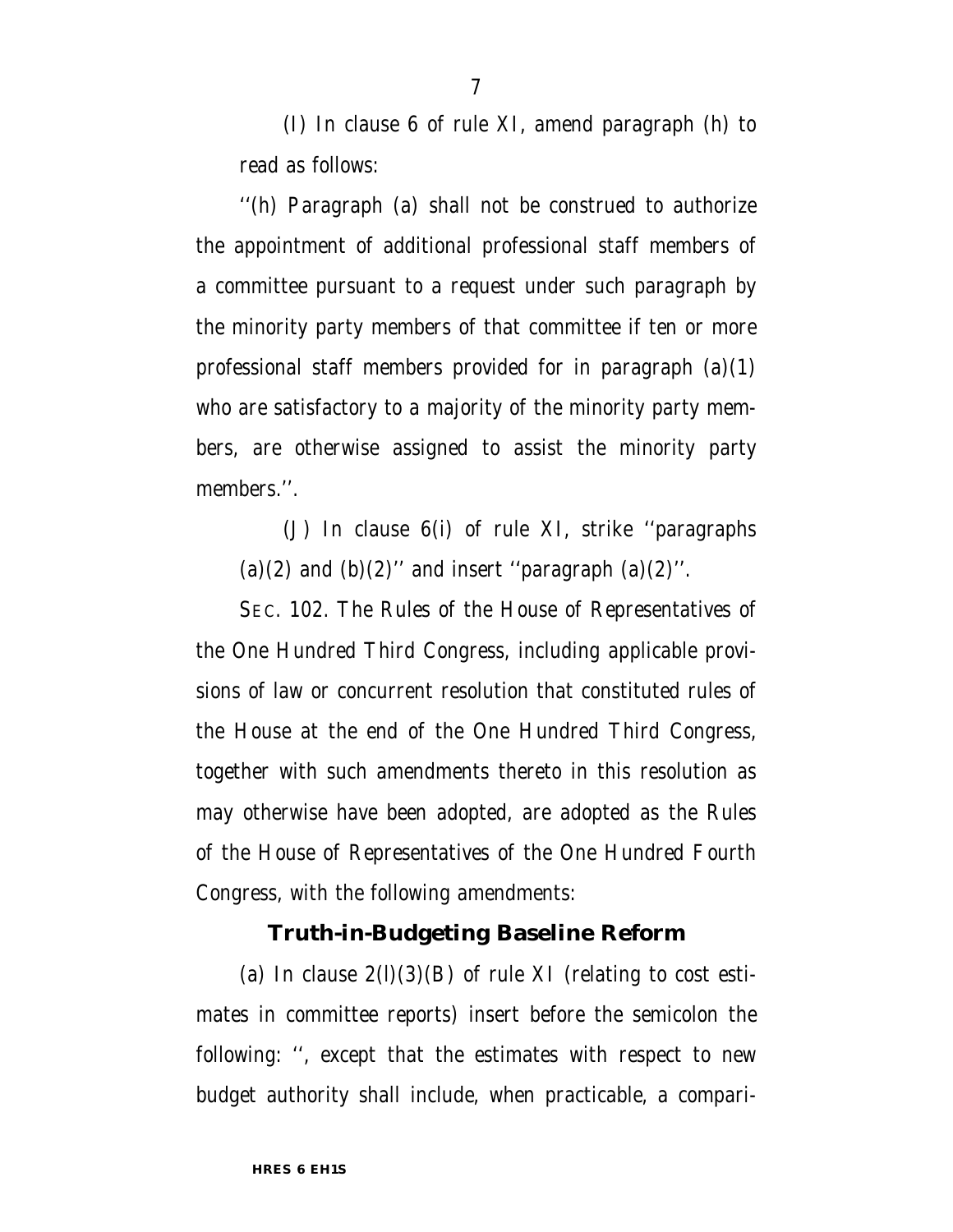(I) In clause 6 of rule XI, amend paragraph (h) to read as follows:

''(h) Paragraph (a) shall not be construed to authorize the appointment of additional professional staff members of a committee pursuant to a request under such paragraph by the minority party members of that committee if ten or more professional staff members provided for in paragraph (a)(1) who are satisfactory to a majority of the minority party members, are otherwise assigned to assist the minority party members.''.

(J) In clause 6(i) of rule XI, strike ''paragraphs (a)(2) and (b)(2)'' and insert ''paragraph (a)(2)''.

SEC. 102. The Rules of the House of Representatives of the One Hundred Third Congress, including applicable provisions of law or concurrent resolution that constituted rules of the House at the end of the One Hundred Third Congress, together with such amendments thereto in this resolution as may otherwise have been adopted, are adopted as the Rules of the House of Representatives of the One Hundred Fourth Congress, with the following amendments:

**Truth-in-Budgeting Baseline Reform**

(a) In clause 2(l)(3)(B) of rule XI (relating to cost estimates in committee reports) insert before the semicolon the following: '', except that the estimates with respect to new budget authority shall include, when practicable, a compari-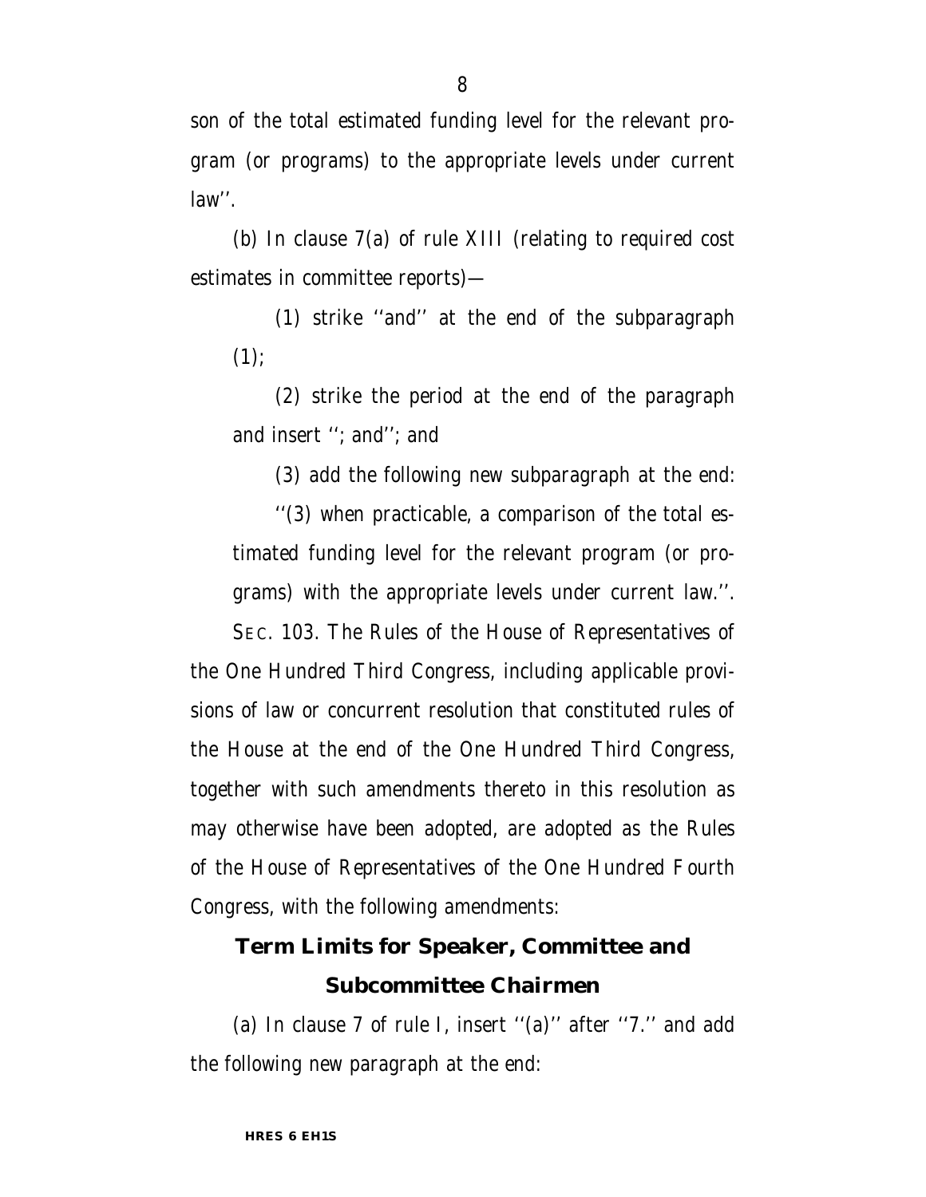son of the total estimated funding level for the relevant program (or programs) to the appropriate levels under current law''.

(b) In clause 7(a) of rule XIII (relating to required cost estimates in committee reports)—

(1) strike ''and'' at the end of the subparagraph (1);

(2) strike the period at the end of the paragraph and insert ''; and''; and

(3) add the following new subparagraph at the end:

''(3) when practicable, a comparison of the total estimated funding level for the relevant program (or programs) with the appropriate levels under current law.''.

SEC. 103. The Rules of the House of Representatives of the One Hundred Third Congress, including applicable provisions of law or concurrent resolution that constituted rules of the House at the end of the One Hundred Third Congress, together with such amendments thereto in this resolution as may otherwise have been adopted, are adopted as the Rules of the House of Representatives of the One Hundred Fourth Congress, with the following amendments:

## Term Limits for Speaker, Committee and Subcommittee Chairmen

(a) In clause 7 of rule I, insert ''(a)'' after ''7.'' and add the following new paragraph at the end: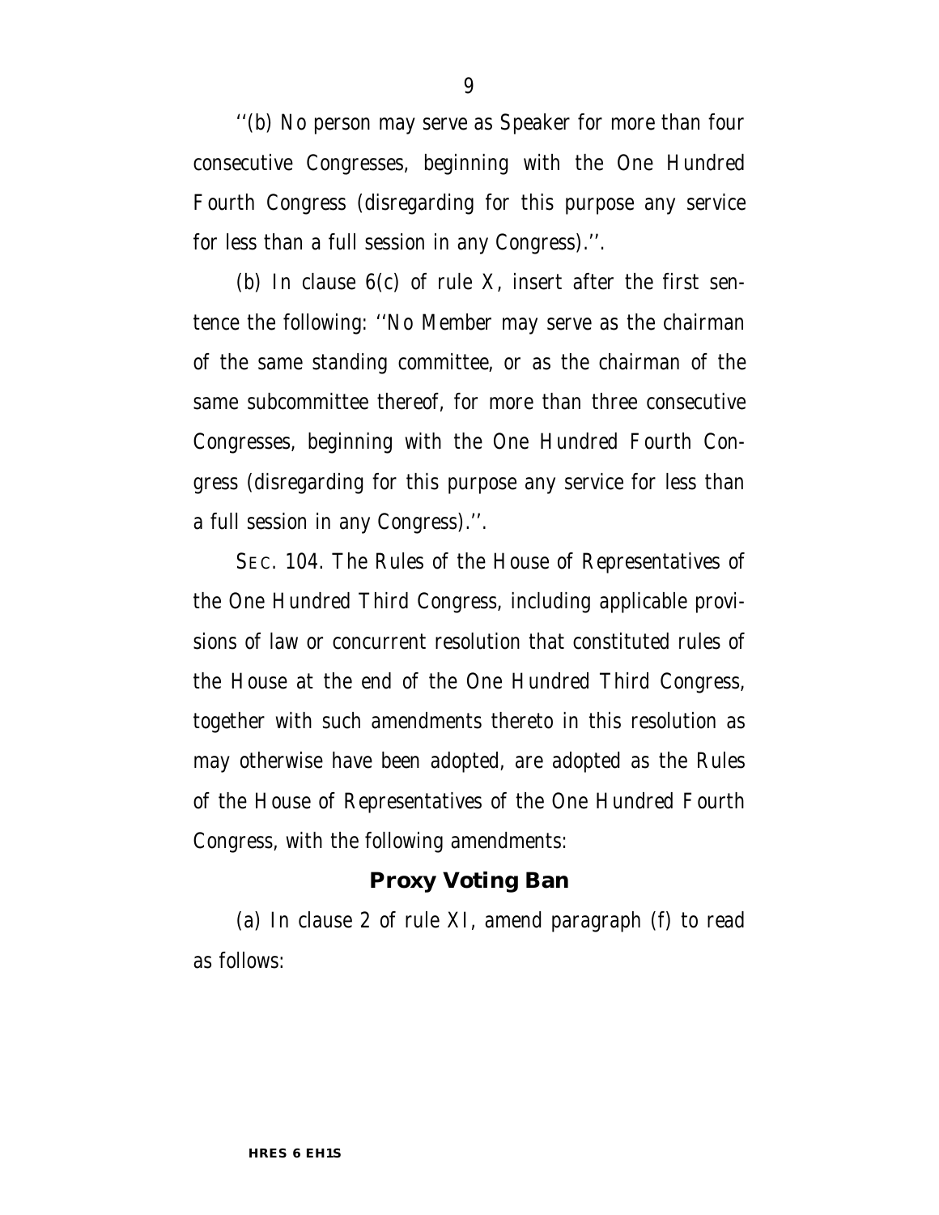''(b) No person may serve as Speaker for more than four consecutive Congresses, beginning with the One Hundred Fourth Congress (disregarding for this purpose any service for less than a full session in any Congress).''.

(b) In clause 6(c) of rule X, insert after the first sentence the following: ''No Member may serve as the chairman of the same standing committee, or as the chairman of the same subcommittee thereof, for more than three consecutive Congresses, beginning with the One Hundred Fourth Congress (disregarding for this purpose any service for less than a full session in any Congress).''.

SEC. 104. The Rules of the House of Representatives of the One Hundred Third Congress, including applicable provisions of law or concurrent resolution that constituted rules of the House at the end of the One Hundred Third Congress, together with such amendments thereto in this resolution as may otherwise have been adopted, are adopted as the Rules of the House of Representatives of the One Hundred Fourth Congress, with the following amendments:

**Proxy Voting Ban**

(a) In clause 2 of rule XI, amend paragraph (f) to read as follows: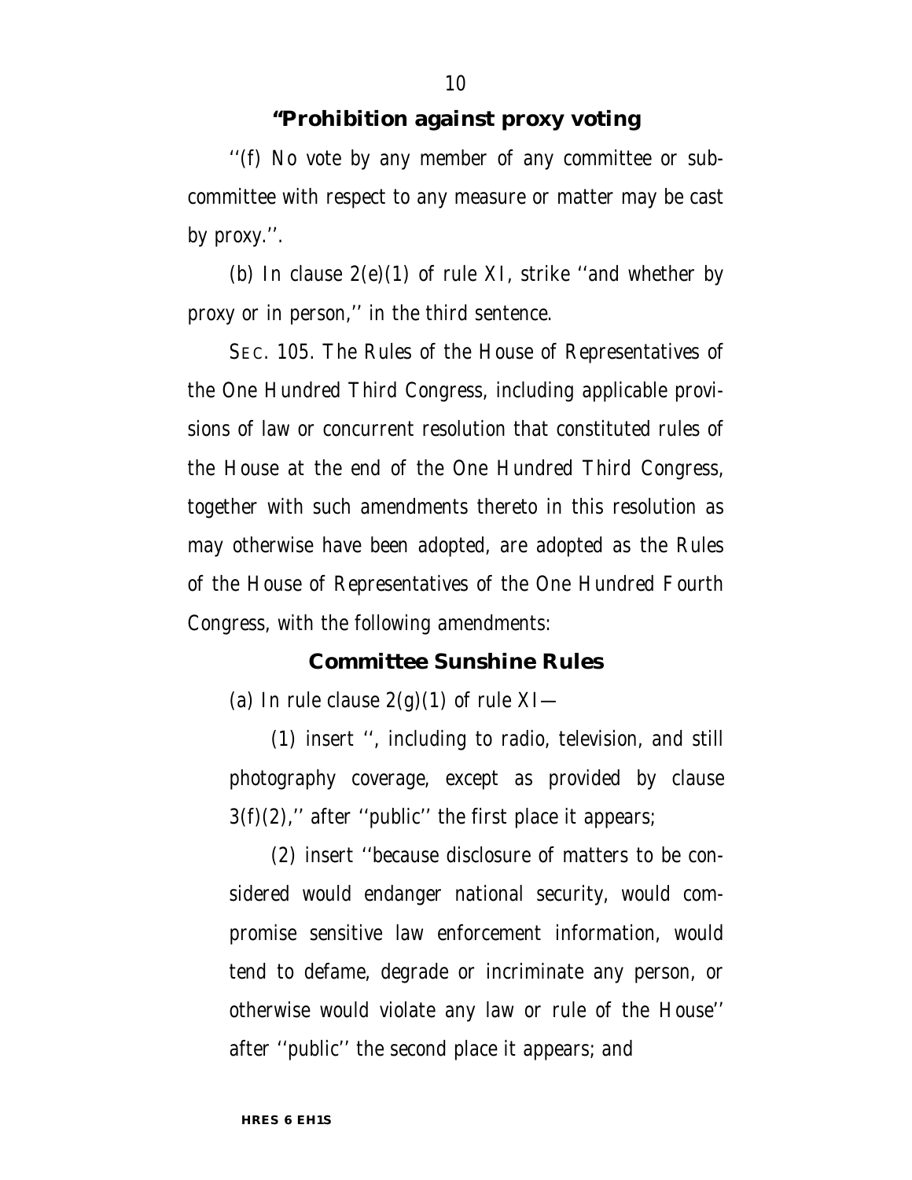### "Prohibition against proxy voting

''(f) No vote by any member of any committee or subcommittee with respect to any measure or matter may be cast by proxy.''.

(b) In clause 2(e)(1) of rule XI, strike ''and whether by proxy or in person,'' in the third sentence.

SEC. 105. The Rules of the House of Representatives of the One Hundred Third Congress, including applicable provisions of law or concurrent resolution that constituted rules of the House at the end of the One Hundred Third Congress, together with such amendments thereto in this resolution as may otherwise have been adopted, are adopted as the Rules of the House of Representatives of the One Hundred Fourth Congress, with the following amendments:

### Committee Sunshine Rules

(a) In rule clause 2(g)(1) of rule XI—

(1) insert '', including to radio, television, and still photography coverage, except as provided by clause 3(f)(2),'' after ''public'' the first place it appears;

(2) insert ''because disclosure of matters to be considered would endanger national security, would compromise sensitive law enforcement information, would tend to defame, degrade or incriminate any person, or otherwise would violate any law or rule of the House'' after ''public'' the second place it appears; and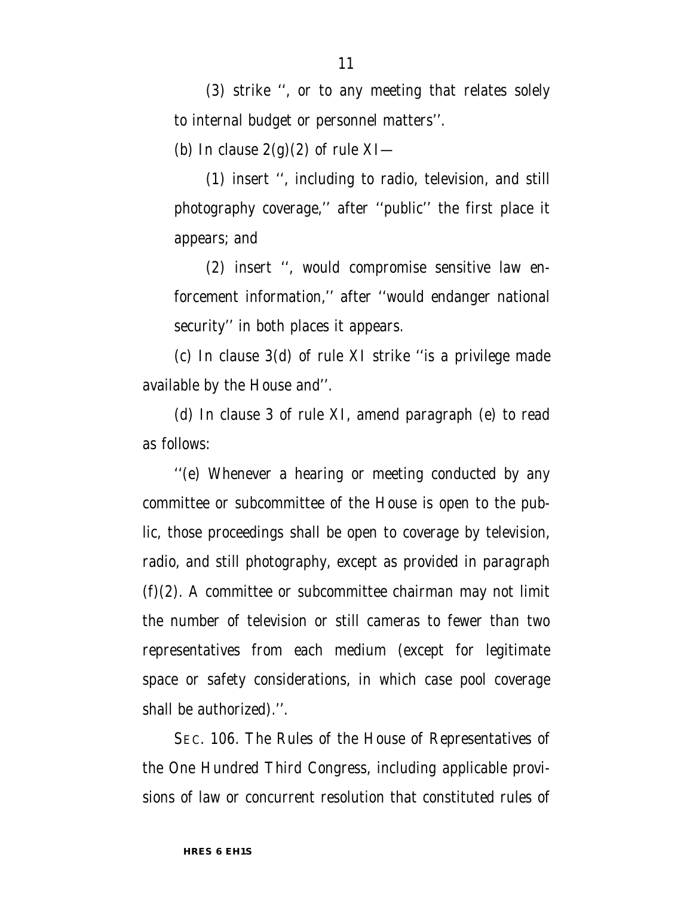(3) strike '', or to any meeting that relates solely to internal budget or personnel matters''.

(b) In clause 2(g)(2) of rule XI—

(1) insert '', including to radio, television, and still photography coverage,'' after ''public'' the first place it appears; and

(2) insert '', would compromise sensitive law enforcement information,'' after ''would endanger national security'' in both places it appears.

(c) In clause 3(d) of rule XI strike ''is a privilege made available by the House and''.

(d) In clause 3 of rule XI, amend paragraph (e) to read as follows:

''(e) Whenever a hearing or meeting conducted by any committee or subcommittee of the House is open to the public, those proceedings shall be open to coverage by television, radio, and still photography, except as provided in paragraph (f)(2). A committee or subcommittee chairman may not limit the number of television or still cameras to fewer than two representatives from each medium (except for legitimate space or safety considerations, in which case pool coverage shall be authorized).''.

SEC. 106. The Rules of the House of Representatives of the One Hundred Third Congress, including applicable provisions of law or concurrent resolution that constituted rules of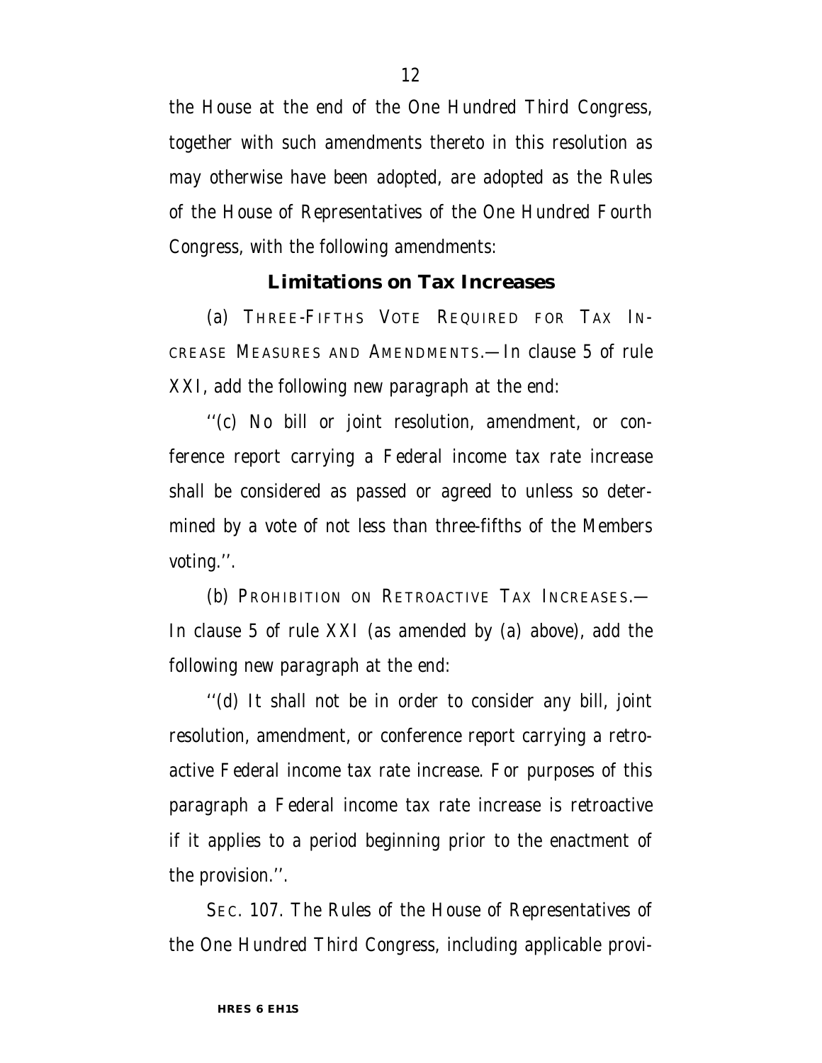the House at the end of the One Hundred Third Congress, together with such amendments thereto in this resolution as may otherwise have been adopted, are adopted as the Rules of the House of Representatives of the One Hundred Fourth Congress, with the following amendments:

**Limitations on Tax Increases**

(a) THREE-FIFTHS VOTE REQUIRED FOR TAX INCREASE MEASURES AND AMENDMENTS.—In clause 5 of rule XXI, add the following new paragraph at the end:

''(c) No bill or joint resolution, amendment, or conference report carrying a Federal income tax rate increase shall be considered as passed or agreed to unless so determined by a vote of not less than three-fifths of the Members voting.''.

(b) PROHIBITION ON RETROACTIVE TAX INCREASES.—In clause 5 of rule XXI (as amended by (a) above), add the following new paragraph at the end:

''(d) It shall not be in order to consider any bill, joint resolution, amendment, or conference report carrying a retroactive Federal income tax rate increase. For purposes of this paragraph a Federal income tax rate increase is retroactive if it applies to a period beginning prior to the enactment of the provision.''.

SEC. 107. The Rules of the House of Representatives of the One Hundred Third Congress, including applicable provi-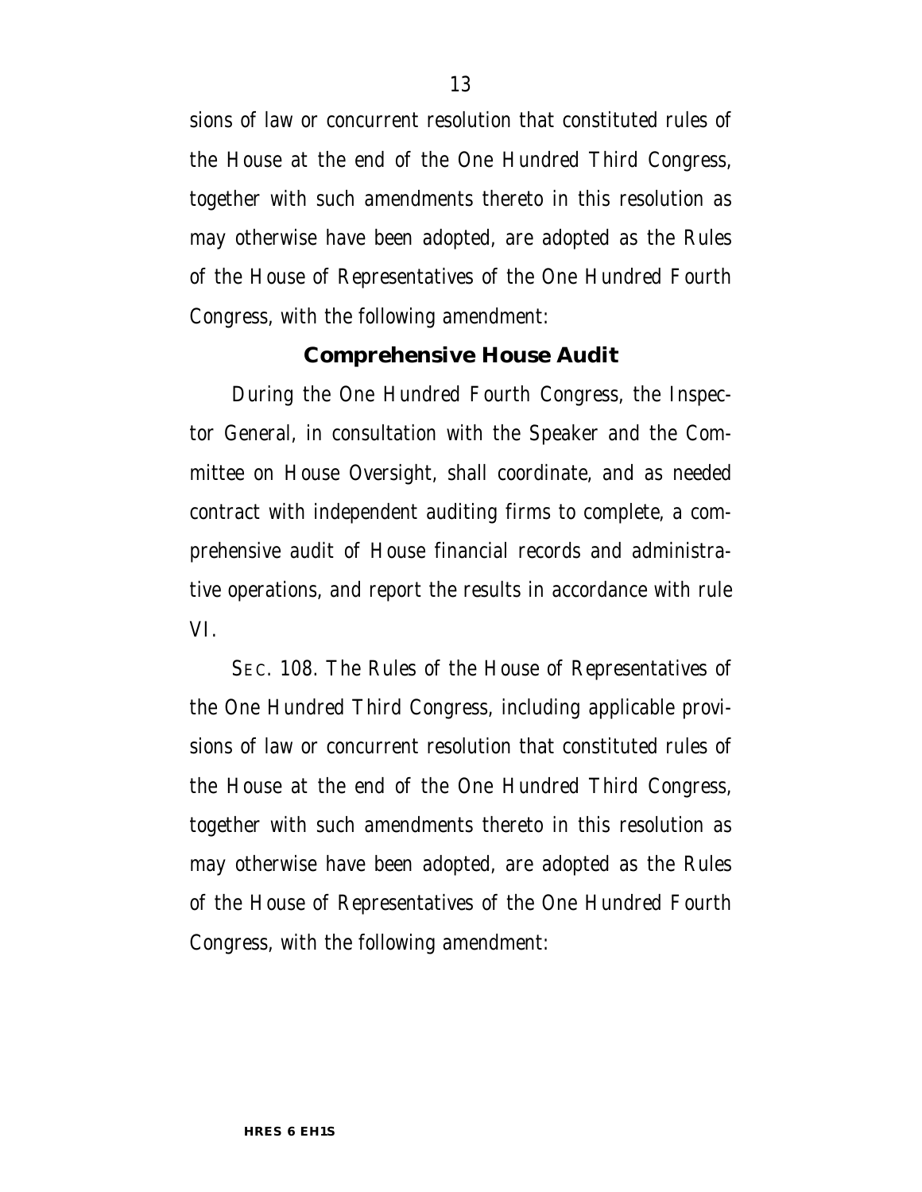sions of law or concurrent resolution that constituted rules of the House at the end of the One Hundred Third Congress, together with such amendments thereto in this resolution as may otherwise have been adopted, are adopted as the Rules of the House of Representatives of the One Hundred Fourth Congress, with the following amendment:

### Comprehensive House Audit

During the One Hundred Fourth Congress, the Inspector General, in consultation with the Speaker and the Committee on House Oversight, shall coordinate, and as needed contract with independent auditing firms to complete, a comprehensive audit of House financial records and administrative operations, and report the results in accordance with rule VI.

SEC. 108. The Rules of the House of Representatives of the One Hundred Third Congress, including applicable provisions of law or concurrent resolution that constituted rules of the House at the end of the One Hundred Third Congress, together with such amendments thereto in this resolution as may otherwise have been adopted, are adopted as the Rules of the House of Representatives of the One Hundred Fourth Congress, with the following amendment: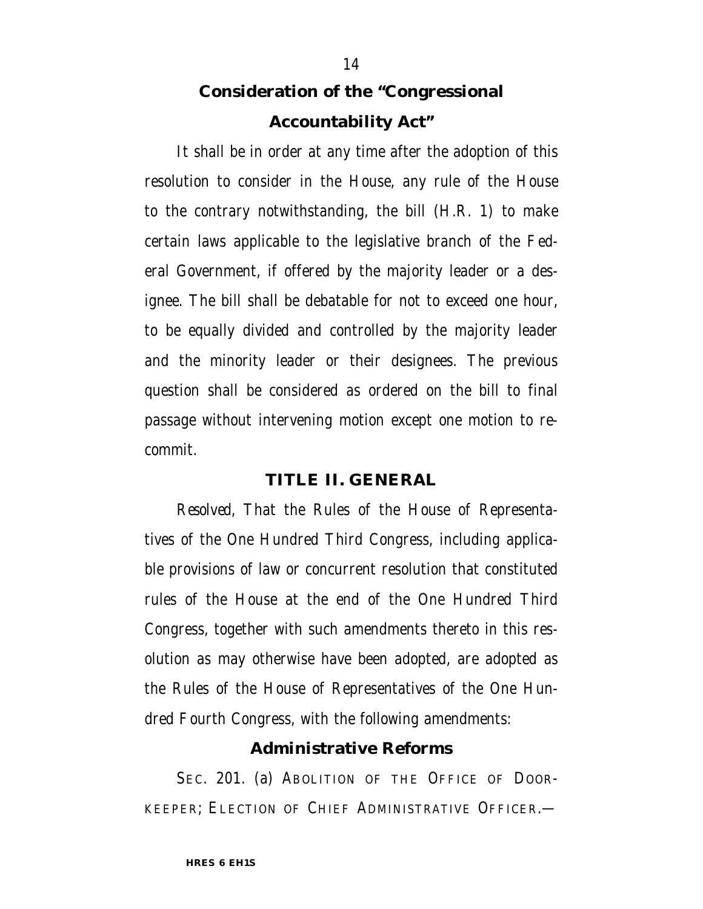## Consideration of the "Congressional Accountability Act"

It shall be in order at any time after the adoption of this resolution to consider in the House, any rule of the House to the contrary notwithstanding, the bill (H.R. 1) to make certain laws applicable to the legislative branch of the Federal Government, if offered by the majority leader or a designee. The bill shall be debatable for not to exceed one hour, to be equally divided and controlled by the majority leader and the minority leader or their designees. The previous question shall be considered as ordered on the bill to final passage without intervening motion except one motion to recommit.

## TITLE II. GENERAL

*Resolved*, That the Rules of the House of Representatives of the One Hundred Third Congress, including applicable provisions of law or concurrent resolution that constituted rules of the House at the end of the One Hundred Third Congress, together with such amendments thereto in this resolution as may otherwise have been adopted, are adopted as the Rules of the House of Representatives of the One Hundred Fourth Congress, with the following amendments:

### Administrative Reforms

SEC. 201. (a) ABOLITION OF THE OFFICE OF DOORKEEPER; ELECTION OF CHIEF ADMINISTRATIVE OFFICER.—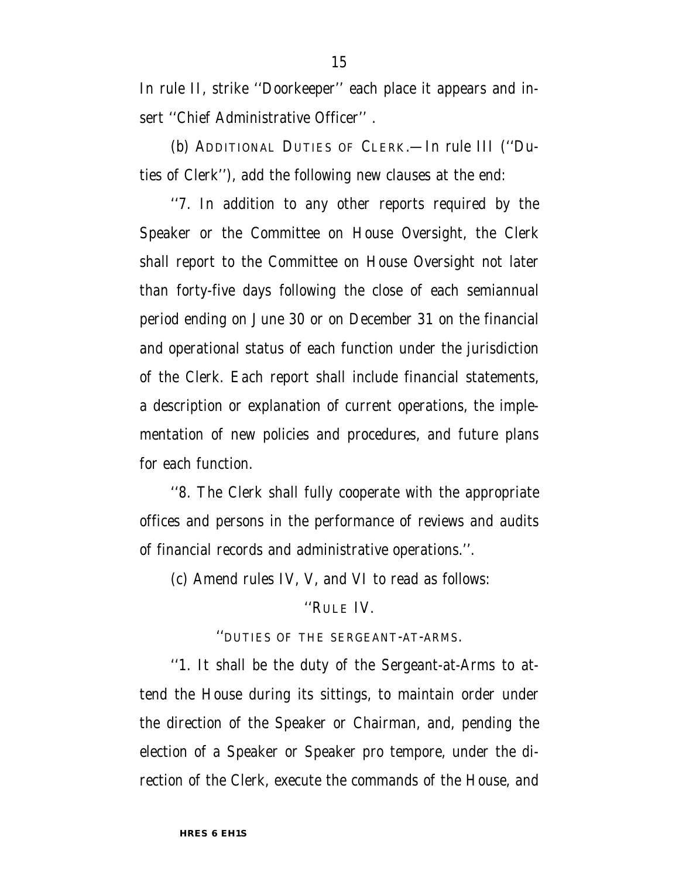In rule II, strike ''Doorkeeper'' each place it appears and insert ''Chief Administrative Officer'' .

(b) ADDITIONAL DUTIES OF CLERK.—In rule III (''Duties of Clerk''), add the following new clauses at the end:

''7. In addition to any other reports required by the Speaker or the Committee on House Oversight, the Clerk shall report to the Committee on House Oversight not later than forty-five days following the close of each semiannual period ending on June 30 or on December 31 on the financial and operational status of each function under the jurisdiction of the Clerk. Each report shall include financial statements, a description or explanation of current operations, the implementation of new policies and procedures, and future plans for each function.

''8. The Clerk shall fully cooperate with the appropriate offices and persons in the performance of reviews and audits of financial records and administrative operations.''.

(c) Amend rules IV, V, and VI to read as follows:

''RULE IV.

''DUTIES OF THE SERGEANT-AT-ARMS.

''1. It shall be the duty of the Sergeant-at-Arms to attend the House during its sittings, to maintain order under the direction of the Speaker or Chairman, and, pending the election of a Speaker or Speaker pro tempore, under the direction of the Clerk, execute the commands of the House, and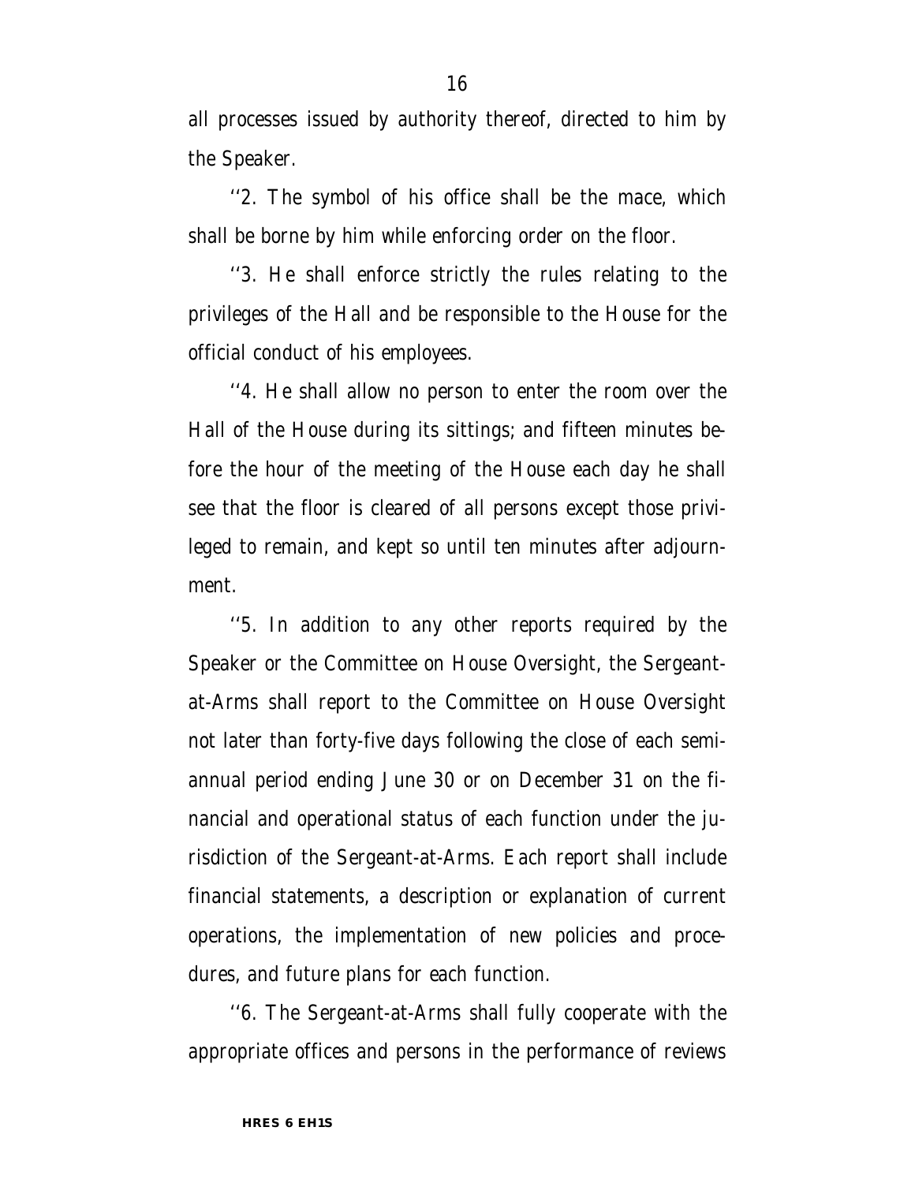all processes issued by authority thereof, directed to him by the Speaker.

''2. The symbol of his office shall be the mace, which shall be borne by him while enforcing order on the floor.

''3. He shall enforce strictly the rules relating to the privileges of the Hall and be responsible to the House for the official conduct of his employees.

''4. He shall allow no person to enter the room over the Hall of the House during its sittings; and fifteen minutes before the hour of the meeting of the House each day he shall see that the floor is cleared of all persons except those privileged to remain, and kept so until ten minutes after adjournment.

''5. In addition to any other reports required by the Speaker or the Committee on House Oversight, the Sergeant-at-Arms shall report to the Committee on House Oversight not later than forty-five days following the close of each semiannual period ending June 30 or on December 31 on the financial and operational status of each function under the jurisdiction of the Sergeant-at-Arms. Each report shall include financial statements, a description or explanation of current operations, the implementation of new policies and procedures, and future plans for each function.

''6. The Sergeant-at-Arms shall fully cooperate with the appropriate offices and persons in the performance of reviews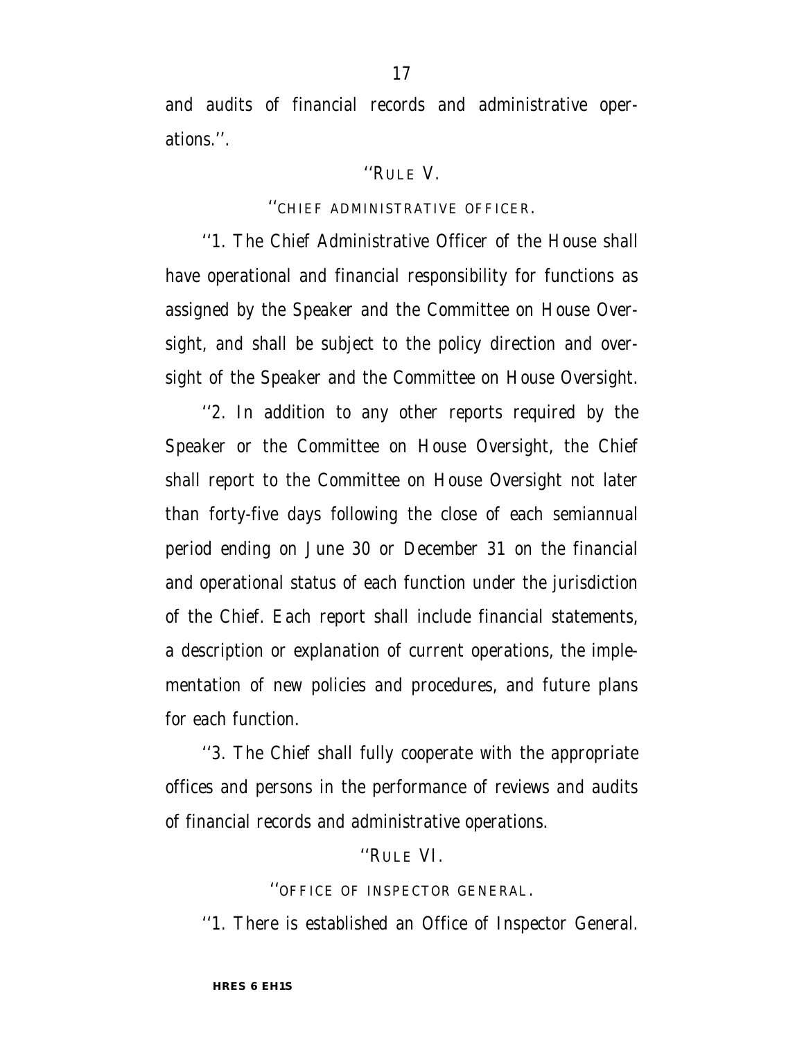and audits of financial records and administrative operations.''.

''RULE V.

''CHIEF ADMINISTRATIVE OFFICER.

''1. The Chief Administrative Officer of the House shall have operational and financial responsibility for functions as assigned by the Speaker and the Committee on House Oversight, and shall be subject to the policy direction and oversight of the Speaker and the Committee on House Oversight.

''2. In addition to any other reports required by the Speaker or the Committee on House Oversight, the Chief shall report to the Committee on House Oversight not later than forty-five days following the close of each semiannual period ending on June 30 or December 31 on the financial and operational status of each function under the jurisdiction of the Chief. Each report shall include financial statements, a description or explanation of current operations, the implementation of new policies and procedures, and future plans for each function.

''3. The Chief shall fully cooperate with the appropriate offices and persons in the performance of reviews and audits of financial records and administrative operations.

''RULE VI.

''OFFICE OF INSPECTOR GENERAL.

''1. There is established an Office of Inspector General.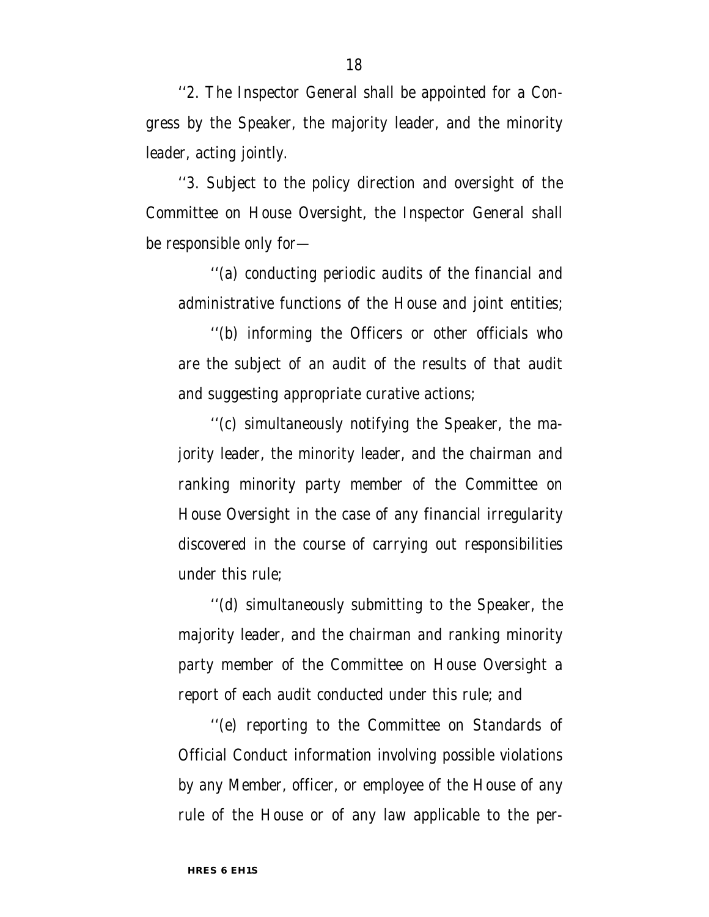''2. The Inspector General shall be appointed for a Congress by the Speaker, the majority leader, and the minority leader, acting jointly.

''3. Subject to the policy direction and oversight of the Committee on House Oversight, the Inspector General shall be responsible only for—

''(a) conducting periodic audits of the financial and administrative functions of the House and joint entities;

''(b) informing the Officers or other officials who are the subject of an audit of the results of that audit and suggesting appropriate curative actions;

''(c) simultaneously notifying the Speaker, the majority leader, the minority leader, and the chairman and ranking minority party member of the Committee on House Oversight in the case of any financial irregularity discovered in the course of carrying out responsibilities under this rule;

''(d) simultaneously submitting to the Speaker, the majority leader, and the chairman and ranking minority party member of the Committee on House Oversight a report of each audit conducted under this rule; and

''(e) reporting to the Committee on Standards of Official Conduct information involving possible violations by any Member, officer, or employee of the House of any rule of the House or of any law applicable to the per-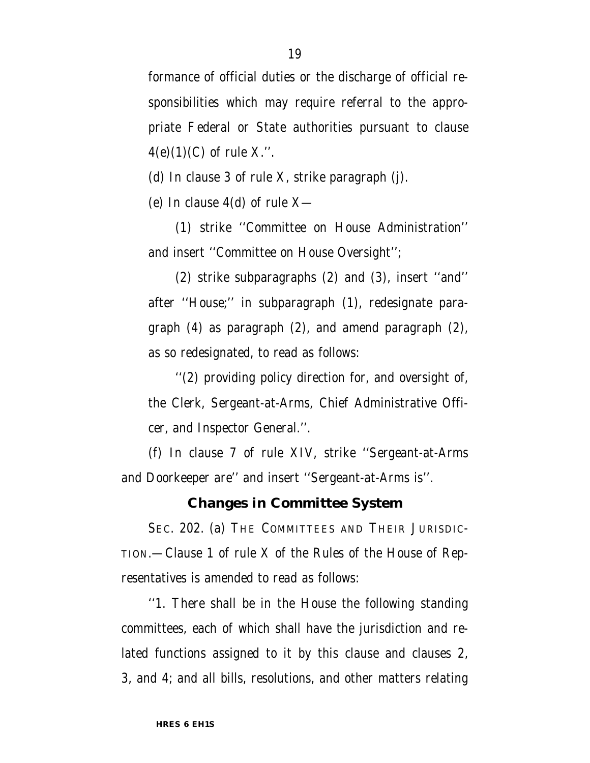formance of official duties or the discharge of official responsibilities which may require referral to the appropriate Federal or State authorities pursuant to clause 4(e)(1)(C) of rule X.''.

(d) In clause 3 of rule X, strike paragraph (j).

(e) In clause 4(d) of rule X—

(1) strike ''Committee on House Administration'' and insert ''Committee on House Oversight'';

(2) strike subparagraphs (2) and (3), insert ''and'' after ''House;'' in subparagraph (1), redesignate paragraph (4) as paragraph (2), and amend paragraph (2), as so redesignated, to read as follows:

''(2) providing policy direction for, and oversight of, the Clerk, Sergeant-at-Arms, Chief Administrative Officer, and Inspector General.''.

(f) In clause 7 of rule XIV, strike ''Sergeant-at-Arms and Doorkeeper are'' and insert ''Sergeant-at-Arms is''.

## Changes in Committee System

SEC. 202. (a) THE COMMITTEES AND THEIR JURISDICTION.—Clause 1 of rule X of the Rules of the House of Representatives is amended to read as follows:

''1. There shall be in the House the following standing committees, each of which shall have the jurisdiction and related functions assigned to it by this clause and clauses 2, 3, and 4; and all bills, resolutions, and other matters relating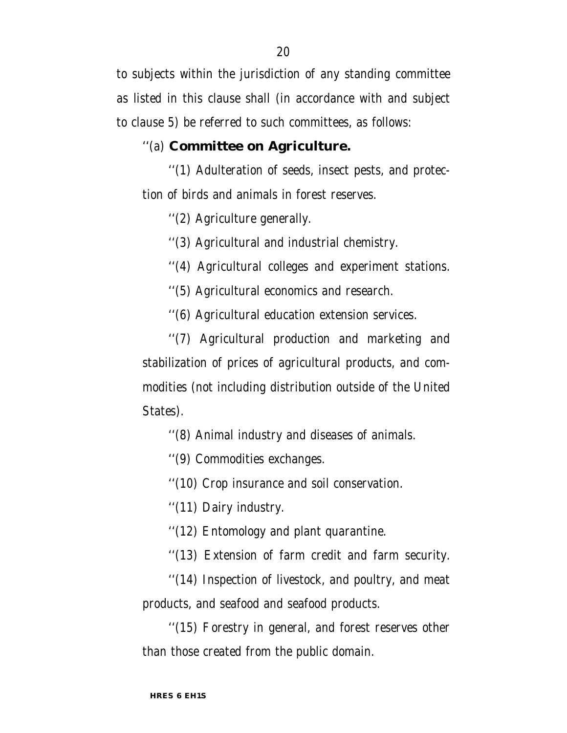to subjects within the jurisdiction of any standing committee as listed in this clause shall (in accordance with and subject to clause 5) be referred to such committees, as follows:

''(a) **Committee on Agriculture.**

''(1) Adulteration of seeds, insect pests, and protection of birds and animals in forest reserves.

''(2) Agriculture generally.

''(3) Agricultural and industrial chemistry.

''(4) Agricultural colleges and experiment stations.

''(5) Agricultural economics and research.

''(6) Agricultural education extension services.

''(7) Agricultural production and marketing and stabilization of prices of agricultural products, and commodities (not including distribution outside of the United States).

''(8) Animal industry and diseases of animals.

''(9) Commodities exchanges.

''(10) Crop insurance and soil conservation.

''(11) Dairy industry.

''(12) Entomology and plant quarantine.

''(13) Extension of farm credit and farm security.

''(14) Inspection of livestock, and poultry, and meat products, and seafood and seafood products.

''(15) Forestry in general, and forest reserves other than those created from the public domain.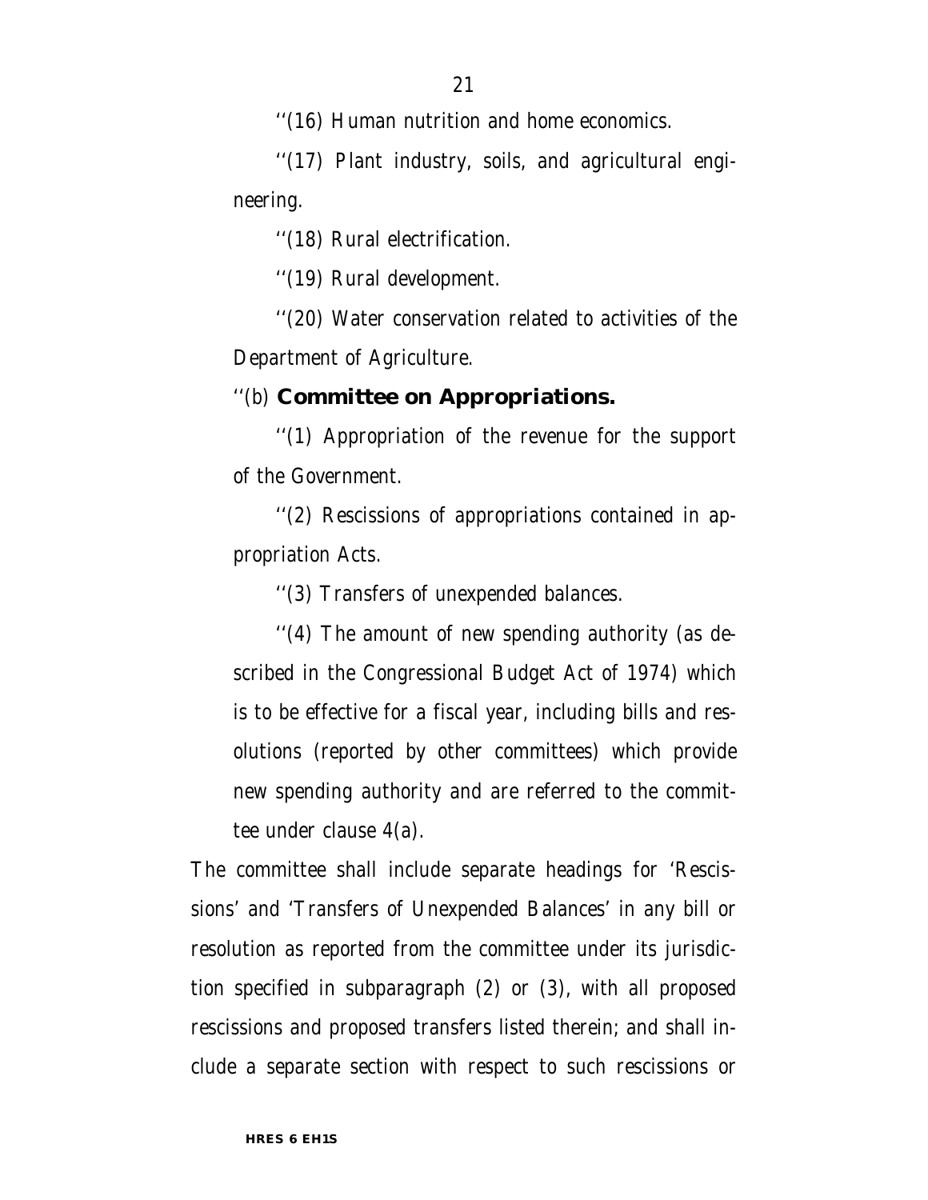''(16) Human nutrition and home economics.

''(17) Plant industry, soils, and agricultural engineering.

''(18) Rural electrification.

''(19) Rural development.

''(20) Water conservation related to activities of the Department of Agriculture.

''(b) **Committee on Appropriations.**

''(1) Appropriation of the revenue for the support of the Government.

''(2) Rescissions of appropriations contained in appropriation Acts.

''(3) Transfers of unexpended balances.

''(4) The amount of new spending authority (as described in the Congressional Budget Act of 1974) which is to be effective for a fiscal year, including bills and resolutions (reported by other committees) which provide new spending authority and are referred to the committee under clause 4(a).

The committee shall include separate headings for 'Rescissions' and 'Transfers of Unexpended Balances' in any bill or resolution as reported from the committee under its jurisdiction specified in subparagraph (2) or (3), with all proposed rescissions and proposed transfers listed therein; and shall include a separate section with respect to such rescissions or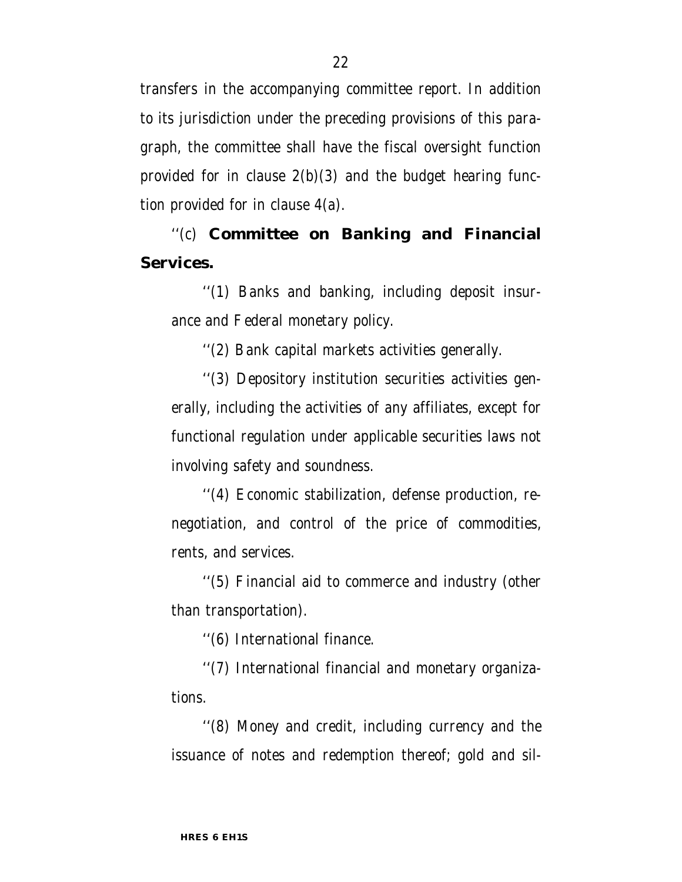transfers in the accompanying committee report. In addition to its jurisdiction under the preceding provisions of this paragraph, the committee shall have the fiscal oversight function provided for in clause 2(b)(3) and the budget hearing function provided for in clause 4(a).

''(c) **Committee on Banking and Financial Services.**

''(1) Banks and banking, including deposit insurance and Federal monetary policy.

''(2) Bank capital markets activities generally.

''(3) Depository institution securities activities generally, including the activities of any affiliates, except for functional regulation under applicable securities laws not involving safety and soundness.

''(4) Economic stabilization, defense production, renegotiation, and control of the price of commodities, rents, and services.

''(5) Financial aid to commerce and industry (other than transportation).

''(6) International finance.

''(7) International financial and monetary organizations.

''(8) Money and credit, including currency and the issuance of notes and redemption thereof; gold and sil-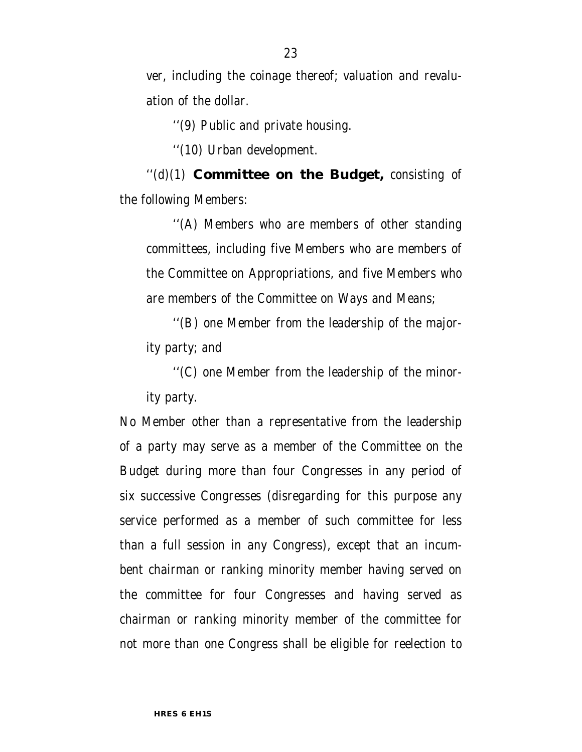ver, including the coinage thereof; valuation and revaluation of the dollar.

''(9) Public and private housing.

''(10) Urban development.

''(d)(1) **Committee on the Budget,** consisting of the following Members:

''(A) Members who are members of other standing committees, including five Members who are members of the Committee on Appropriations, and five Members who are members of the Committee on Ways and Means;

''(B) one Member from the leadership of the majority party; and

''(C) one Member from the leadership of the minority party.

No Member other than a representative from the leadership of a party may serve as a member of the Committee on the Budget during more than four Congresses in any period of six successive Congresses (disregarding for this purpose any service performed as a member of such committee for less than a full session in any Congress), except that an incumbent chairman or ranking minority member having served on the committee for four Congresses and having served as chairman or ranking minority member of the committee for not more than one Congress shall be eligible for reelection to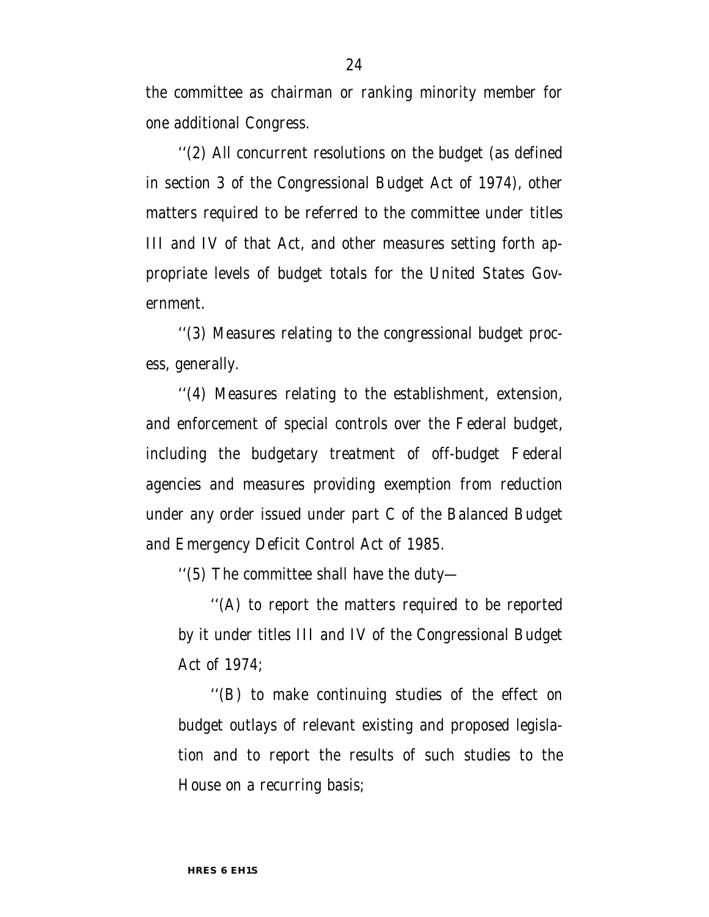the committee as chairman or ranking minority member for one additional Congress.

''(2) All concurrent resolutions on the budget (as defined in section 3 of the Congressional Budget Act of 1974), other matters required to be referred to the committee under titles III and IV of that Act, and other measures setting forth appropriate levels of budget totals for the United States Government.

''(3) Measures relating to the congressional budget process, generally.

''(4) Measures relating to the establishment, extension, and enforcement of special controls over the Federal budget, including the budgetary treatment of off-budget Federal agencies and measures providing exemption from reduction under any order issued under part C of the Balanced Budget and Emergency Deficit Control Act of 1985.

''(5) The committee shall have the duty—

''(A) to report the matters required to be reported by it under titles III and IV of the Congressional Budget Act of 1974;

''(B) to make continuing studies of the effect on budget outlays of relevant existing and proposed legislation and to report the results of such studies to the House on a recurring basis;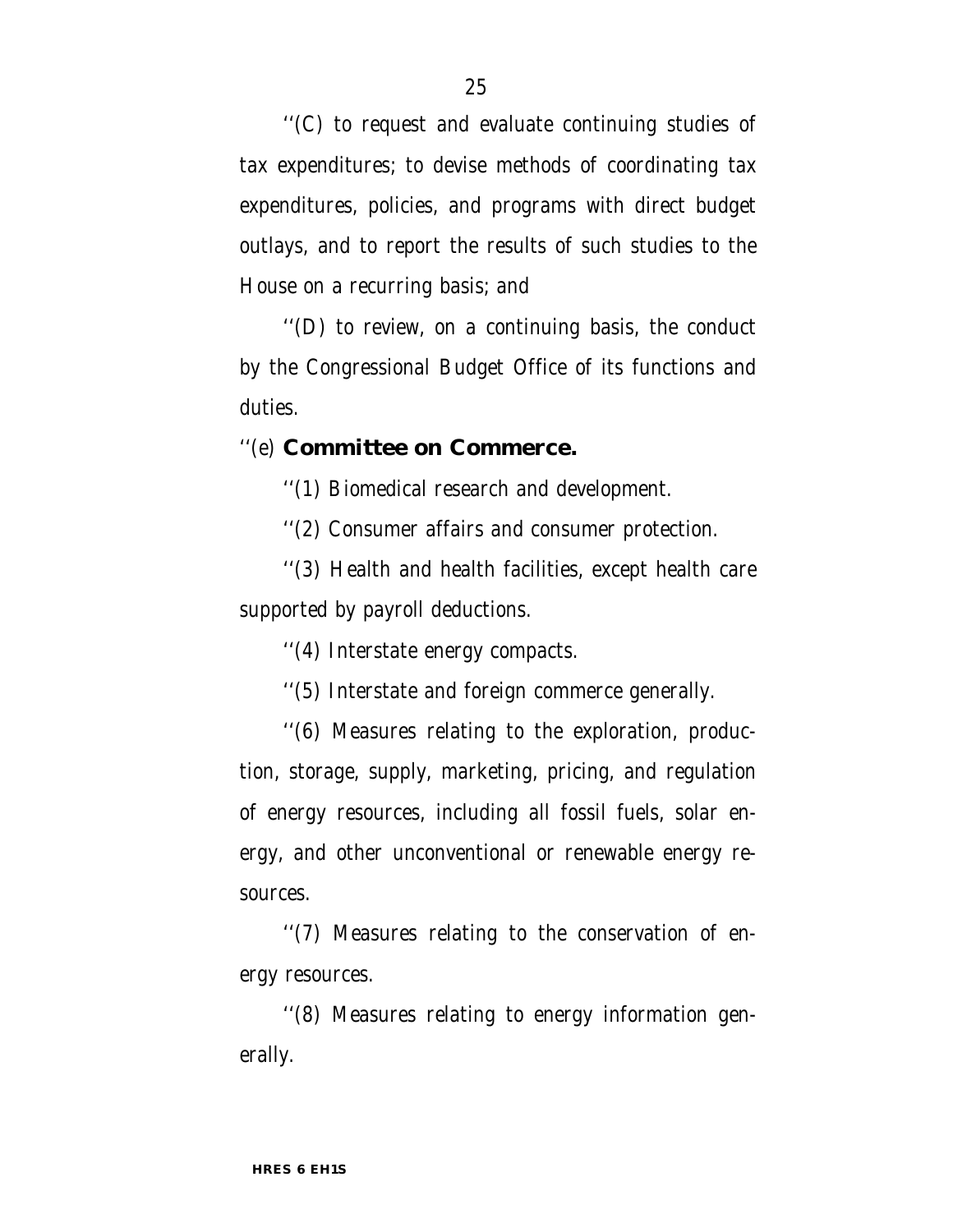''(C) to request and evaluate continuing studies of tax expenditures; to devise methods of coordinating tax expenditures, policies, and programs with direct budget outlays, and to report the results of such studies to the House on a recurring basis; and

''(D) to review, on a continuing basis, the conduct by the Congressional Budget Office of its functions and duties.

''(e) **Committee on Commerce.**

''(1) Biomedical research and development.

''(2) Consumer affairs and consumer protection.

''(3) Health and health facilities, except health care supported by payroll deductions.

''(4) Interstate energy compacts.

''(5) Interstate and foreign commerce generally.

''(6) Measures relating to the exploration, production, storage, supply, marketing, pricing, and regulation of energy resources, including all fossil fuels, solar energy, and other unconventional or renewable energy resources.

''(7) Measures relating to the conservation of energy resources.

''(8) Measures relating to energy information generally.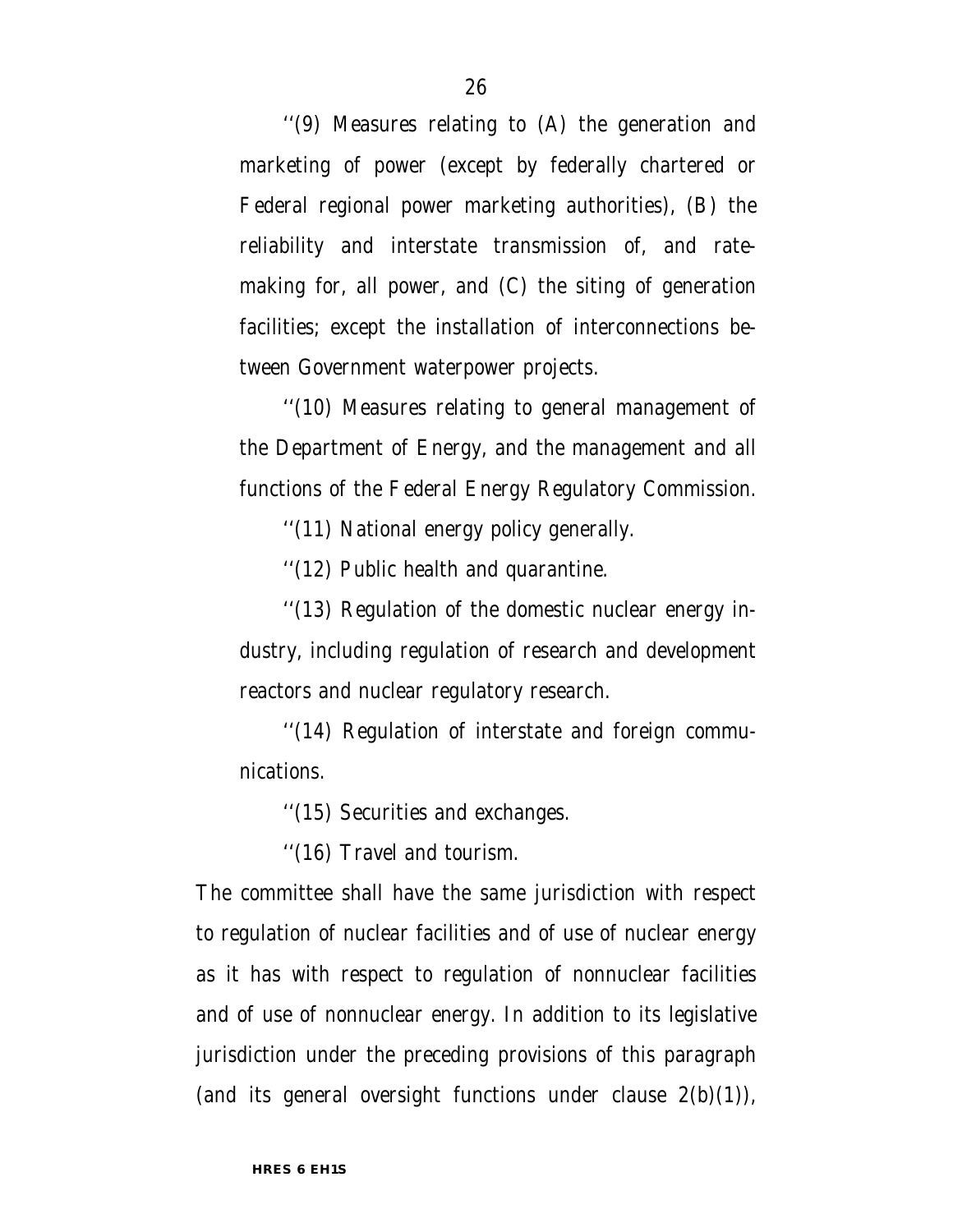''(9) Measures relating to (A) the generation and marketing of power (except by federally chartered or Federal regional power marketing authorities), (B) the reliability and interstate transmission of, and ratemaking for, all power, and (C) the siting of generation facilities; except the installation of interconnections between Government waterpower projects.

''(10) Measures relating to general management of the Department of Energy, and the management and all functions of the Federal Energy Regulatory Commission.

''(11) National energy policy generally.

''(12) Public health and quarantine.

''(13) Regulation of the domestic nuclear energy industry, including regulation of research and development reactors and nuclear regulatory research.

''(14) Regulation of interstate and foreign communications.

''(15) Securities and exchanges.

''(16) Travel and tourism.

The committee shall have the same jurisdiction with respect to regulation of nuclear facilities and of use of nuclear energy as it has with respect to regulation of nonnuclear facilities and of use of nonnuclear energy. In addition to its legislative jurisdiction under the preceding provisions of this paragraph (and its general oversight functions under clause 2(b)(1)),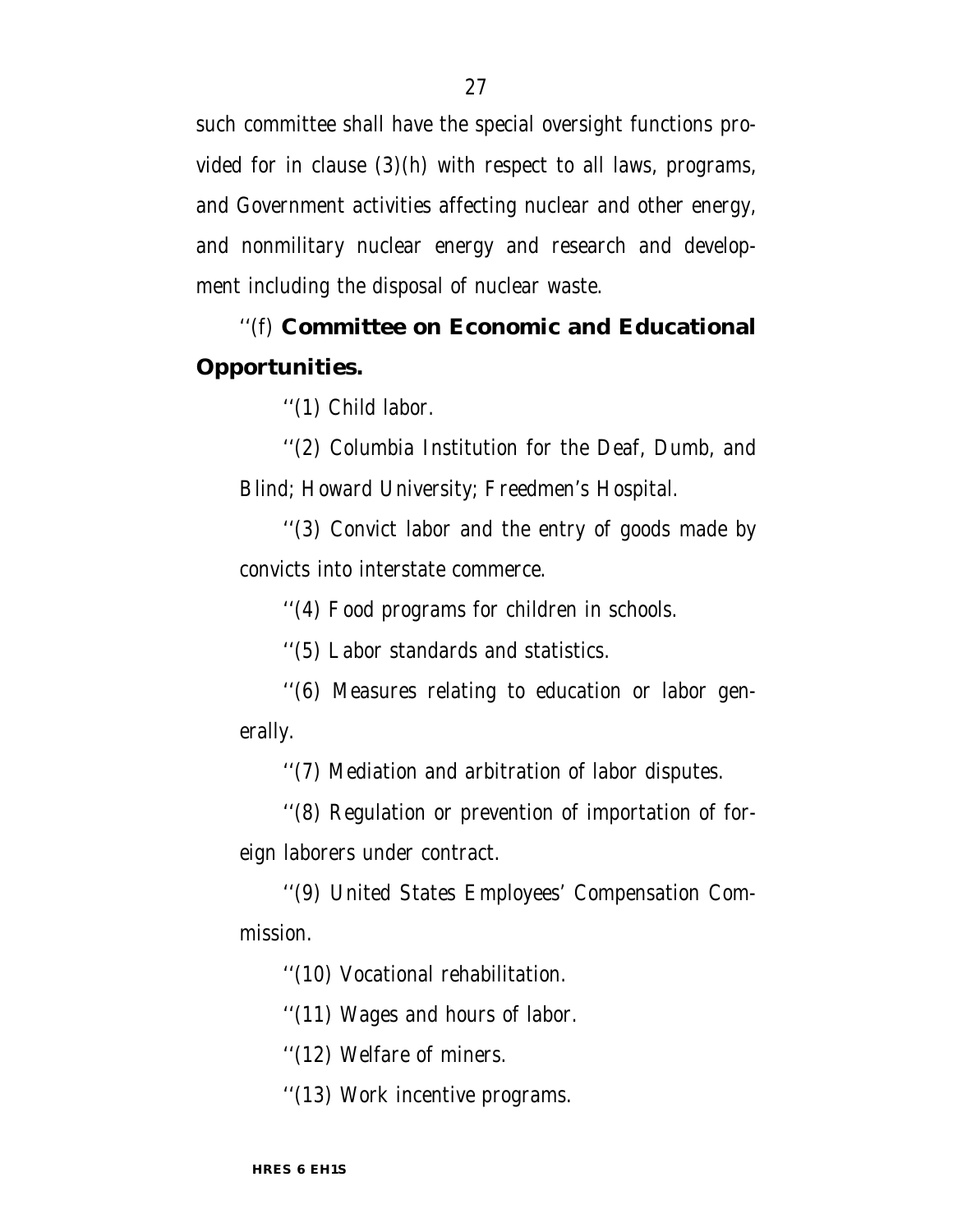such committee shall have the special oversight functions provided for in clause (3)(h) with respect to all laws, programs, and Government activities affecting nuclear and other energy, and nonmilitary nuclear energy and research and development including the disposal of nuclear waste.

''(f) **Committee on Economic and Educational Opportunities.**

''(1) Child labor.

''(2) Columbia Institution for the Deaf, Dumb, and Blind; Howard University; Freedmen's Hospital.

''(3) Convict labor and the entry of goods made by convicts into interstate commerce.

''(4) Food programs for children in schools.

''(5) Labor standards and statistics.

''(6) Measures relating to education or labor generally.

''(7) Mediation and arbitration of labor disputes.

''(8) Regulation or prevention of importation of foreign laborers under contract.

''(9) United States Employees' Compensation Commission.

''(10) Vocational rehabilitation.

''(11) Wages and hours of labor.

''(12) Welfare of miners.

''(13) Work incentive programs.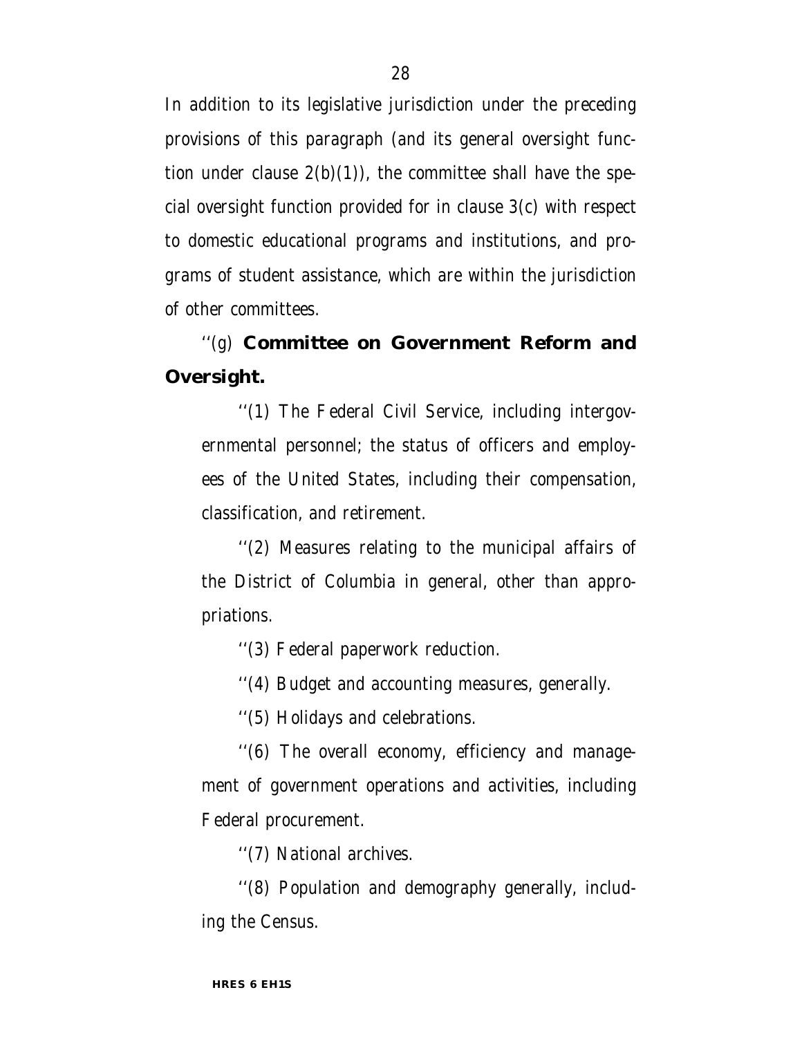In addition to its legislative jurisdiction under the preceding provisions of this paragraph (and its general oversight function under clause 2(b)(1)), the committee shall have the special oversight function provided for in clause 3(c) with respect to domestic educational programs and institutions, and programs of student assistance, which are within the jurisdiction of other committees.

''(g) **Committee on Government Reform and Oversight.**

''(1) The Federal Civil Service, including intergovernmental personnel; the status of officers and employees of the United States, including their compensation, classification, and retirement.

''(2) Measures relating to the municipal affairs of the District of Columbia in general, other than appropriations.

''(3) Federal paperwork reduction.

''(4) Budget and accounting measures, generally.

''(5) Holidays and celebrations.

''(6) The overall economy, efficiency and management of government operations and activities, including Federal procurement.

''(7) National archives.

''(8) Population and demography generally, including the Census.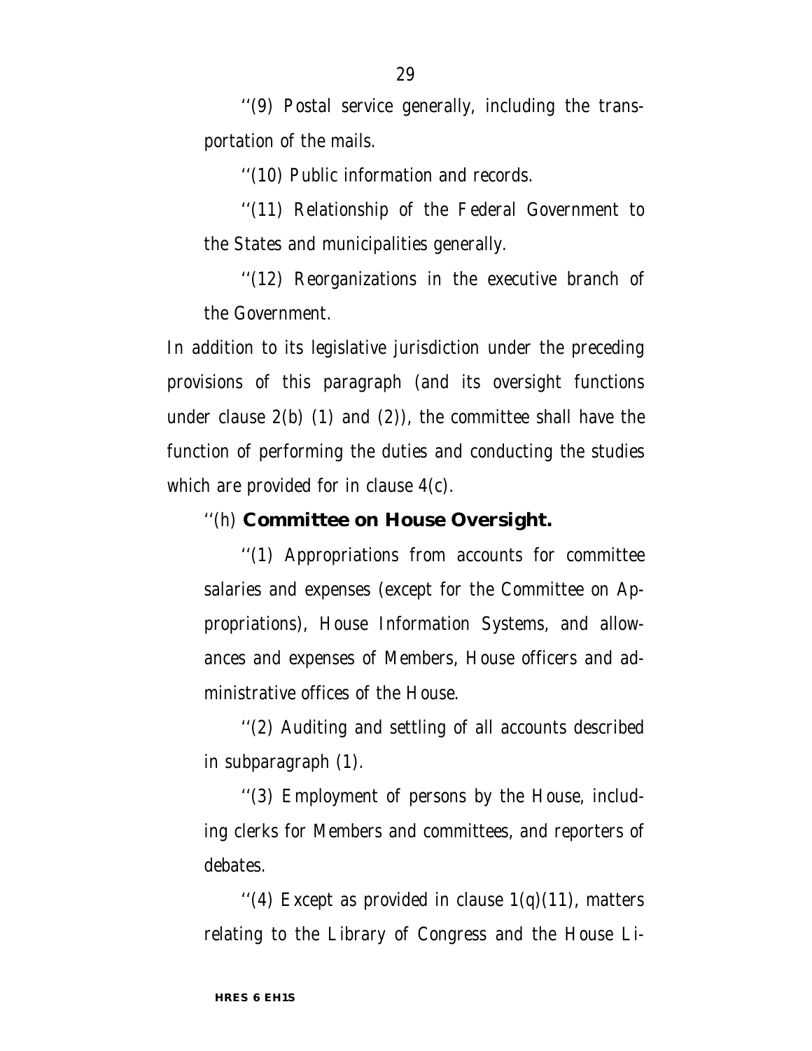''(9) Postal service generally, including the transportation of the mails.

''(10) Public information and records.

''(11) Relationship of the Federal Government to the States and municipalities generally.

''(12) Reorganizations in the executive branch of the Government.

In addition to its legislative jurisdiction under the preceding provisions of this paragraph (and its oversight functions under clause 2(b) (1) and (2)), the committee shall have the function of performing the duties and conducting the studies which are provided for in clause 4(c).

''(h) **Committee on House Oversight.**

''(1) Appropriations from accounts for committee salaries and expenses (except for the Committee on Appropriations), House Information Systems, and allowances and expenses of Members, House officers and administrative offices of the House.

''(2) Auditing and settling of all accounts described in subparagraph (1).

''(3) Employment of persons by the House, including clerks for Members and committees, and reporters of debates.

''(4) Except as provided in clause 1(q)(11), matters relating to the Library of Congress and the House Li-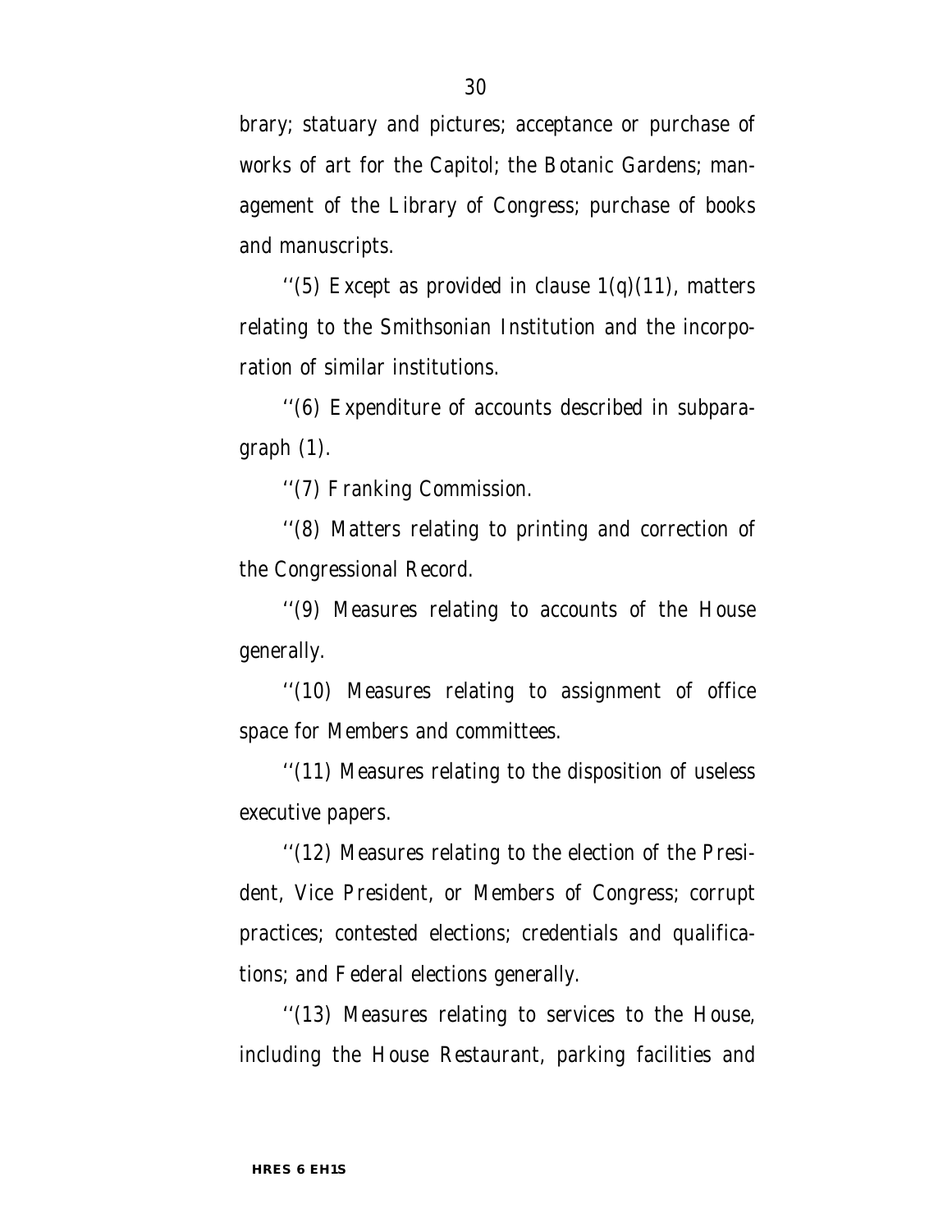brary; statuary and pictures; acceptance or purchase of works of art for the Capitol; the Botanic Gardens; management of the Library of Congress; purchase of books and manuscripts.

''(5) Except as provided in clause 1(q)(11), matters relating to the Smithsonian Institution and the incorporation of similar institutions.

''(6) Expenditure of accounts described in subparagraph (1).

''(7) Franking Commission.

''(8) Matters relating to printing and correction of the Congressional Record.

''(9) Measures relating to accounts of the House generally.

''(10) Measures relating to assignment of office space for Members and committees.

''(11) Measures relating to the disposition of useless executive papers.

''(12) Measures relating to the election of the President, Vice President, or Members of Congress; corrupt practices; contested elections; credentials and qualifications; and Federal elections generally.

''(13) Measures relating to services to the House, including the House Restaurant, parking facilities and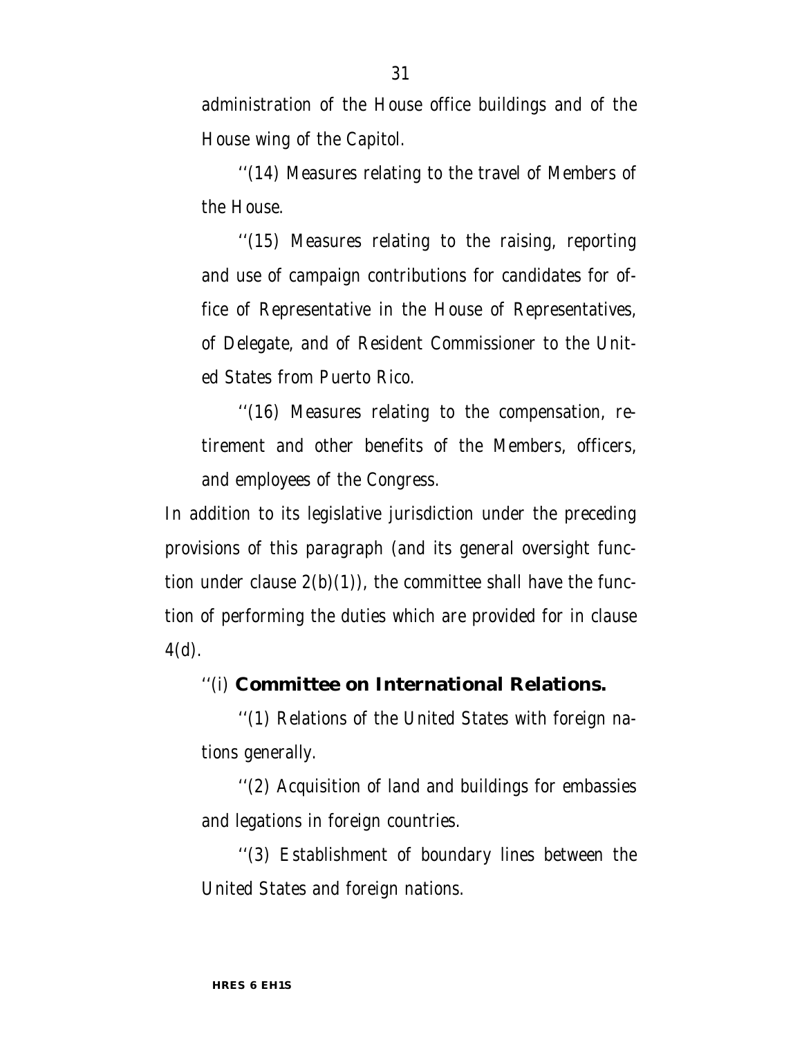administration of the House office buildings and of the House wing of the Capitol.

''(14) Measures relating to the travel of Members of the House.

''(15) Measures relating to the raising, reporting and use of campaign contributions for candidates for office of Representative in the House of Representatives, of Delegate, and of Resident Commissioner to the United States from Puerto Rico.

''(16) Measures relating to the compensation, retirement and other benefits of the Members, officers, and employees of the Congress.

In addition to its legislative jurisdiction under the preceding provisions of this paragraph (and its general oversight function under clause 2(b)(1)), the committee shall have the function of performing the duties which are provided for in clause 4(d).

''(i) **Committee on International Relations.**

''(1) Relations of the United States with foreign nations generally.

''(2) Acquisition of land and buildings for embassies and legations in foreign countries.

''(3) Establishment of boundary lines between the United States and foreign nations.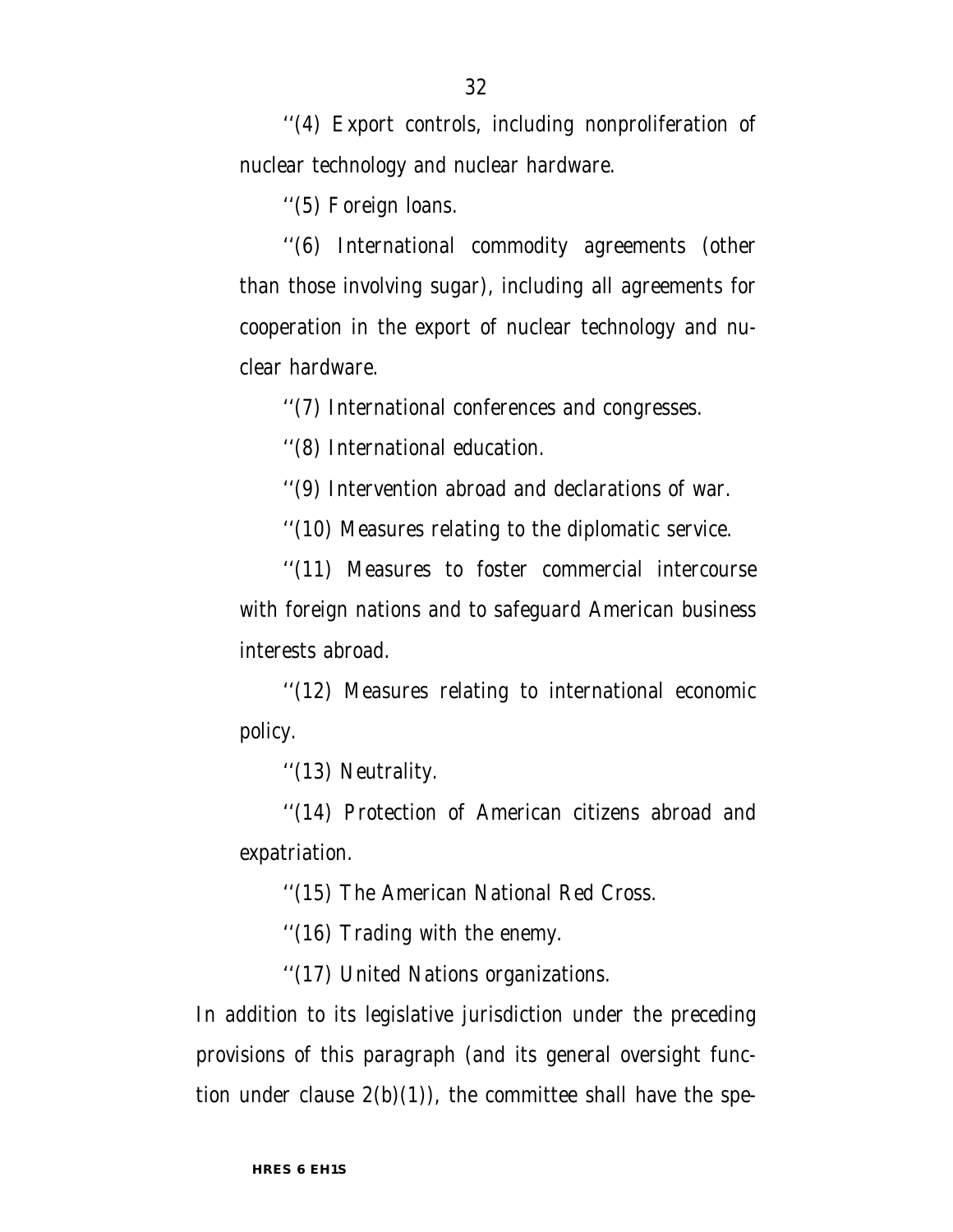''(4) Export controls, including nonproliferation of nuclear technology and nuclear hardware.

''(5) Foreign loans.

''(6) International commodity agreements (other than those involving sugar), including all agreements for cooperation in the export of nuclear technology and nuclear hardware.

''(7) International conferences and congresses.

''(8) International education.

''(9) Intervention abroad and declarations of war.

''(10) Measures relating to the diplomatic service.

''(11) Measures to foster commercial intercourse with foreign nations and to safeguard American business interests abroad.

''(12) Measures relating to international economic policy.

''(13) Neutrality.

''(14) Protection of American citizens abroad and expatriation.

''(15) The American National Red Cross.

''(16) Trading with the enemy.

''(17) United Nations organizations.

In addition to its legislative jurisdiction under the preceding provisions of this paragraph (and its general oversight function under clause 2(b)(1)), the committee shall have the spe-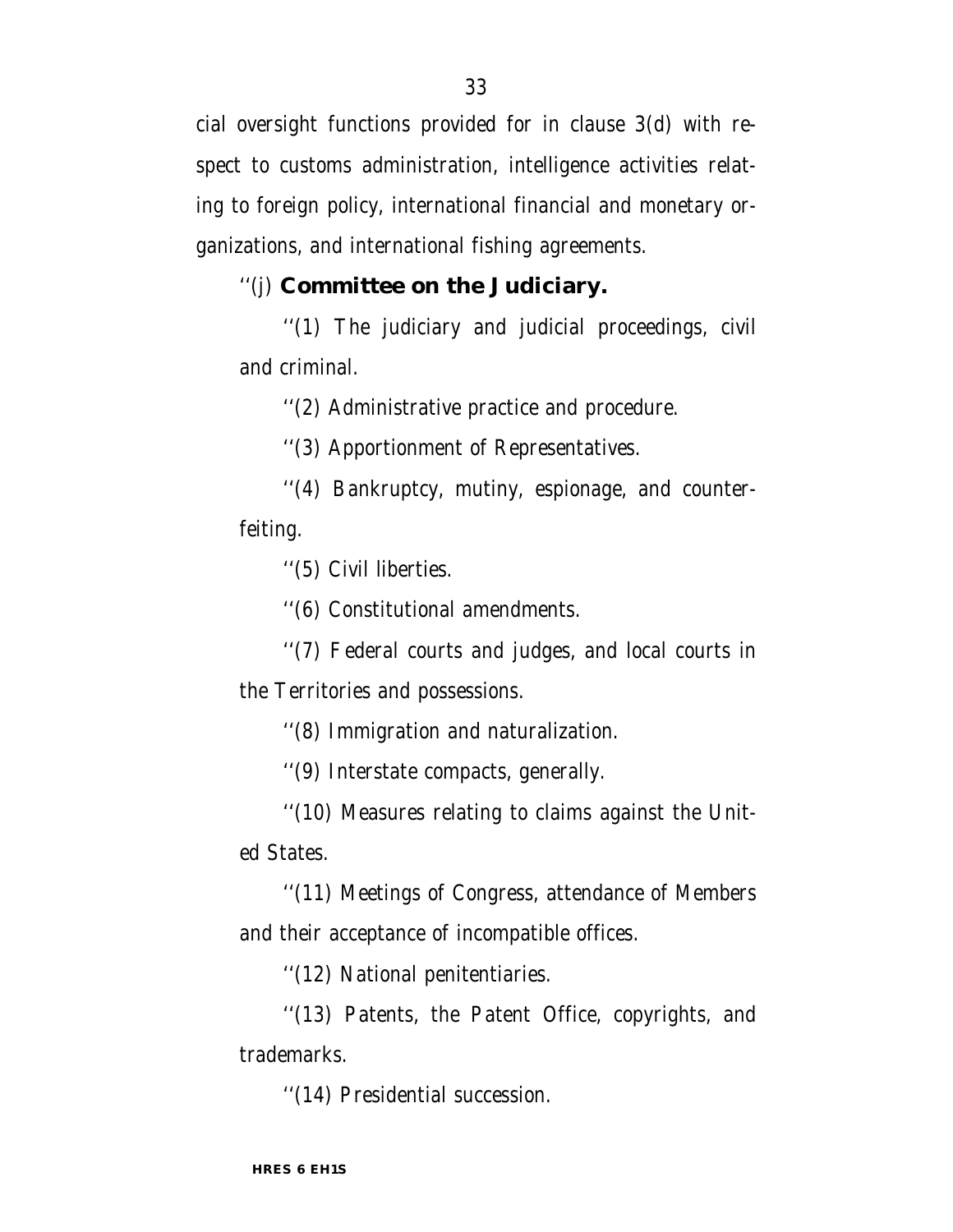cial oversight functions provided for in clause 3(d) with respect to customs administration, intelligence activities relating to foreign policy, international financial and monetary organizations, and international fishing agreements.

''(j) **Committee on the Judiciary.**

''(1) The judiciary and judicial proceedings, civil and criminal.

''(2) Administrative practice and procedure.

''(3) Apportionment of Representatives.

''(4) Bankruptcy, mutiny, espionage, and counterfeiting.

''(5) Civil liberties.

''(6) Constitutional amendments.

''(7) Federal courts and judges, and local courts in the Territories and possessions.

''(8) Immigration and naturalization.

''(9) Interstate compacts, generally.

''(10) Measures relating to claims against the United States.

''(11) Meetings of Congress, attendance of Members and their acceptance of incompatible offices.

''(12) National penitentiaries.

''(13) Patents, the Patent Office, copyrights, and trademarks.

''(14) Presidential succession.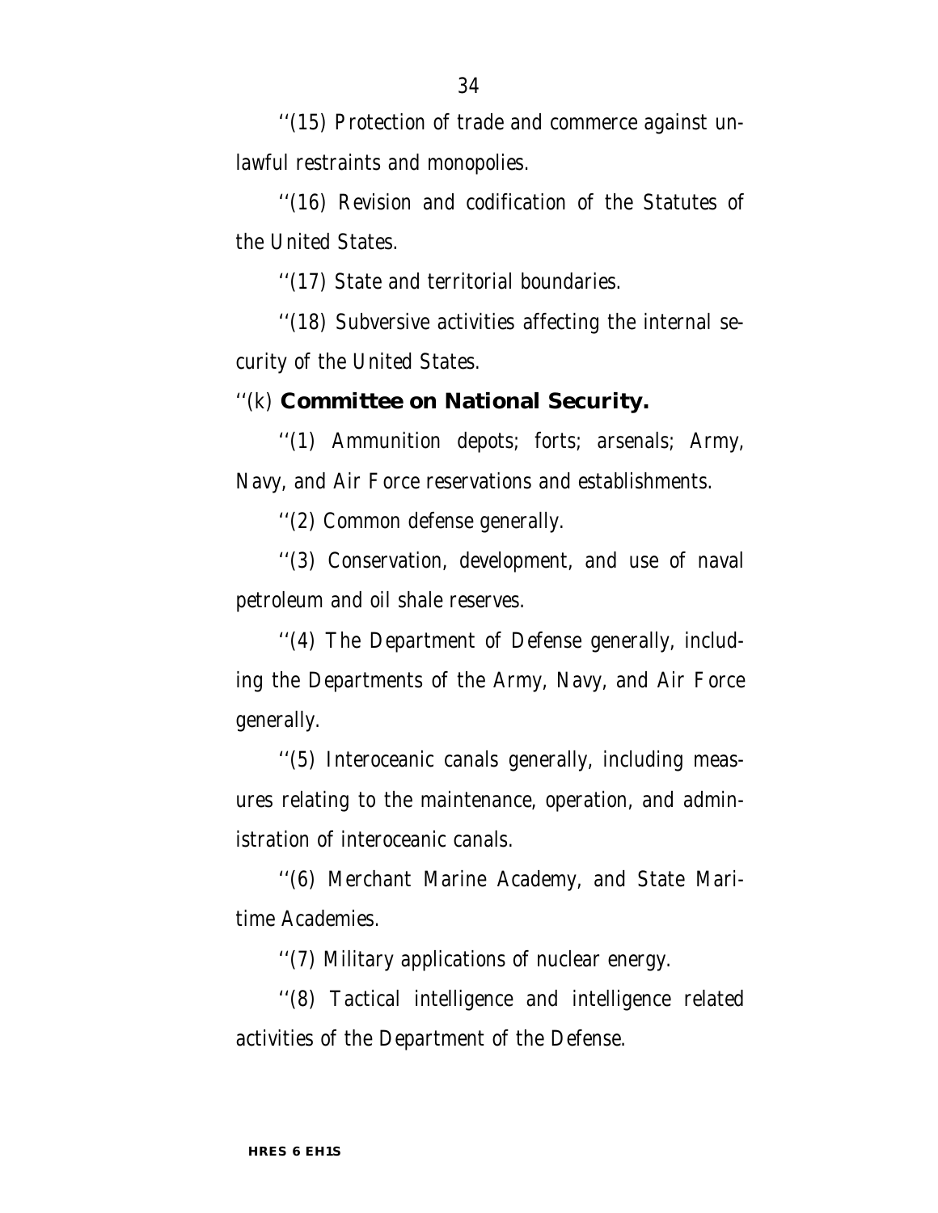''(15) Protection of trade and commerce against unlawful restraints and monopolies.

''(16) Revision and codification of the Statutes of the United States.

''(17) State and territorial boundaries.

''(18) Subversive activities affecting the internal security of the United States.

''(k) **Committee on National Security.**

''(1) Ammunition depots; forts; arsenals; Army, Navy, and Air Force reservations and establishments.

''(2) Common defense generally.

''(3) Conservation, development, and use of naval petroleum and oil shale reserves.

''(4) The Department of Defense generally, including the Departments of the Army, Navy, and Air Force generally.

''(5) Interoceanic canals generally, including measures relating to the maintenance, operation, and administration of interoceanic canals.

''(6) Merchant Marine Academy, and State Maritime Academies.

''(7) Military applications of nuclear energy.

''(8) Tactical intelligence and intelligence related activities of the Department of the Defense.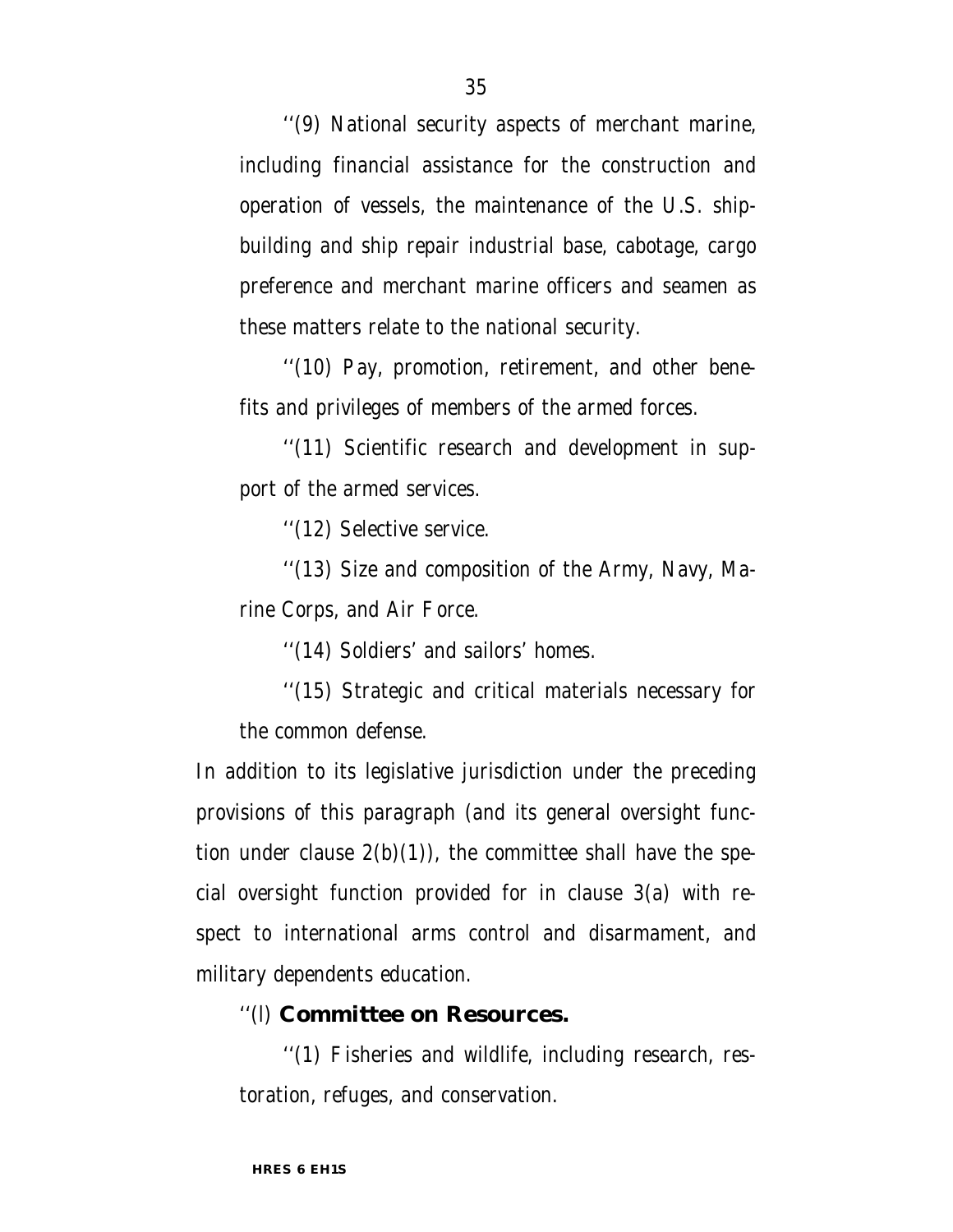''(9) National security aspects of merchant marine, including financial assistance for the construction and operation of vessels, the maintenance of the U.S. shipbuilding and ship repair industrial base, cabotage, cargo preference and merchant marine officers and seamen as these matters relate to the national security.

''(10) Pay, promotion, retirement, and other benefits and privileges of members of the armed forces.

''(11) Scientific research and development in support of the armed services.

''(12) Selective service.

''(13) Size and composition of the Army, Navy, Marine Corps, and Air Force.

''(14) Soldiers' and sailors' homes.

''(15) Strategic and critical materials necessary for the common defense.

In addition to its legislative jurisdiction under the preceding provisions of this paragraph (and its general oversight function under clause 2(b)(1)), the committee shall have the special oversight function provided for in clause 3(a) with respect to international arms control and disarmament, and military dependents education.

''(l) **Committee on Resources.**

''(1) Fisheries and wildlife, including research, restoration, refuges, and conservation.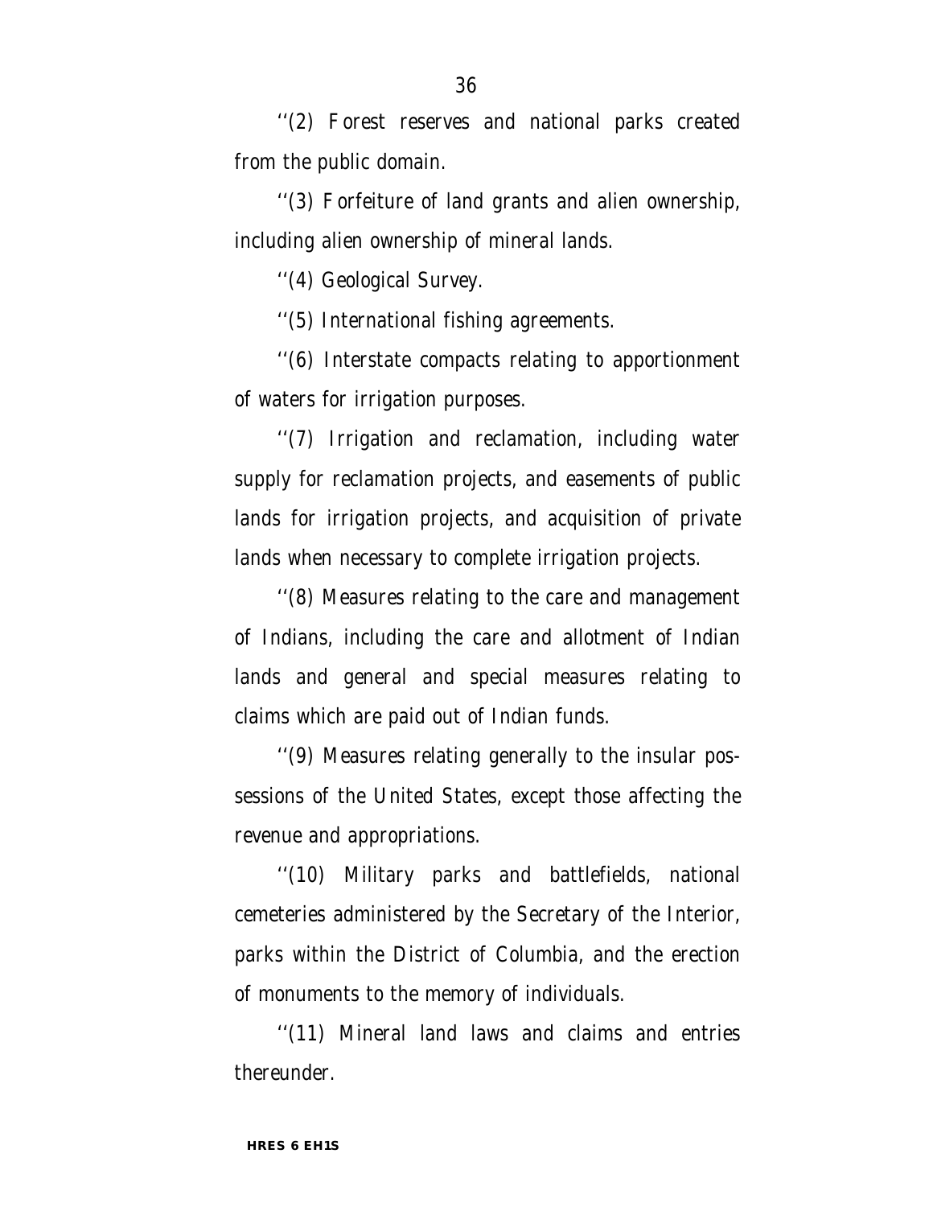''(2) Forest reserves and national parks created from the public domain.

''(3) Forfeiture of land grants and alien ownership, including alien ownership of mineral lands.

''(4) Geological Survey.

''(5) International fishing agreements.

''(6) Interstate compacts relating to apportionment of waters for irrigation purposes.

''(7) Irrigation and reclamation, including water supply for reclamation projects, and easements of public lands for irrigation projects, and acquisition of private lands when necessary to complete irrigation projects.

''(8) Measures relating to the care and management of Indians, including the care and allotment of Indian lands and general and special measures relating to claims which are paid out of Indian funds.

''(9) Measures relating generally to the insular possessions of the United States, except those affecting the revenue and appropriations.

''(10) Military parks and battlefields, national cemeteries administered by the Secretary of the Interior, parks within the District of Columbia, and the erection of monuments to the memory of individuals.

''(11) Mineral land laws and claims and entries thereunder.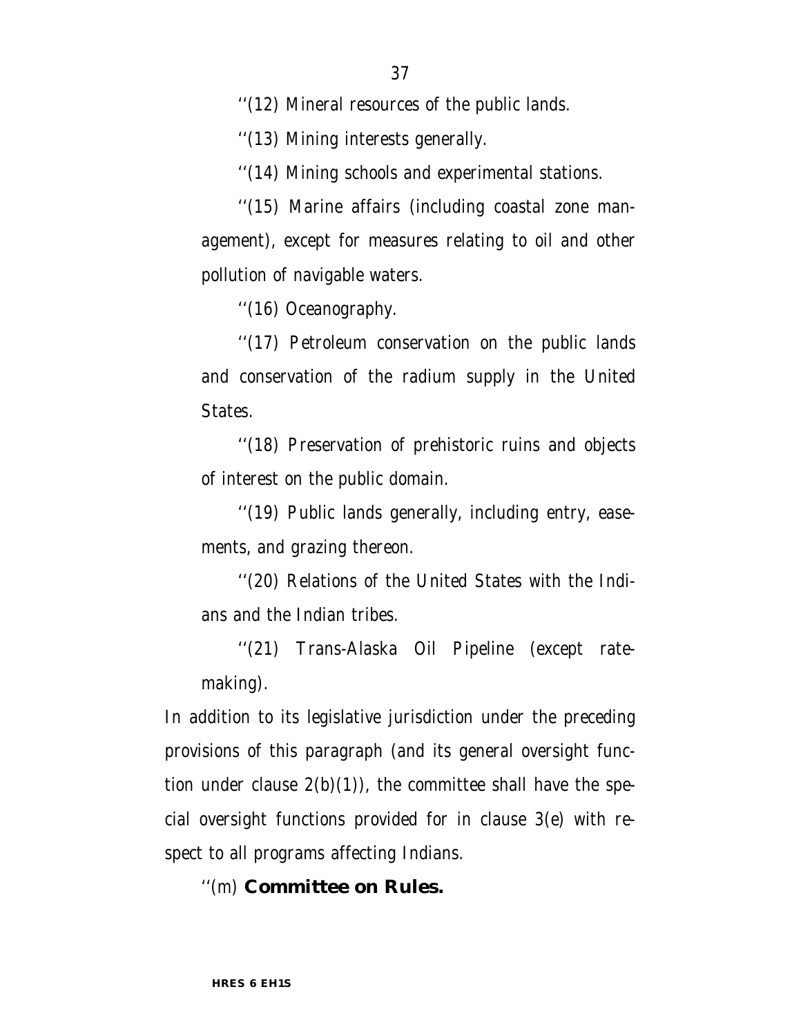''(12) Mineral resources of the public lands.

''(13) Mining interests generally.

''(14) Mining schools and experimental stations.

''(15) Marine affairs (including coastal zone management), except for measures relating to oil and other pollution of navigable waters.

''(16) Oceanography.

''(17) Petroleum conservation on the public lands and conservation of the radium supply in the United States.

''(18) Preservation of prehistoric ruins and objects of interest on the public domain.

''(19) Public lands generally, including entry, easements, and grazing thereon.

''(20) Relations of the United States with the Indians and the Indian tribes.

''(21) Trans-Alaska Oil Pipeline (except ratemaking).

In addition to its legislative jurisdiction under the preceding provisions of this paragraph (and its general oversight function under clause 2(b)(1)), the committee shall have the special oversight functions provided for in clause 3(e) with respect to all programs affecting Indians.

''(m) **Committee on Rules.**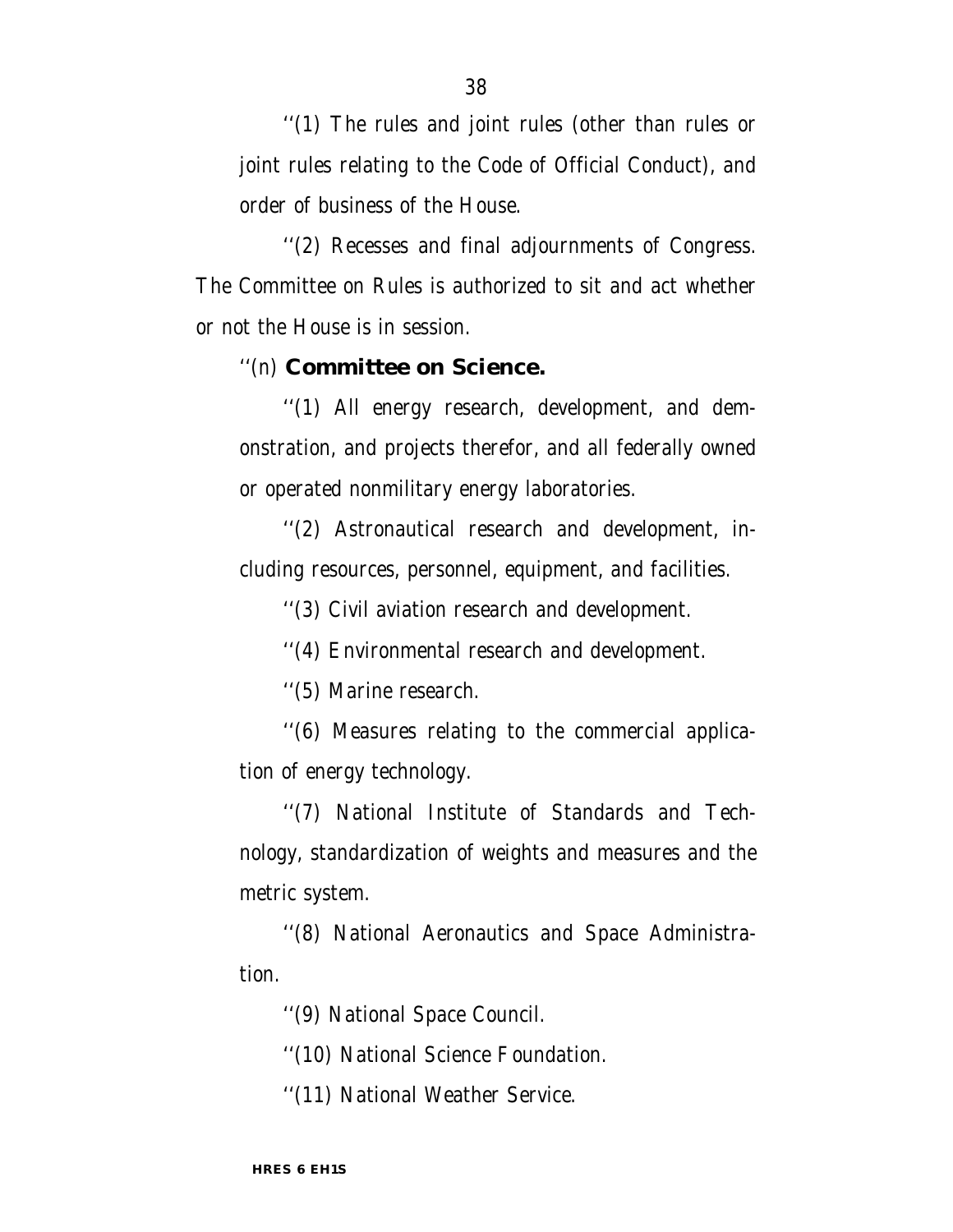''(1) The rules and joint rules (other than rules or joint rules relating to the Code of Official Conduct), and order of business of the House.

''(2) Recesses and final adjournments of Congress. The Committee on Rules is authorized to sit and act whether or not the House is in session.

''(n) **Committee on Science.**

''(1) All energy research, development, and demonstration, and projects therefor, and all federally owned or operated nonmilitary energy laboratories.

''(2) Astronautical research and development, including resources, personnel, equipment, and facilities.

''(3) Civil aviation research and development.

''(4) Environmental research and development.

''(5) Marine research.

''(6) Measures relating to the commercial application of energy technology.

''(7) National Institute of Standards and Technology, standardization of weights and measures and the metric system.

''(8) National Aeronautics and Space Administration.

''(9) National Space Council.

''(10) National Science Foundation.

''(11) National Weather Service.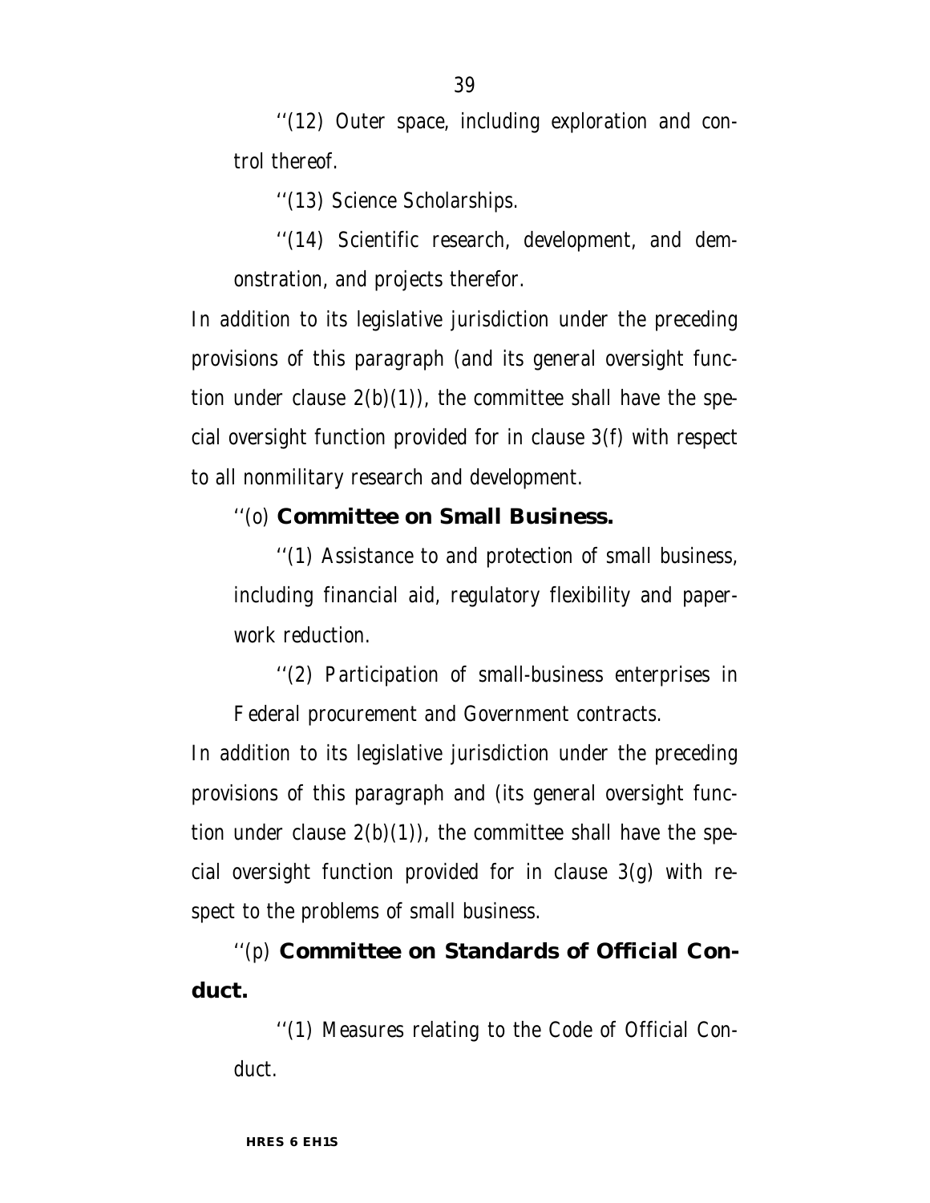''(12) Outer space, including exploration and control thereof.

''(13) Science Scholarships.

''(14) Scientific research, development, and demonstration, and projects therefor.

In addition to its legislative jurisdiction under the preceding provisions of this paragraph (and its general oversight function under clause 2(b)(1)), the committee shall have the special oversight function provided for in clause 3(f) with respect to all nonmilitary research and development.

''(o) **Committee on Small Business.**

''(1) Assistance to and protection of small business, including financial aid, regulatory flexibility and paperwork reduction.

''(2) Participation of small-business enterprises in Federal procurement and Government contracts.

In addition to its legislative jurisdiction under the preceding provisions of this paragraph and (its general oversight function under clause 2(b)(1)), the committee shall have the special oversight function provided for in clause 3(g) with respect to the problems of small business.

''(p) **Committee on Standards of Official Conduct.**

''(1) Measures relating to the Code of Official Conduct.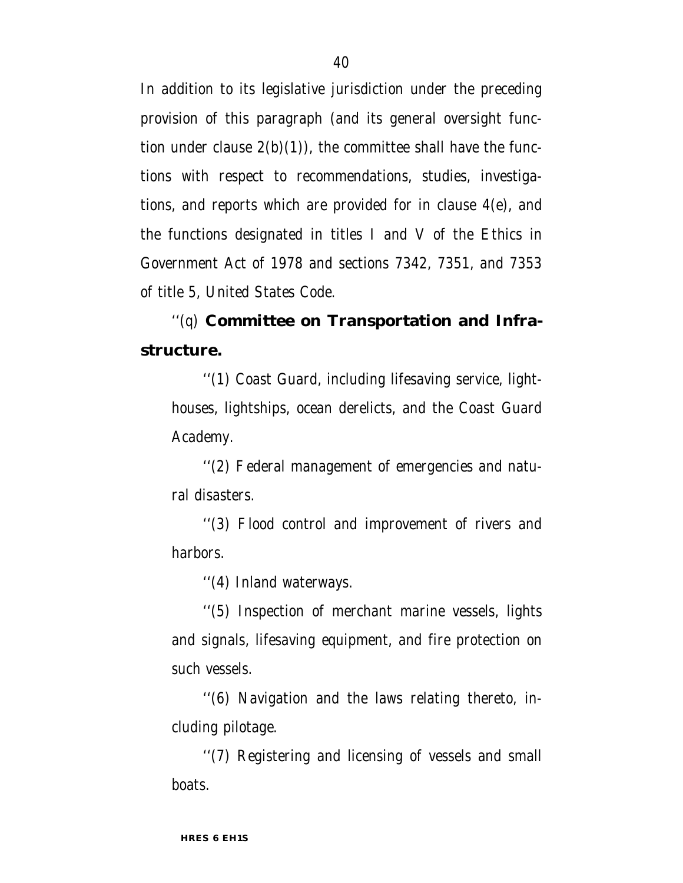In addition to its legislative jurisdiction under the preceding provision of this paragraph (and its general oversight function under clause 2(b)(1)), the committee shall have the functions with respect to recommendations, studies, investigations, and reports which are provided for in clause 4(e), and the functions designated in titles I and V of the Ethics in Government Act of 1978 and sections 7342, 7351, and 7353 of title 5, United States Code.

''(q) **Committee on Transportation and Infrastructure.**

''(1) Coast Guard, including lifesaving service, lighthouses, lightships, ocean derelicts, and the Coast Guard Academy.

''(2) Federal management of emergencies and natural disasters.

''(3) Flood control and improvement of rivers and harbors.

''(4) Inland waterways.

''(5) Inspection of merchant marine vessels, lights and signals, lifesaving equipment, and fire protection on such vessels.

''(6) Navigation and the laws relating thereto, including pilotage.

''(7) Registering and licensing of vessels and small boats.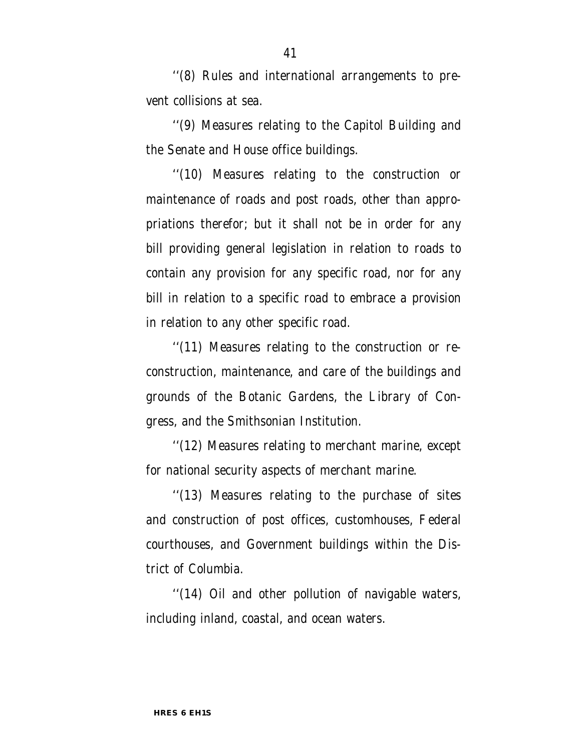''(8) Rules and international arrangements to prevent collisions at sea.

''(9) Measures relating to the Capitol Building and the Senate and House office buildings.

''(10) Measures relating to the construction or maintenance of roads and post roads, other than appropriations therefor; but it shall not be in order for any bill providing general legislation in relation to roads to contain any provision for any specific road, nor for any bill in relation to a specific road to embrace a provision in relation to any other specific road.

''(11) Measures relating to the construction or reconstruction, maintenance, and care of the buildings and grounds of the Botanic Gardens, the Library of Congress, and the Smithsonian Institution.

''(12) Measures relating to merchant marine, except for national security aspects of merchant marine.

''(13) Measures relating to the purchase of sites and construction of post offices, customhouses, Federal courthouses, and Government buildings within the District of Columbia.

''(14) Oil and other pollution of navigable waters, including inland, coastal, and ocean waters.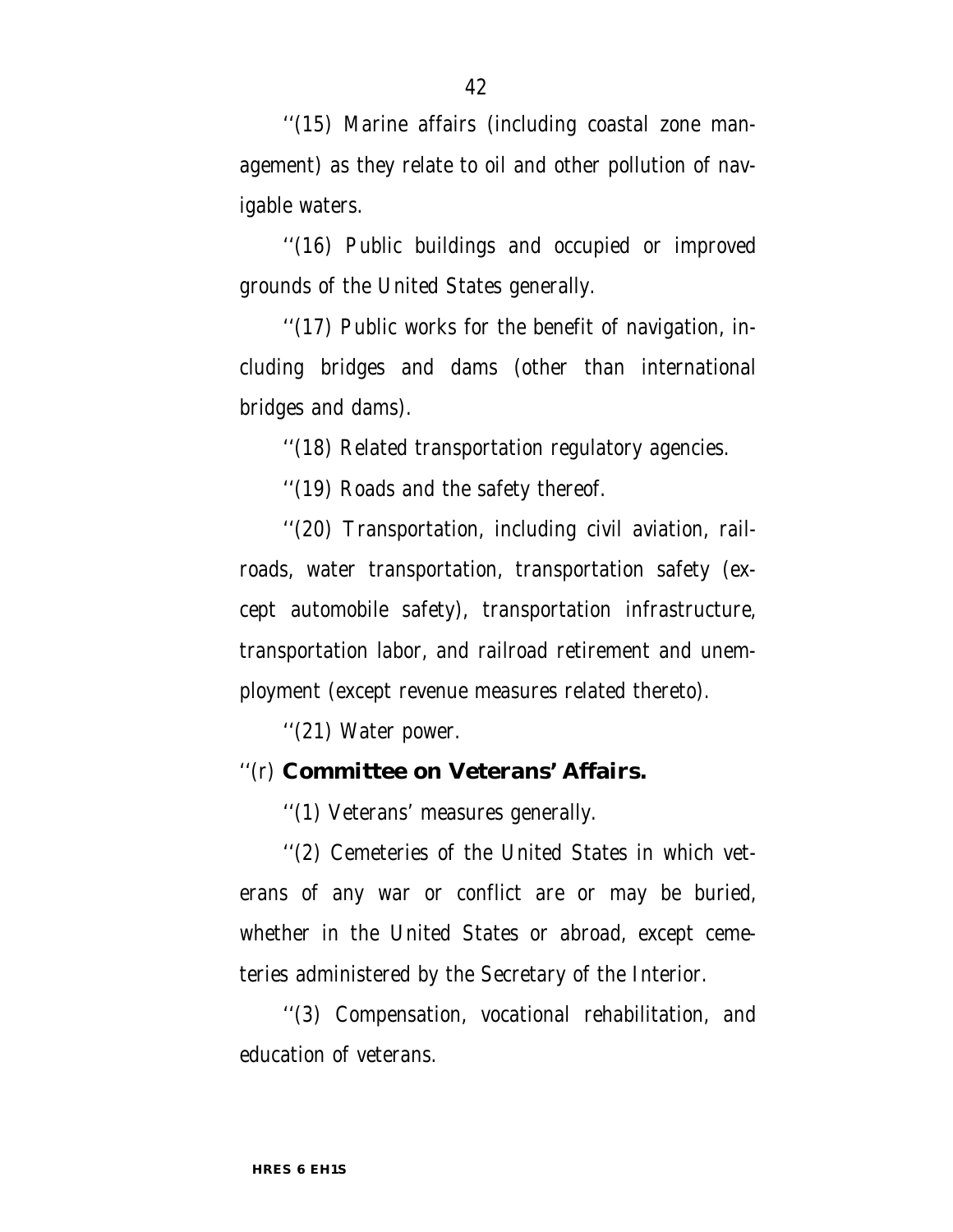''(15) Marine affairs (including coastal zone management) as they relate to oil and other pollution of navigable waters.

''(16) Public buildings and occupied or improved grounds of the United States generally.

''(17) Public works for the benefit of navigation, including bridges and dams (other than international bridges and dams).

''(18) Related transportation regulatory agencies.

''(19) Roads and the safety thereof.

''(20) Transportation, including civil aviation, railroads, water transportation, transportation safety (except automobile safety), transportation infrastructure, transportation labor, and railroad retirement and unemployment (except revenue measures related thereto).

''(21) Water power.

''(r) **Committee on Veterans' Affairs.**

''(1) Veterans' measures generally.

''(2) Cemeteries of the United States in which veterans of any war or conflict are or may be buried, whether in the United States or abroad, except cemeteries administered by the Secretary of the Interior.

''(3) Compensation, vocational rehabilitation, and education of veterans.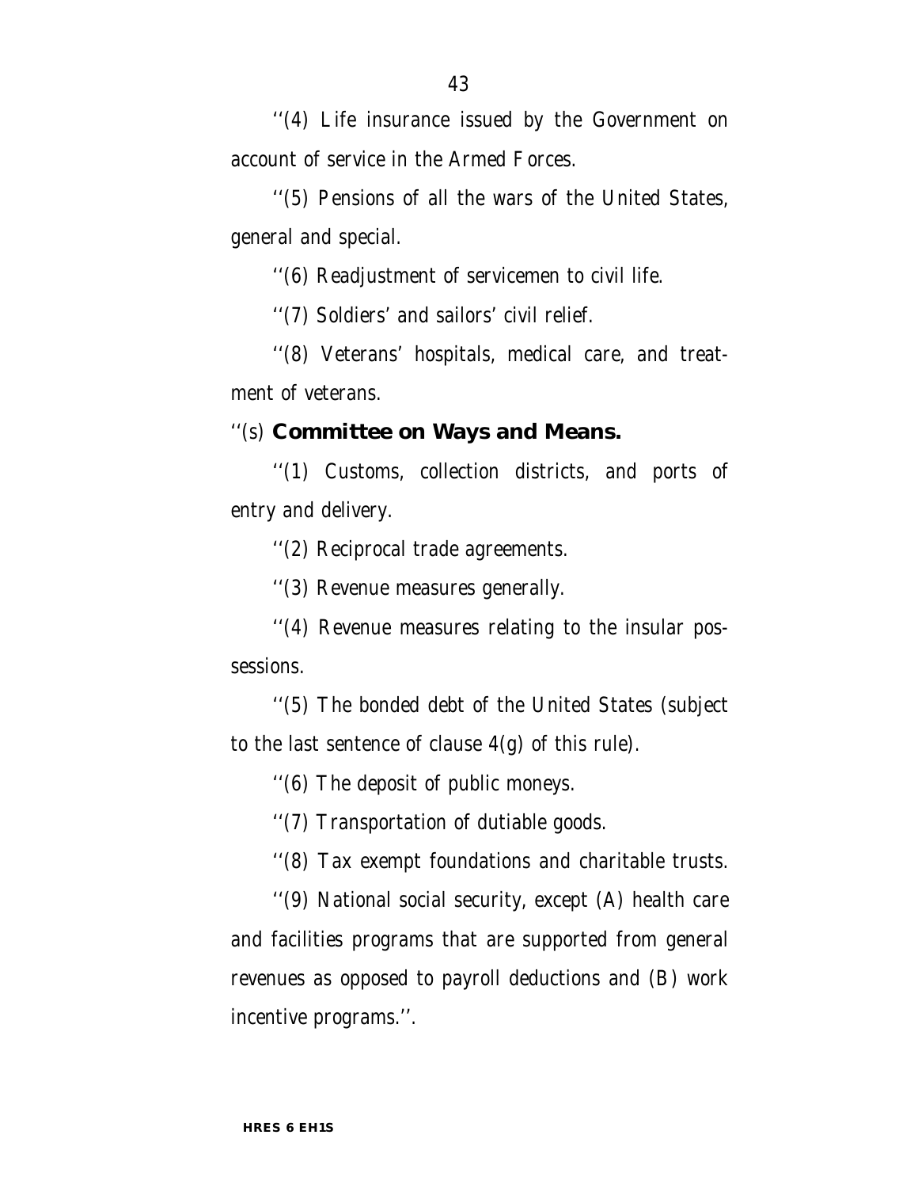''(4) Life insurance issued by the Government on account of service in the Armed Forces.

''(5) Pensions of all the wars of the United States, general and special.

''(6) Readjustment of servicemen to civil life.

''(7) Soldiers' and sailors' civil relief.

''(8) Veterans' hospitals, medical care, and treatment of veterans.

''(s) **Committee on Ways and Means.**

''(1) Customs, collection districts, and ports of entry and delivery.

''(2) Reciprocal trade agreements.

''(3) Revenue measures generally.

''(4) Revenue measures relating to the insular possessions.

''(5) The bonded debt of the United States (subject to the last sentence of clause 4(g) of this rule).

''(6) The deposit of public moneys.

''(7) Transportation of dutiable goods.

''(8) Tax exempt foundations and charitable trusts.

''(9) National social security, except (A) health care and facilities programs that are supported from general revenues as opposed to payroll deductions and (B) work incentive programs.''.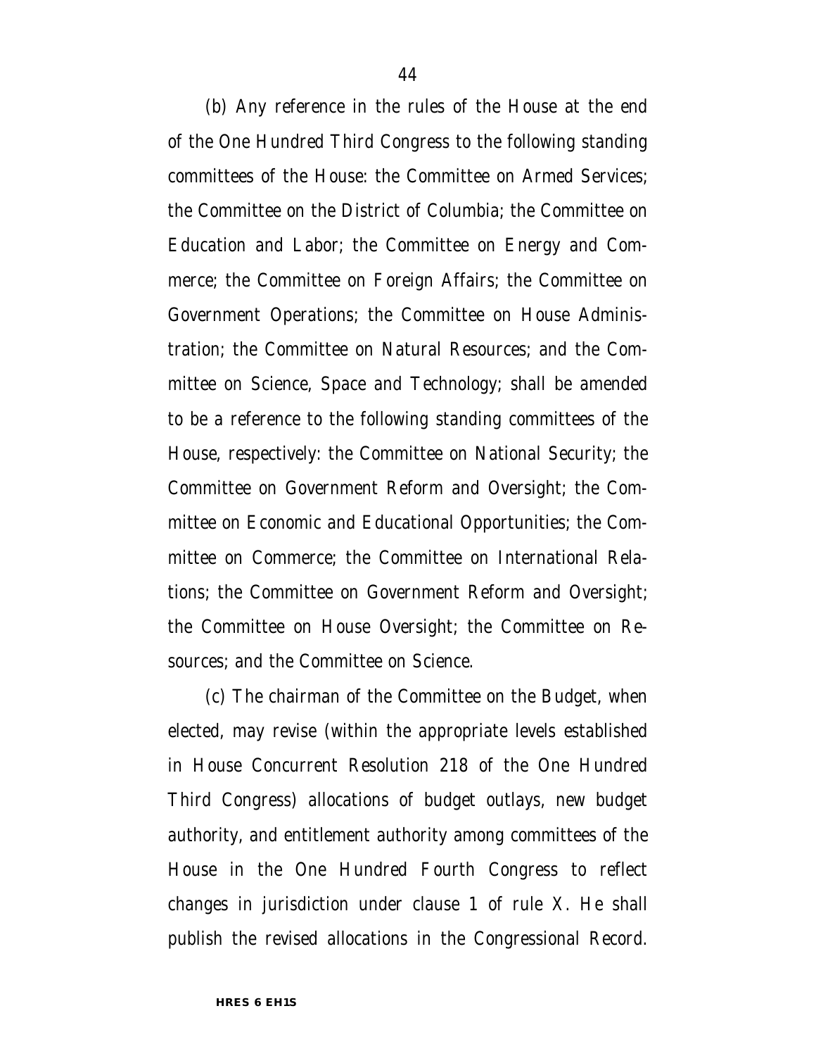(b) Any reference in the rules of the House at the end of the One Hundred Third Congress to the following standing committees of the House: the Committee on Armed Services; the Committee on the District of Columbia; the Committee on Education and Labor; the Committee on Energy and Commerce; the Committee on Foreign Affairs; the Committee on Government Operations; the Committee on House Administration; the Committee on Natural Resources; and the Committee on Science, Space and Technology; shall be amended to be a reference to the following standing committees of the House, respectively: the Committee on National Security; the Committee on Government Reform and Oversight; the Committee on Economic and Educational Opportunities; the Committee on Commerce; the Committee on International Relations; the Committee on Government Reform and Oversight; the Committee on House Oversight; the Committee on Resources; and the Committee on Science.

(c) The chairman of the Committee on the Budget, when elected, may revise (within the appropriate levels established in House Concurrent Resolution 218 of the One Hundred Third Congress) allocations of budget outlays, new budget authority, and entitlement authority among committees of the House in the One Hundred Fourth Congress to reflect changes in jurisdiction under clause 1 of rule X. He shall publish the revised allocations in the Congressional Record.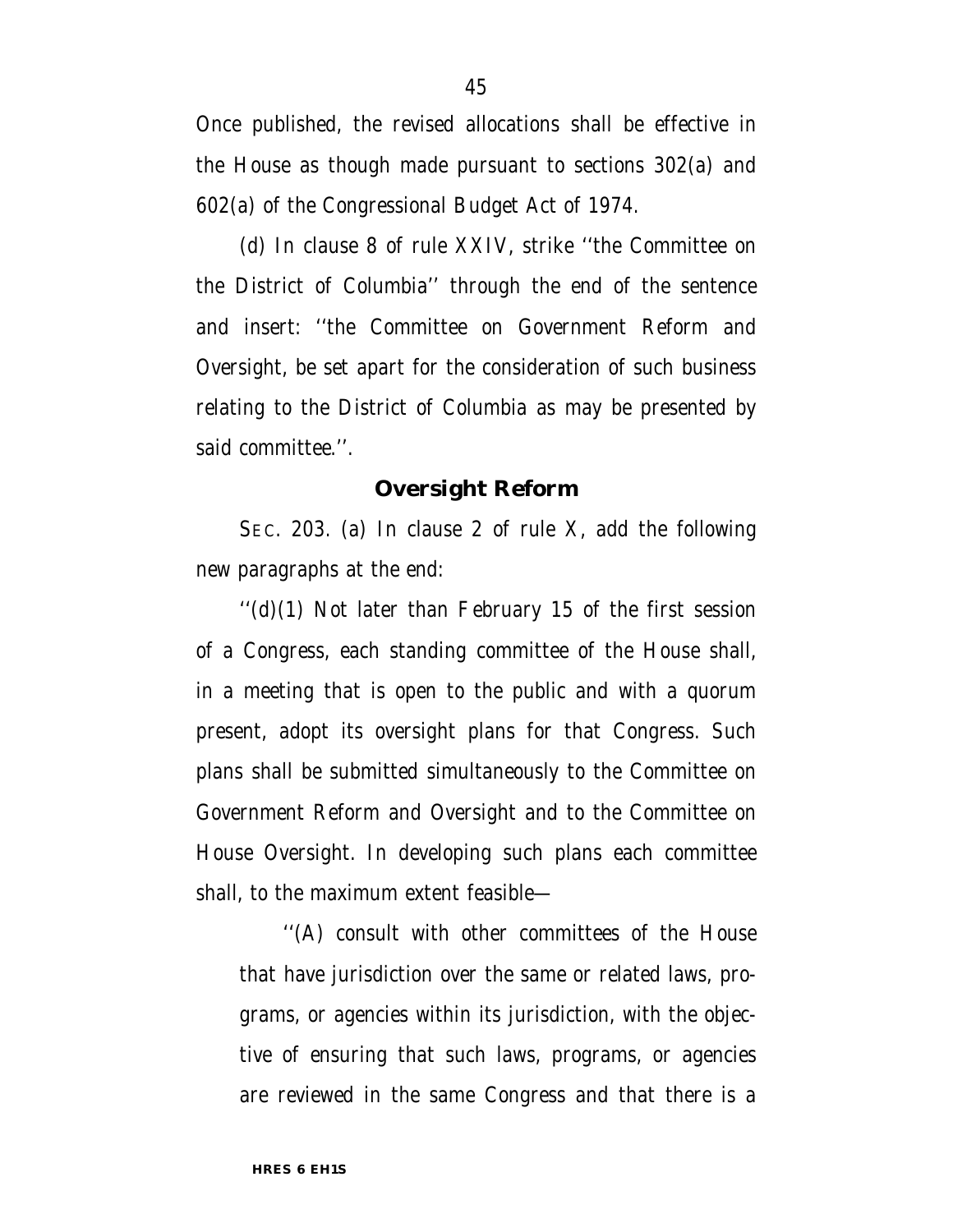Once published, the revised allocations shall be effective in the House as though made pursuant to sections 302(a) and 602(a) of the Congressional Budget Act of 1974.

(d) In clause 8 of rule XXIV, strike ''the Committee on the District of Columbia'' through the end of the sentence and insert: ''the Committee on Government Reform and Oversight, be set apart for the consideration of such business relating to the District of Columbia as may be presented by said committee.''.

## Oversight Reform

SEC. 203. (a) In clause 2 of rule X, add the following new paragraphs at the end:

''(d)(1) Not later than February 15 of the first session of a Congress, each standing committee of the House shall, in a meeting that is open to the public and with a quorum present, adopt its oversight plans for that Congress. Such plans shall be submitted simultaneously to the Committee on Government Reform and Oversight and to the Committee on House Oversight. In developing such plans each committee shall, to the maximum extent feasible—

''(A) consult with other committees of the House that have jurisdiction over the same or related laws, programs, or agencies within its jurisdiction, with the objective of ensuring that such laws, programs, or agencies are reviewed in the same Congress and that there is a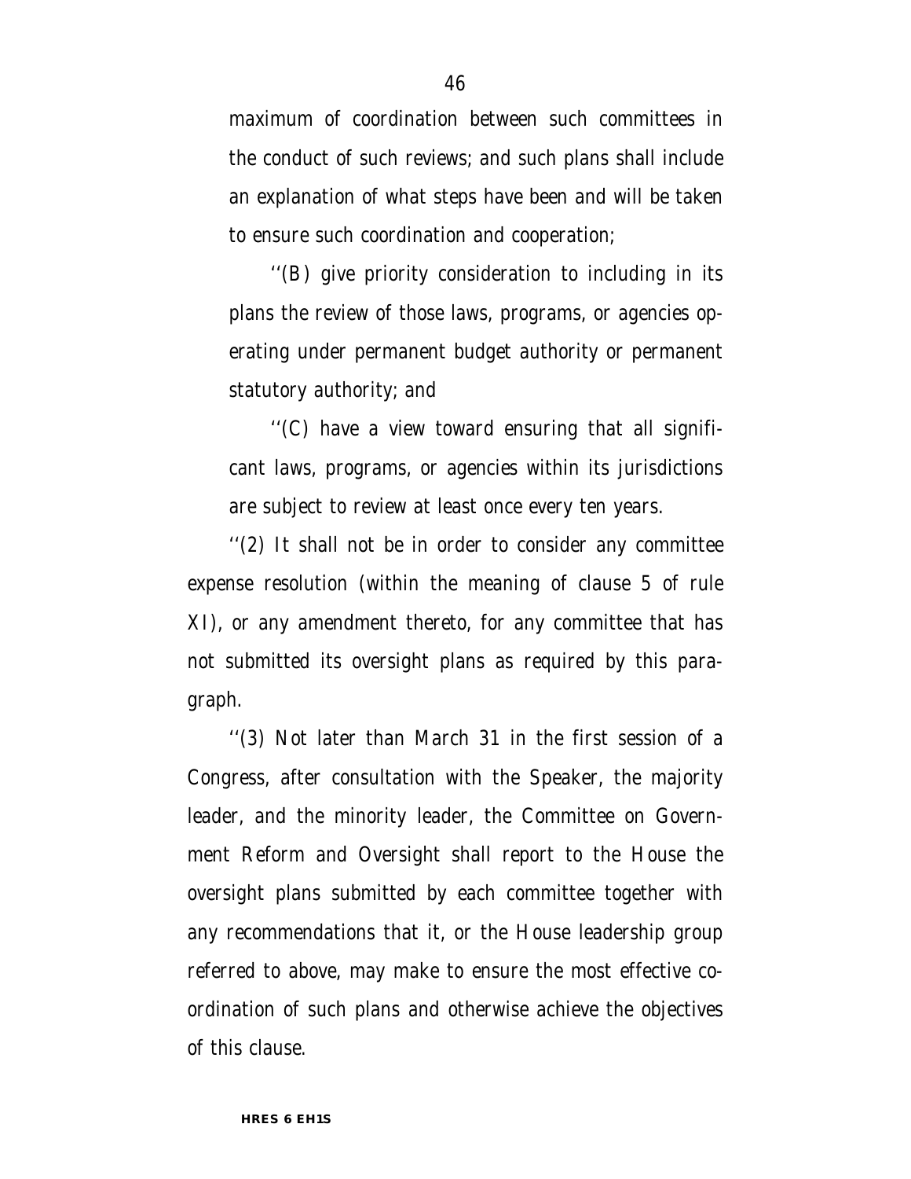maximum of coordination between such committees in the conduct of such reviews; and such plans shall include an explanation of what steps have been and will be taken to ensure such coordination and cooperation;

''(B) give priority consideration to including in its plans the review of those laws, programs, or agencies operating under permanent budget authority or permanent statutory authority; and

''(C) have a view toward ensuring that all significant laws, programs, or agencies within its jurisdictions are subject to review at least once every ten years.

''(2) It shall not be in order to consider any committee expense resolution (within the meaning of clause 5 of rule XI), or any amendment thereto, for any committee that has not submitted its oversight plans as required by this paragraph.

''(3) Not later than March 31 in the first session of a Congress, after consultation with the Speaker, the majority leader, and the minority leader, the Committee on Government Reform and Oversight shall report to the House the oversight plans submitted by each committee together with any recommendations that it, or the House leadership group referred to above, may make to ensure the most effective coordination of such plans and otherwise achieve the objectives of this clause.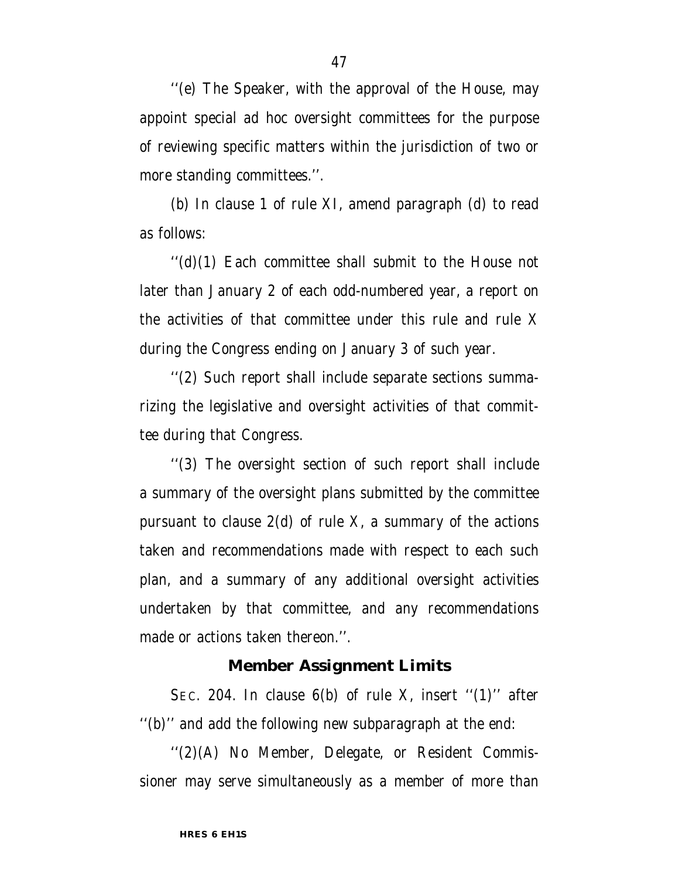''(e) The Speaker, with the approval of the House, may appoint special ad hoc oversight committees for the purpose of reviewing specific matters within the jurisdiction of two or more standing committees.''.

(b) In clause 1 of rule XI, amend paragraph (d) to read as follows:

''(d)(1) Each committee shall submit to the House not later than January 2 of each odd-numbered year, a report on the activities of that committee under this rule and rule X during the Congress ending on January 3 of such year.

''(2) Such report shall include separate sections summarizing the legislative and oversight activities of that committee during that Congress.

''(3) The oversight section of such report shall include a summary of the oversight plans submitted by the committee pursuant to clause 2(d) of rule X, a summary of the actions taken and recommendations made with respect to each such plan, and a summary of any additional oversight activities undertaken by that committee, and any recommendations made or actions taken thereon.''.

### Member Assignment Limits

SEC. 204. In clause 6(b) of rule X, insert ''(1)'' after ''(b)'' and add the following new subparagraph at the end:

''(2)(A) No Member, Delegate, or Resident Commissioner may serve simultaneously as a member of more than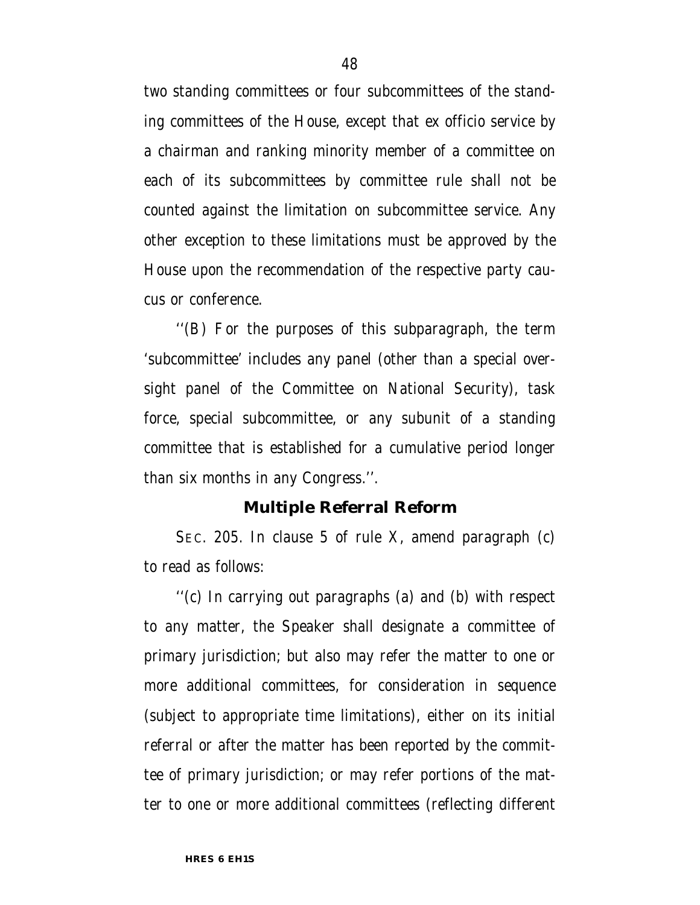two standing committees or four subcommittees of the standing committees of the House, except that ex officio service by a chairman and ranking minority member of a committee on each of its subcommittees by committee rule shall not be counted against the limitation on subcommittee service. Any other exception to these limitations must be approved by the House upon the recommendation of the respective party caucus or conference.

''(B) For the purposes of this subparagraph, the term 'subcommittee' includes any panel (other than a special oversight panel of the Committee on National Security), task force, special subcommittee, or any subunit of a standing committee that is established for a cumulative period longer than six months in any Congress.''.

### Multiple Referral Reform

SEC. 205. In clause 5 of rule X, amend paragraph (c) to read as follows:

''(c) In carrying out paragraphs (a) and (b) with respect to any matter, the Speaker shall designate a committee of primary jurisdiction; but also may refer the matter to one or more additional committees, for consideration in sequence (subject to appropriate time limitations), either on its initial referral or after the matter has been reported by the committee of primary jurisdiction; or may refer portions of the matter to one or more additional committees (reflecting different

**HRES 6 EH1S**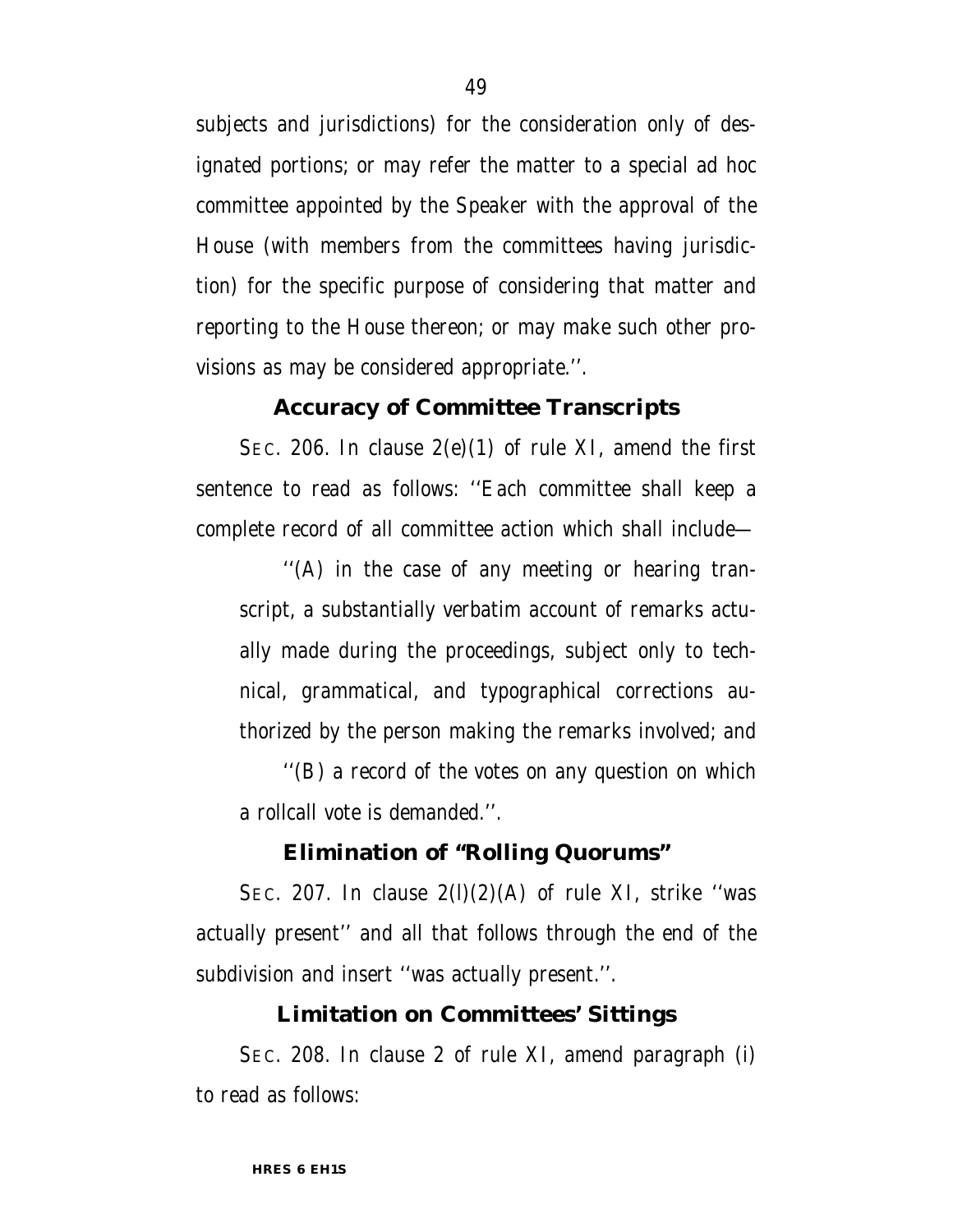subjects and jurisdictions) for the consideration only of designated portions; or may refer the matter to a special ad hoc committee appointed by the Speaker with the approval of the House (with members from the committees having jurisdiction) for the specific purpose of considering that matter and reporting to the House thereon; or may make such other provisions as may be considered appropriate.''.

### Accuracy of Committee Transcripts

SEC. 206. In clause 2(e)(1) of rule XI, amend the first sentence to read as follows: ''Each committee shall keep a complete record of all committee action which shall include—

''(A) in the case of any meeting or hearing transcript, a substantially verbatim account of remarks actually made during the proceedings, subject only to technical, grammatical, and typographical corrections authorized by the person making the remarks involved; and

''(B) a record of the votes on any question on which a rollcall vote is demanded.''.

### Elimination of "Rolling Quorums"

SEC. 207. In clause 2(l)(2)(A) of rule XI, strike ''was actually present'' and all that follows through the end of the subdivision and insert ''was actually present.''.

### Limitation on Committees' Sittings

SEC. 208. In clause 2 of rule XI, amend paragraph (i) to read as follows: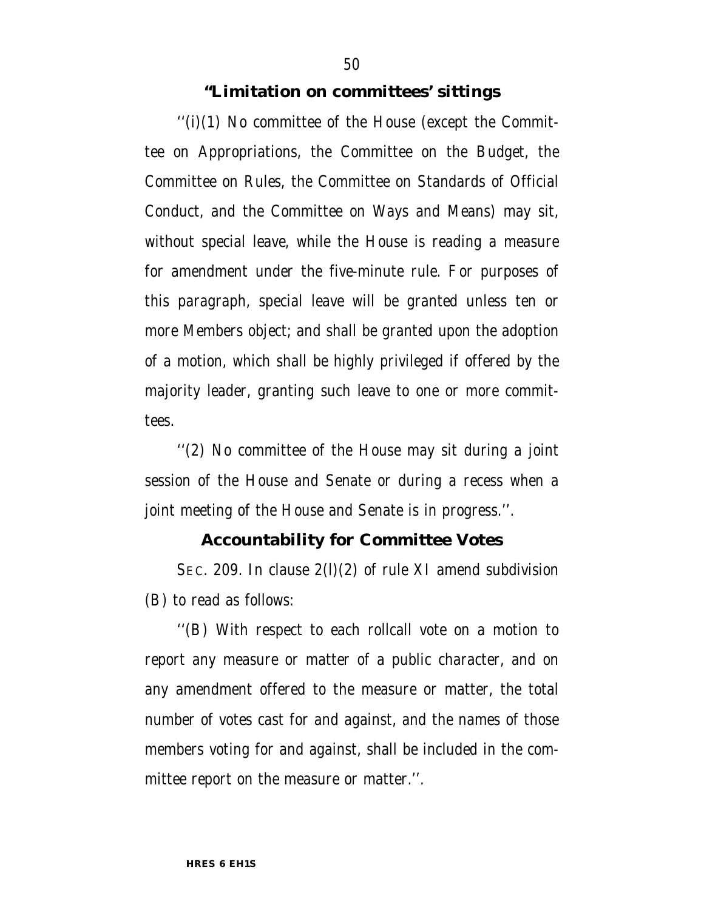### "Limitation on committees' sittings

''(i)(1) No committee of the House (except the Committee on Appropriations, the Committee on the Budget, the Committee on Rules, the Committee on Standards of Official Conduct, and the Committee on Ways and Means) may sit, without special leave, while the House is reading a measure for amendment under the five-minute rule. For purposes of this paragraph, special leave will be granted unless ten or more Members object; and shall be granted upon the adoption of a motion, which shall be highly privileged if offered by the majority leader, granting such leave to one or more committees.

''(2) No committee of the House may sit during a joint session of the House and Senate or during a recess when a joint meeting of the House and Senate is in progress.''.

### Accountability for Committee Votes

SEC. 209. In clause 2(l)(2) of rule XI amend subdivision (B) to read as follows:

''(B) With respect to each rollcall vote on a motion to report any measure or matter of a public character, and on any amendment offered to the measure or matter, the total number of votes cast for and against, and the names of those members voting for and against, shall be included in the committee report on the measure or matter.''.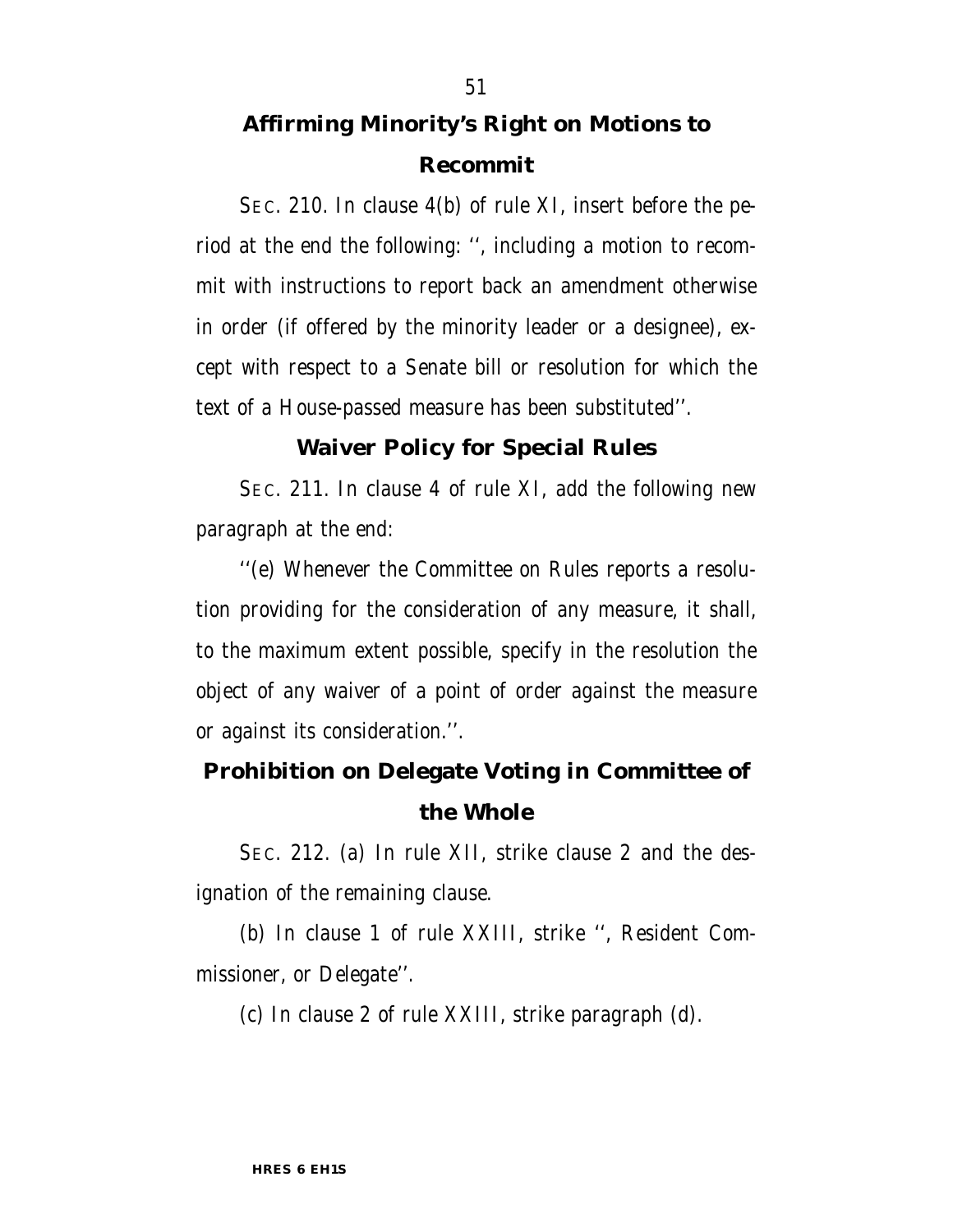## Affirming Minority's Right on Motions to Recommit

SEC. 210. In clause 4(b) of rule XI, insert before the period at the end the following: '', including a motion to recommit with instructions to report back an amendment otherwise in order (if offered by the minority leader or a designee), except with respect to a Senate bill or resolution for which the text of a House-passed measure has been substituted''.

## Waiver Policy for Special Rules

SEC. 211. In clause 4 of rule XI, add the following new paragraph at the end:

''(e) Whenever the Committee on Rules reports a resolution providing for the consideration of any measure, it shall, to the maximum extent possible, specify in the resolution the object of any waiver of a point of order against the measure or against its consideration.''.

## Prohibition on Delegate Voting in Committee of the Whole

SEC. 212. (a) In rule XII, strike clause 2 and the designation of the remaining clause.

(b) In clause 1 of rule XXIII, strike '', Resident Commissioner, or Delegate''.

(c) In clause 2 of rule XXIII, strike paragraph (d).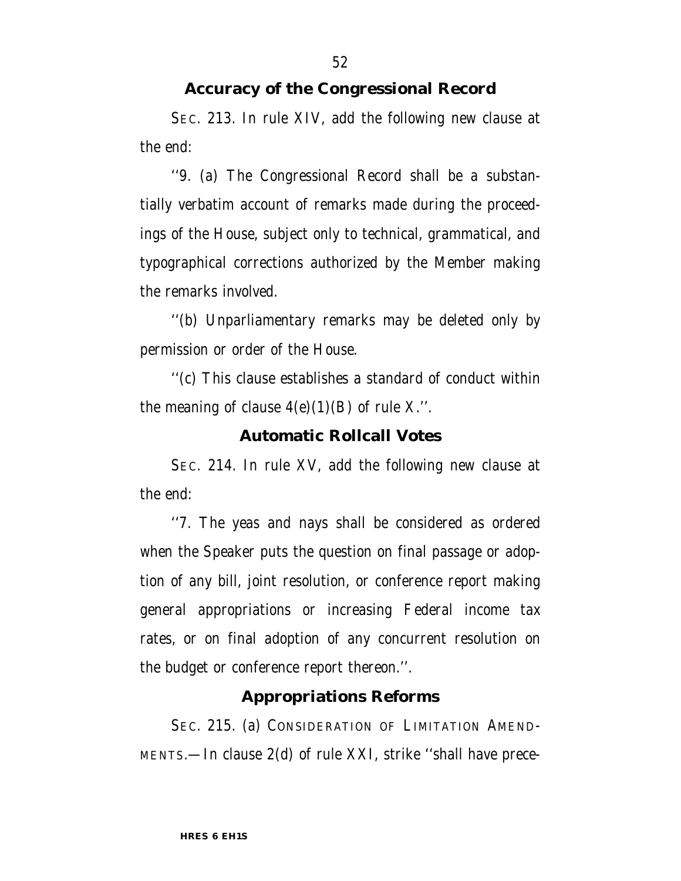## Accuracy of the Congressional Record

SEC. 213. In rule XIV, add the following new clause at the end:

''9. (a) The Congressional Record shall be a substantially verbatim account of remarks made during the proceedings of the House, subject only to technical, grammatical, and typographical corrections authorized by the Member making the remarks involved.

''(b) Unparliamentary remarks may be deleted only by permission or order of the House.

''(c) This clause establishes a standard of conduct within the meaning of clause 4(e)(1)(B) of rule X.''.

## Automatic Rollcall Votes

SEC. 214. In rule XV, add the following new clause at the end:

''7. The yeas and nays shall be considered as ordered when the Speaker puts the question on final passage or adoption of any bill, joint resolution, or conference report making general appropriations or increasing Federal income tax rates, or on final adoption of any concurrent resolution on the budget or conference report thereon.''.

## Appropriations Reforms

SEC. 215. (a) CONSIDERATION OF LIMITATION AMENDMENTS.—In clause 2(d) of rule XXI, strike ''shall have prece-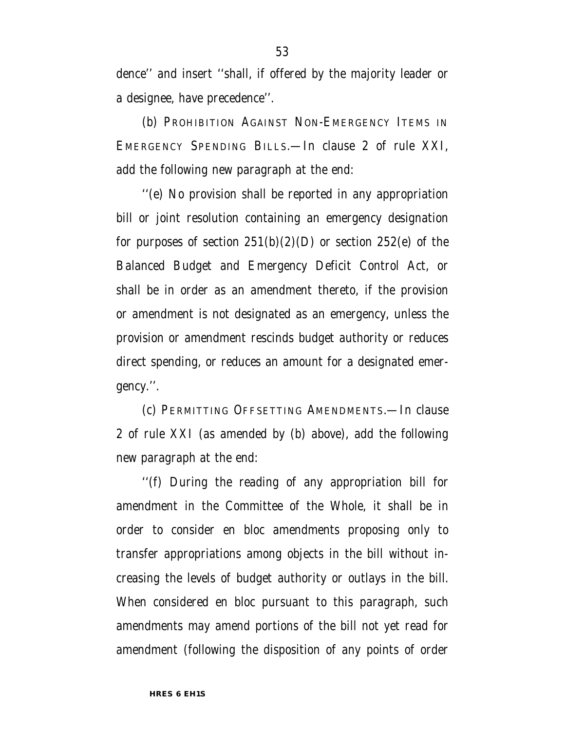dence'' and insert ''shall, if offered by the majority leader or a designee, have precedence''.

(b) PROHIBITION AGAINST NON-EMERGENCY ITEMS IN EMERGENCY SPENDING BILLS.—In clause 2 of rule XXI, add the following new paragraph at the end:

''(e) No provision shall be reported in any appropriation bill or joint resolution containing an emergency designation for purposes of section 251(b)(2)(D) or section 252(e) of the Balanced Budget and Emergency Deficit Control Act, or shall be in order as an amendment thereto, if the provision or amendment is not designated as an emergency, unless the provision or amendment rescinds budget authority or reduces direct spending, or reduces an amount for a designated emergency.''.

(c) PERMITTING OFFSETTING AMENDMENTS.—In clause 2 of rule XXI (as amended by (b) above), add the following new paragraph at the end:

''(f) During the reading of any appropriation bill for amendment in the Committee of the Whole, it shall be in order to consider en bloc amendments proposing only to transfer appropriations among objects in the bill without increasing the levels of budget authority or outlays in the bill. When considered en bloc pursuant to this paragraph, such amendments may amend portions of the bill not yet read for amendment (following the disposition of any points of order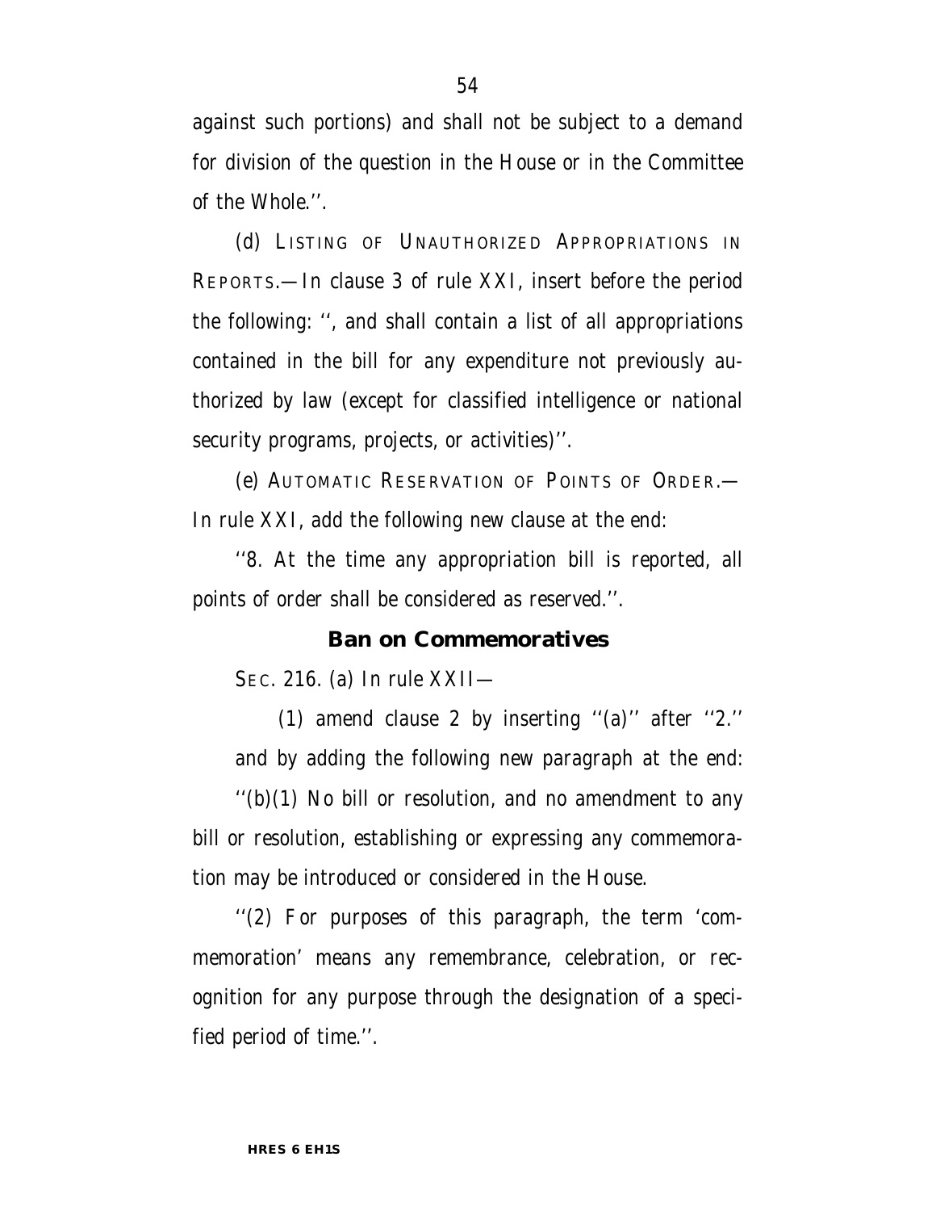against such portions) and shall not be subject to a demand for division of the question in the House or in the Committee of the Whole.''.

(d) LISTING OF UNAUTHORIZED APPROPRIATIONS IN REPORTS.—In clause 3 of rule XXI, insert before the period the following: '', and shall contain a list of all appropriations contained in the bill for any expenditure not previously authorized by law (except for classified intelligence or national security programs, projects, or activities)''.

(e) AUTOMATIC RESERVATION OF POINTS OF ORDER.—In rule XXI, add the following new clause at the end:

''8. At the time any appropriation bill is reported, all points of order shall be considered as reserved.''.

### Ban on Commemoratives

SEC. 216. (a) In rule XXII—

(1) amend clause 2 by inserting ''(a)'' after ''2.'' and by adding the following new paragraph at the end:

''(b)(1) No bill or resolution, and no amendment to any bill or resolution, establishing or expressing any commemoration may be introduced or considered in the House.

''(2) For purposes of this paragraph, the term 'commemoration' means any remembrance, celebration, or recognition for any purpose through the designation of a specified period of time.''.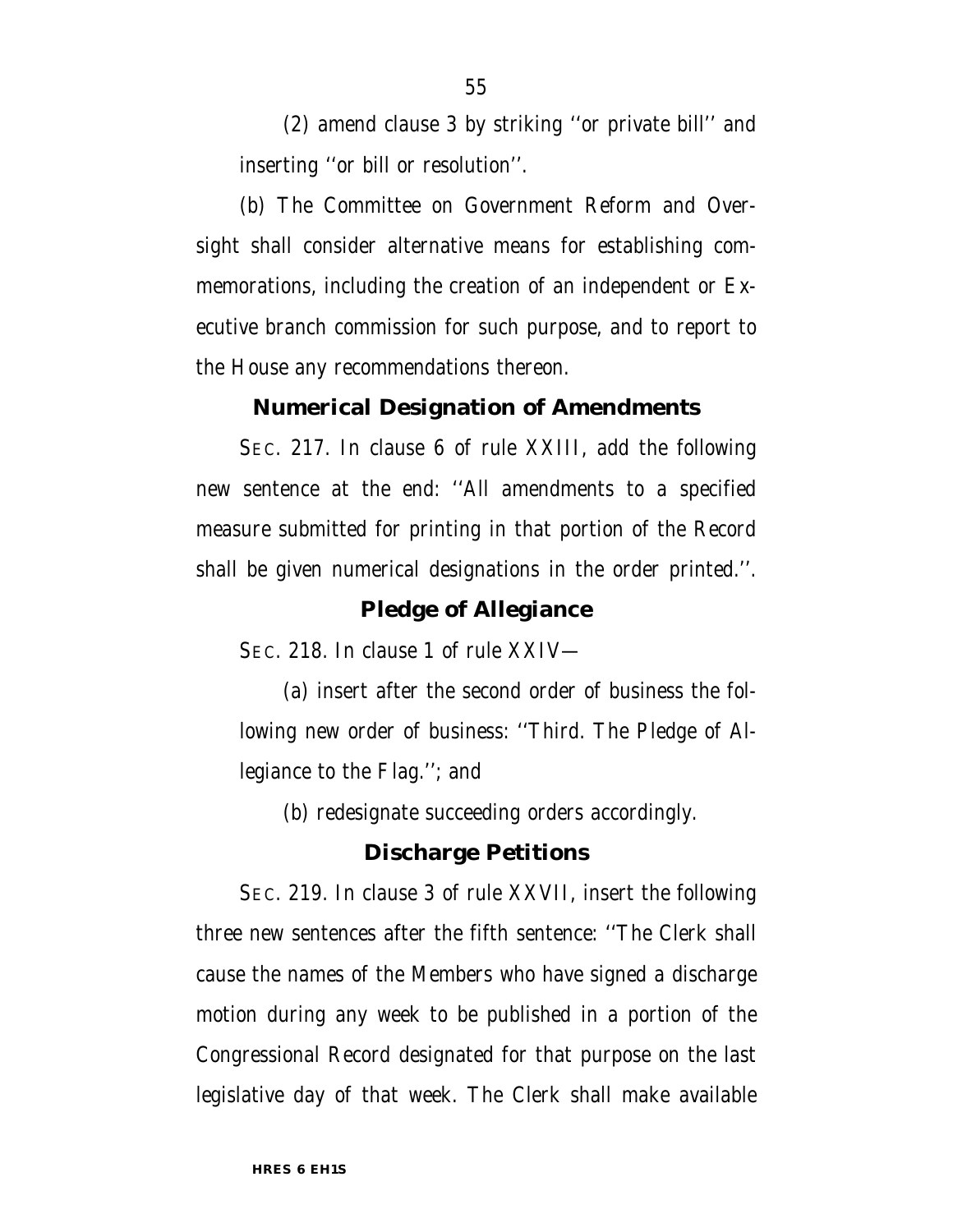(2) amend clause 3 by striking ''or private bill'' and inserting ''or bill or resolution''.

(b) The Committee on Government Reform and Oversight shall consider alternative means for establishing commemorations, including the creation of an independent or Executive branch commission for such purpose, and to report to the House any recommendations thereon.

### Numerical Designation of Amendments

SEC. 217. In clause 6 of rule XXIII, add the following new sentence at the end: ''All amendments to a specified measure submitted for printing in that portion of the Record shall be given numerical designations in the order printed.''.

### Pledge of Allegiance

SEC. 218. In clause 1 of rule XXIV—

(a) insert after the second order of business the following new order of business: ''Third. The Pledge of Allegiance to the Flag.''; and

(b) redesignate succeeding orders accordingly.

### Discharge Petitions

SEC. 219. In clause 3 of rule XXVII, insert the following three new sentences after the fifth sentence: ''The Clerk shall cause the names of the Members who have signed a discharge motion during any week to be published in a portion of the Congressional Record designated for that purpose on the last legislative day of that week. The Clerk shall make available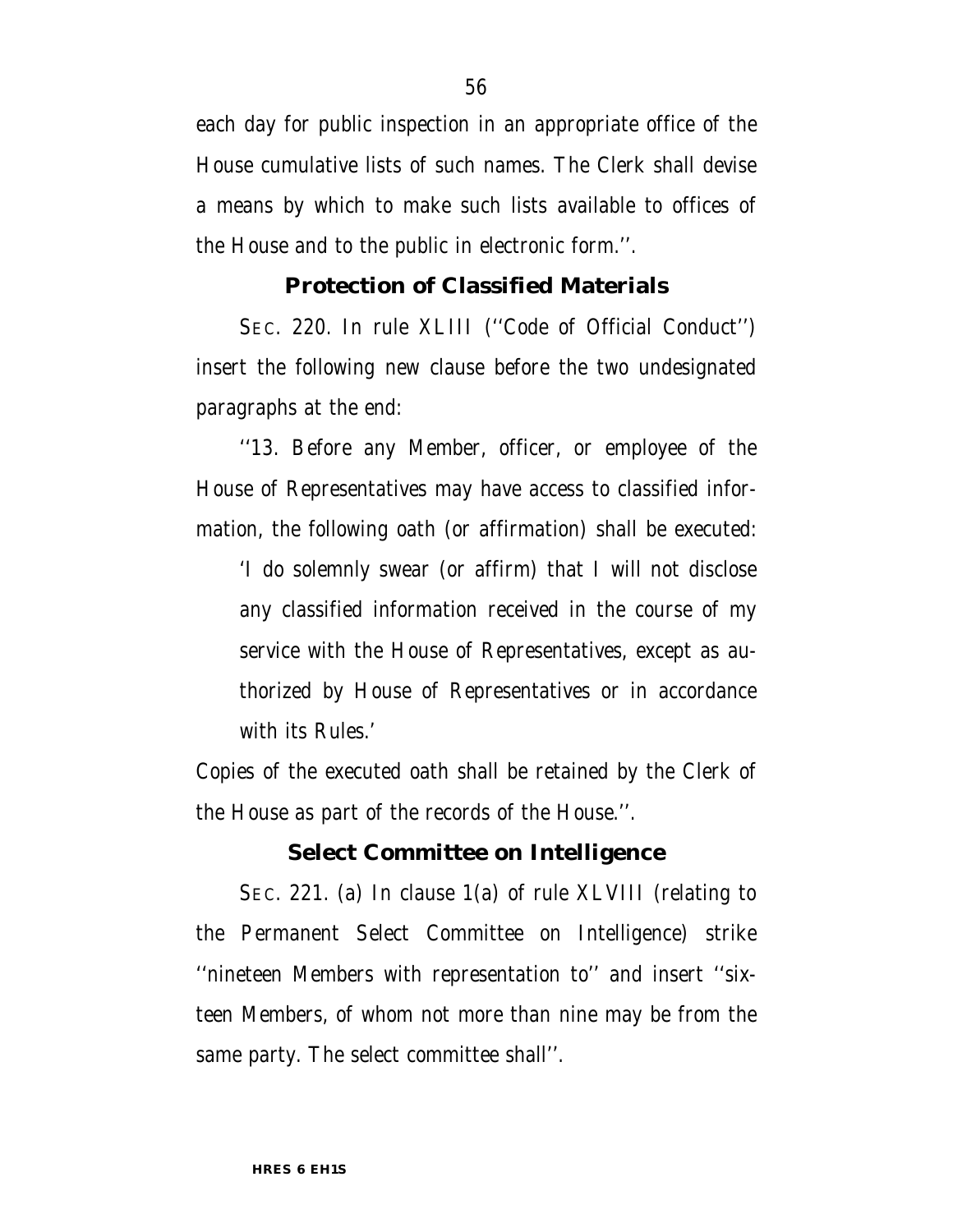each day for public inspection in an appropriate office of the House cumulative lists of such names. The Clerk shall devise a means by which to make such lists available to offices of the House and to the public in electronic form.''.

### Protection of Classified Materials

SEC. 220. In rule XLIII (''Code of Official Conduct'') insert the following new clause before the two undesignated paragraphs at the end:

''13. Before any Member, officer, or employee of the House of Representatives may have access to classified information, the following oath (or affirmation) shall be executed:

> 'I do solemnly swear (or affirm) that I will not disclose any classified information received in the course of my service with the House of Representatives, except as authorized by House of Representatives or in accordance with its Rules.'

Copies of the executed oath shall be retained by the Clerk of the House as part of the records of the House.''.

### Select Committee on Intelligence

SEC. 221. (a) In clause 1(a) of rule XLVIII (relating to the Permanent Select Committee on Intelligence) strike ''nineteen Members with representation to'' and insert ''sixteen Members, of whom not more than nine may be from the same party. The select committee shall''.

HRES 6 EH1S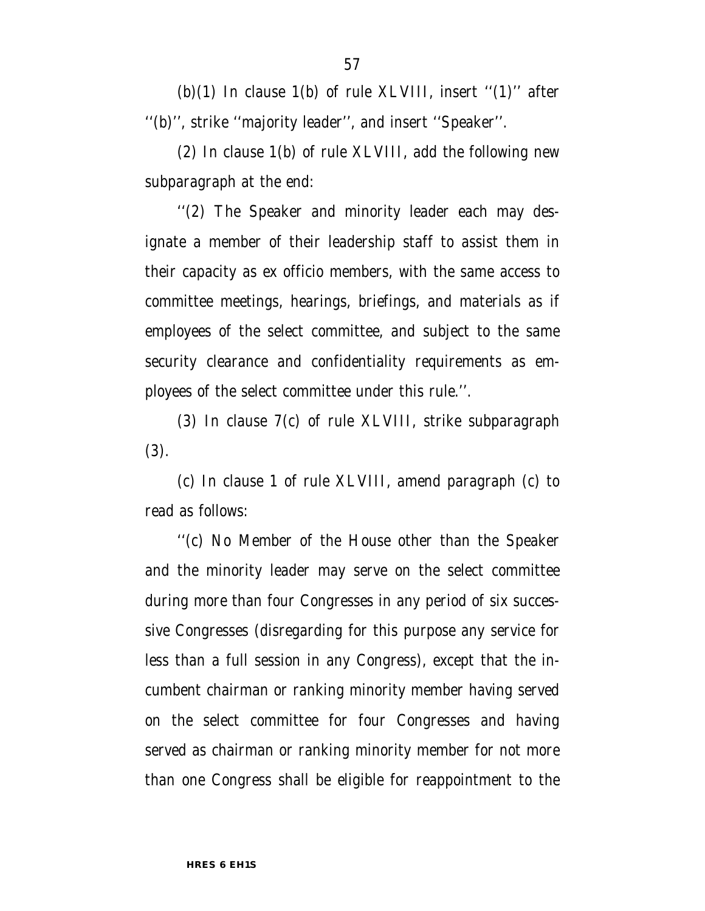(b)(1) In clause 1(b) of rule XLVIII, insert ''(1)'' after ''(b)'', strike ''majority leader'', and insert ''Speaker''.

(2) In clause 1(b) of rule XLVIII, add the following new subparagraph at the end:

''(2) The Speaker and minority leader each may designate a member of their leadership staff to assist them in their capacity as ex officio members, with the same access to committee meetings, hearings, briefings, and materials as if employees of the select committee, and subject to the same security clearance and confidentiality requirements as employees of the select committee under this rule.''.

(3) In clause 7(c) of rule XLVIII, strike subparagraph (3).

(c) In clause 1 of rule XLVIII, amend paragraph (c) to read as follows:

''(c) No Member of the House other than the Speaker and the minority leader may serve on the select committee during more than four Congresses in any period of six successive Congresses (disregarding for this purpose any service for less than a full session in any Congress), except that the incumbent chairman or ranking minority member having served on the select committee for four Congresses and having served as chairman or ranking minority member for not more than one Congress shall be eligible for reappointment to the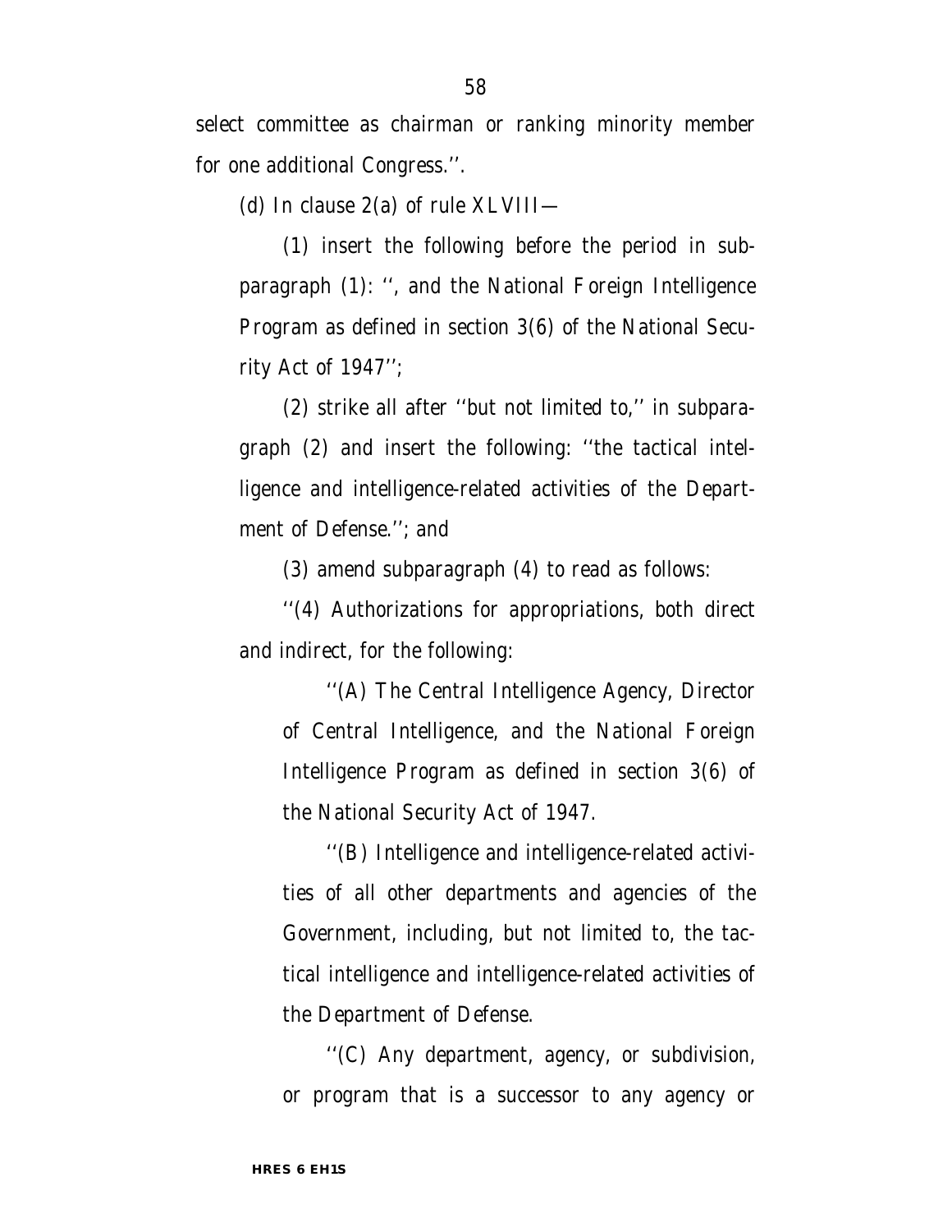select committee as chairman or ranking minority member for one additional Congress.''.

(d) In clause 2(a) of rule XLVIII—

(1) insert the following before the period in subparagraph (1): '', and the National Foreign Intelligence Program as defined in section 3(6) of the National Security Act of 1947'';

(2) strike all after ''but not limited to,'' in subparagraph (2) and insert the following: ''the tactical intelligence and intelligence-related activities of the Department of Defense.''; and

(3) amend subparagraph (4) to read as follows:

''(4) Authorizations for appropriations, both direct and indirect, for the following:

''(A) The Central Intelligence Agency, Director of Central Intelligence, and the National Foreign Intelligence Program as defined in section 3(6) of the National Security Act of 1947.

''(B) Intelligence and intelligence-related activities of all other departments and agencies of the Government, including, but not limited to, the tactical intelligence and intelligence-related activities of the Department of Defense.

''(C) Any department, agency, or subdivision, or program that is a successor to any agency or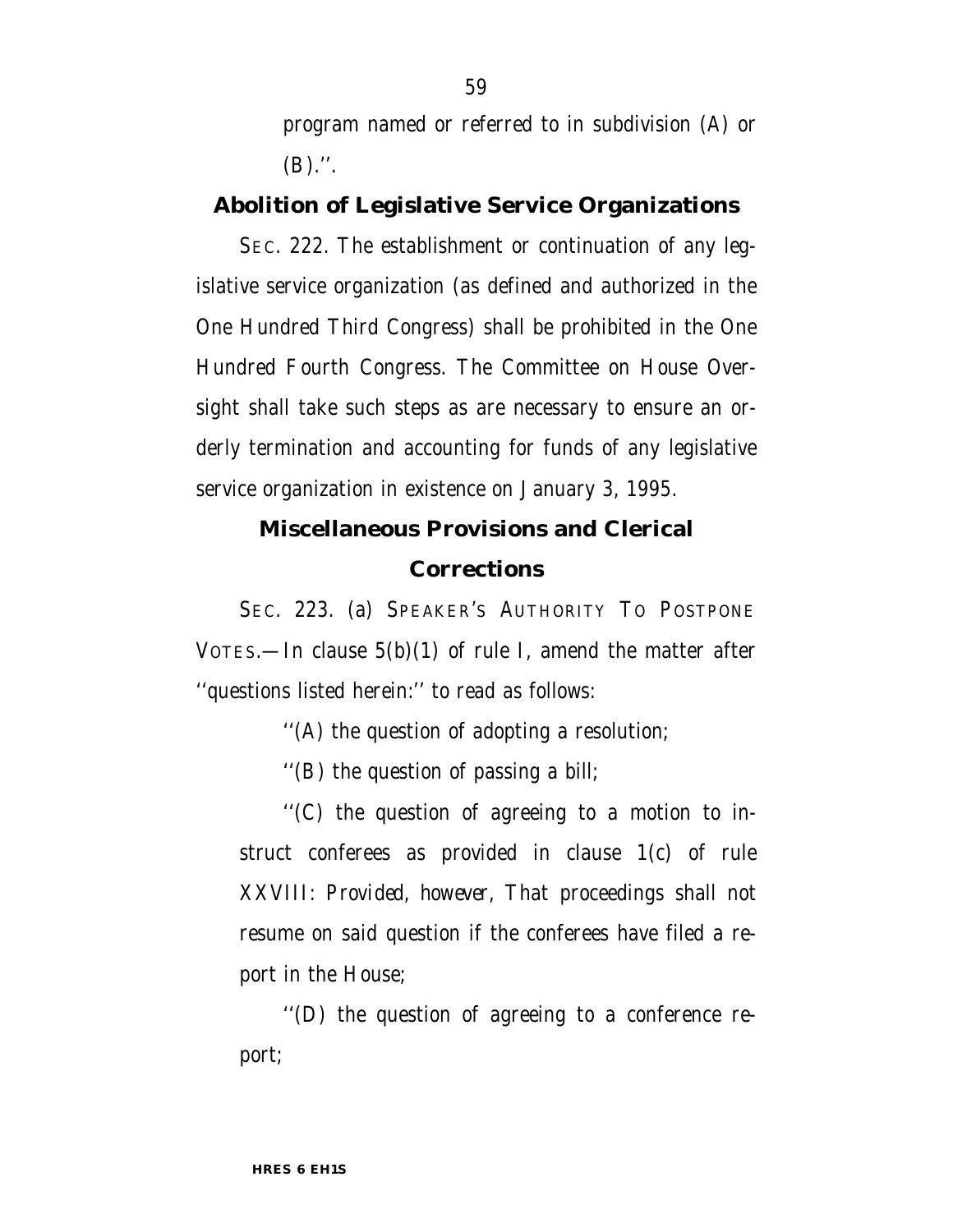program named or referred to in subdivision (A) or (B).''.

## Abolition of Legislative Service Organizations

SEC. 222. The establishment or continuation of any legislative service organization (as defined and authorized in the One Hundred Third Congress) shall be prohibited in the One Hundred Fourth Congress. The Committee on House Oversight shall take such steps as are necessary to ensure an orderly termination and accounting for funds of any legislative service organization in existence on January 3, 1995.

## Miscellaneous Provisions and Clerical Corrections

SEC. 223. (a) SPEAKER'S AUTHORITY TO POSTPONE VOTES.—In clause 5(b)(1) of rule I, amend the matter after ''questions listed herein:'' to read as follows:

''(A) the question of adopting a resolution;

''(B) the question of passing a bill;

''(C) the question of agreeing to a motion to instruct conferees as provided in clause 1(c) of rule XXVIII: *Provided, however*, That proceedings shall not resume on said question if the conferees have filed a report in the House;

''(D) the question of agreeing to a conference report;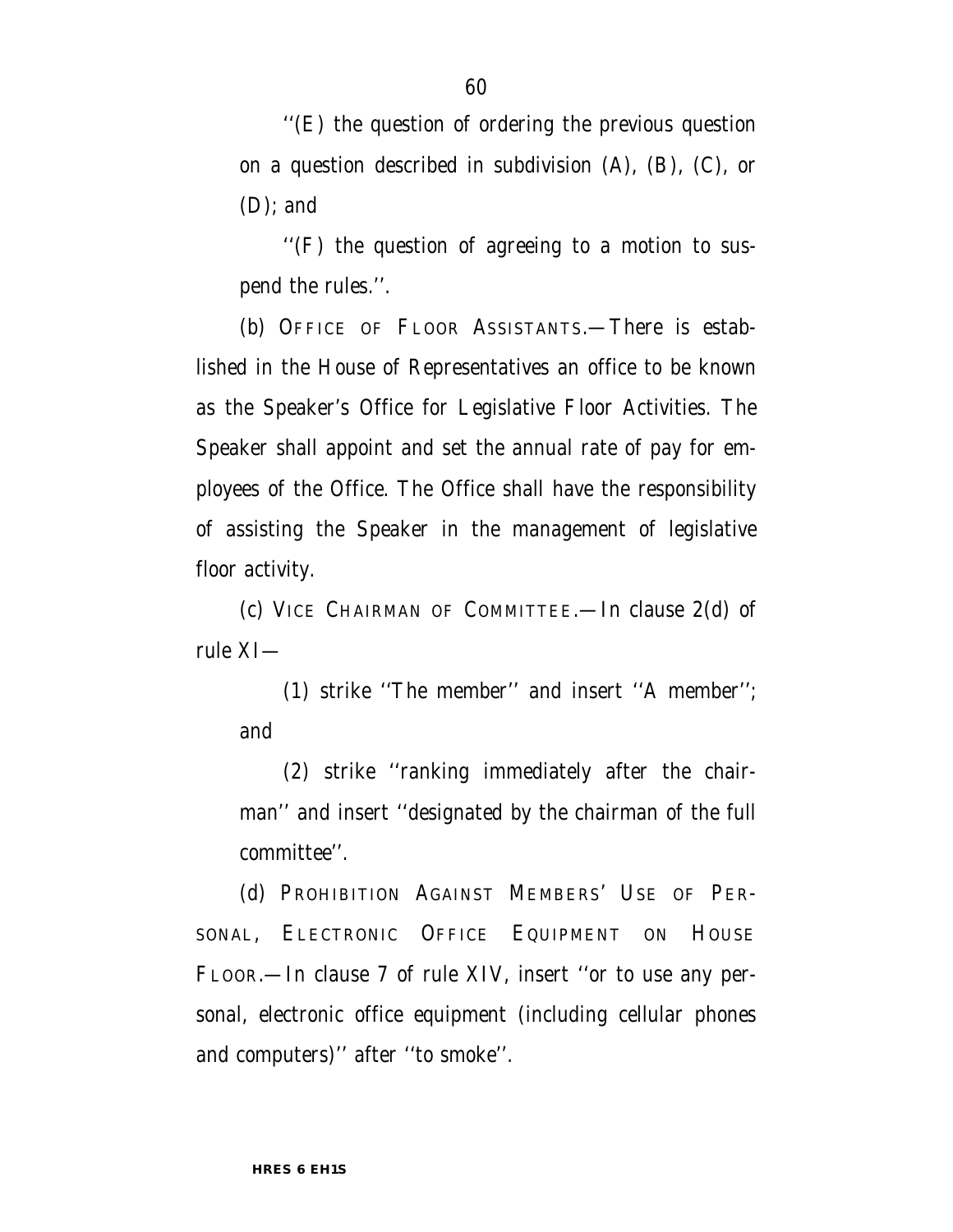''(E) the question of ordering the previous question on a question described in subdivision (A), (B), (C), or (D); and

''(F) the question of agreeing to a motion to suspend the rules.''.

(b) OFFICE OF FLOOR ASSISTANTS.—There is established in the House of Representatives an office to be known as the Speaker's Office for Legislative Floor Activities. The Speaker shall appoint and set the annual rate of pay for employees of the Office. The Office shall have the responsibility of assisting the Speaker in the management of legislative floor activity.

(c) VICE CHAIRMAN OF COMMITTEE.—In clause 2(d) of rule XI—

(1) strike ''The member'' and insert ''A member''; and

(2) strike ''ranking immediately after the chairman'' and insert ''designated by the chairman of the full committee''.

(d) PROHIBITION AGAINST MEMBERS' USE OF PERSONAL, ELECTRONIC OFFICE EQUIPMENT ON HOUSE FLOOR.—In clause 7 of rule XIV, insert ''or to use any personal, electronic office equipment (including cellular phones and computers)'' after ''to smoke''.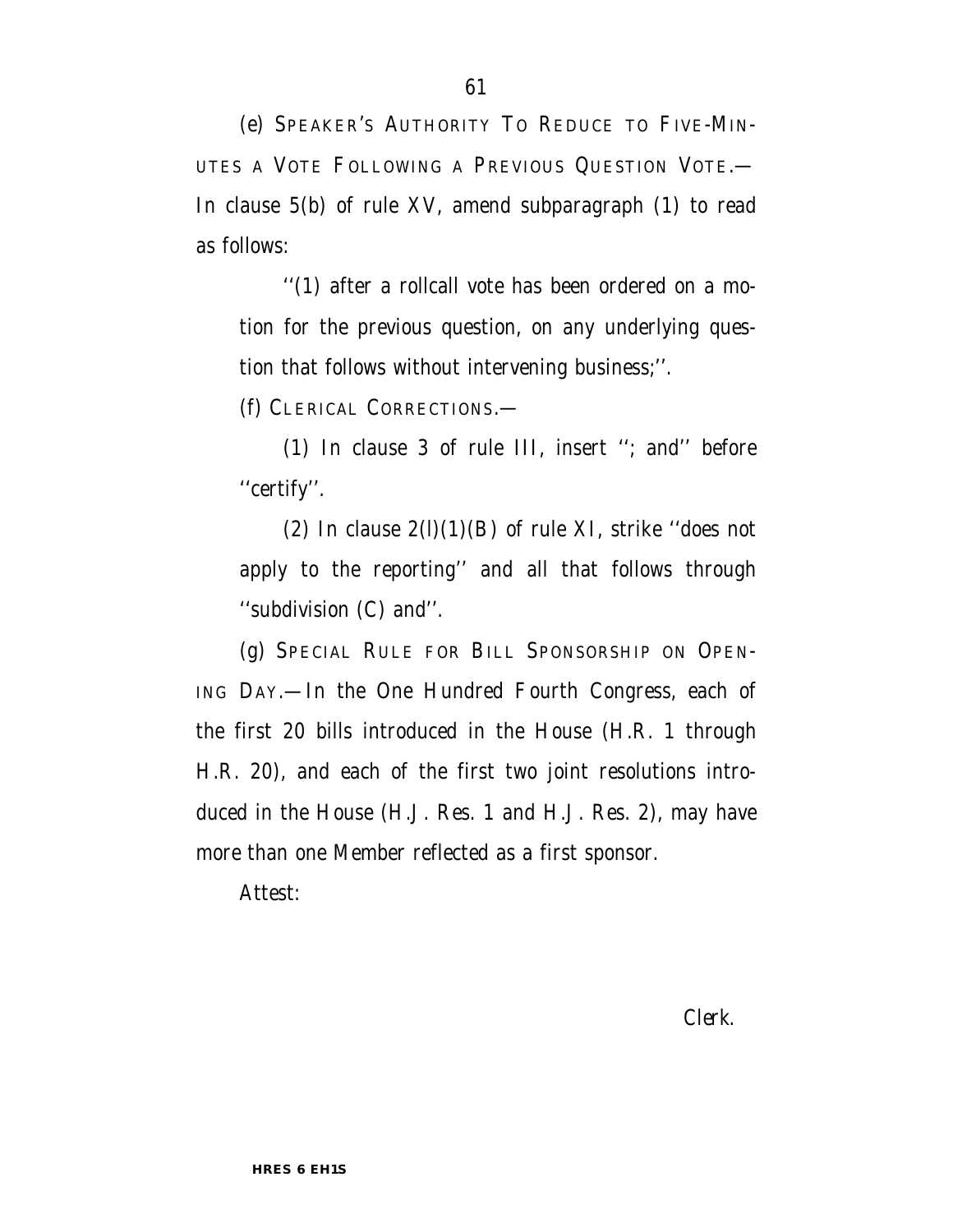(e) SPEAKER'S AUTHORITY TO REDUCE TO FIVE-MINUTES A VOTE FOLLOWING A PREVIOUS QUESTION VOTE.—In clause 5(b) of rule XV, amend subparagraph (1) to read as follows:

''(1) after a rollcall vote has been ordered on a motion for the previous question, on any underlying question that follows without intervening business;''.

(f) CLERICAL CORRECTIONS.—

(1) In clause 3 of rule III, insert ''; and'' before ''certify''.

(2) In clause 2(l)(1)(B) of rule XI, strike ''does not apply to the reporting'' and all that follows through ''subdivision (C) and''.

(g) SPECIAL RULE FOR BILL SPONSORSHIP ON OPENING DAY.—In the One Hundred Fourth Congress, each of the first 20 bills introduced in the House (H.R. 1 through H.R. 20), and each of the first two joint resolutions introduced in the House (H.J. Res. 1 and H.J. Res. 2), may have more than one Member reflected as a first sponsor.

Attest:

Clerk.